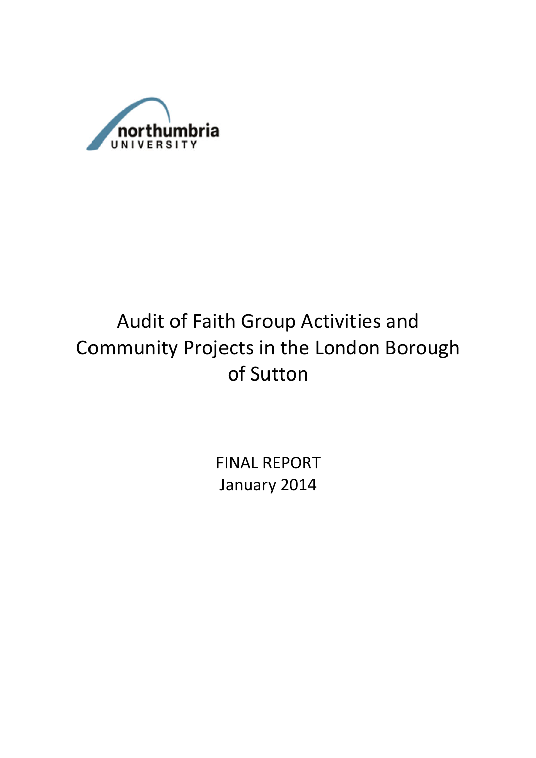northumbria
UNIVERSITY

# Audit of Faith Group Activities and Community Projects in the London Borough of Sutton

FINAL REPORT
January 2014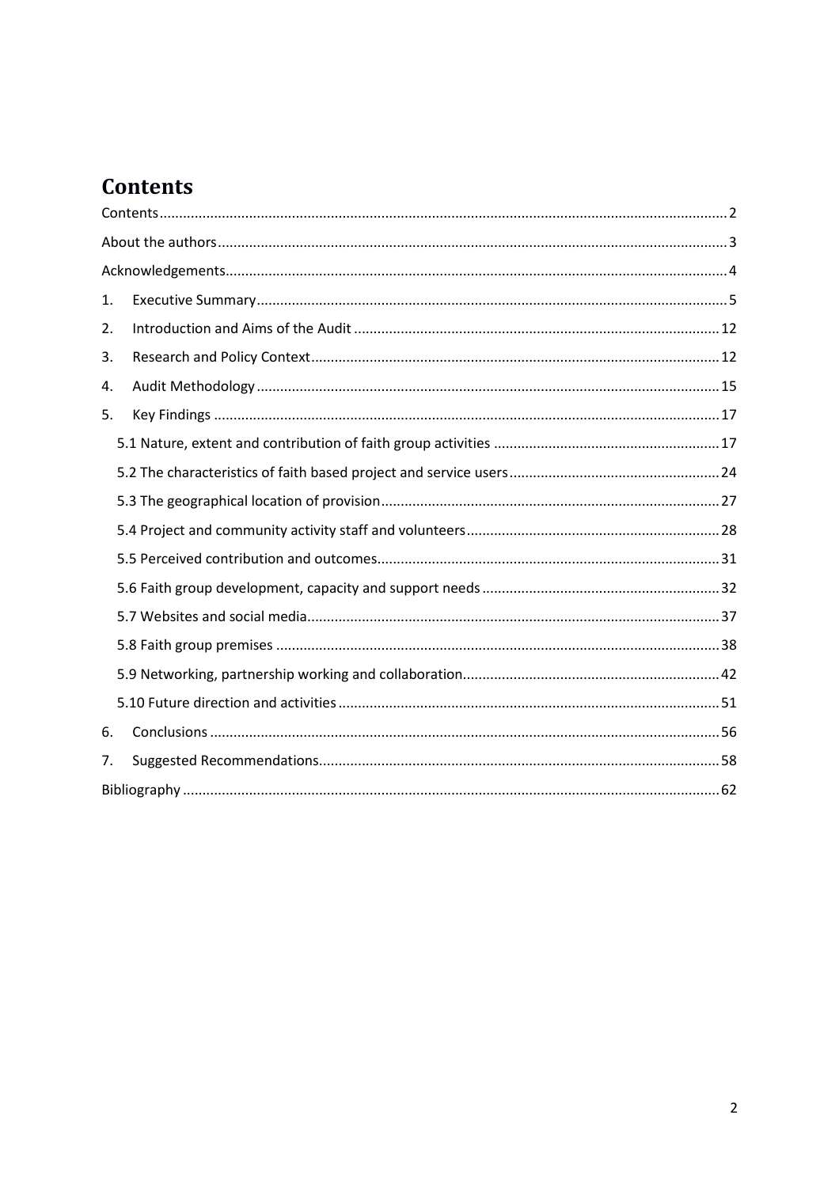# Contents

Contents ..... 2

About the authors ..... 3

Acknowledgements ..... 4

1. Executive Summary ..... 5
2. Introduction and Aims of the Audit ..... 12
3. Research and Policy Context ..... 12
4. Audit Methodology ..... 15
5. Key Findings ..... 17
   - 5.1 Nature, extent and contribution of faith group activities ..... 17
   - 5.2 The characteristics of faith based project and service users ..... 24
   - 5.3 The geographical location of provision ..... 27
   - 5.4 Project and community activity staff and volunteers ..... 28
   - 5.5 Perceived contribution and outcomes ..... 31
   - 5.6 Faith group development, capacity and support needs ..... 32
   - 5.7 Websites and social media ..... 37
   - 5.8 Faith group premises ..... 38
   - 5.9 Networking, partnership working and collaboration ..... 42
   - 5.10 Future direction and activities ..... 51
6. Conclusions ..... 56
7. Suggested Recommendations ..... 58

Bibliography ..... 62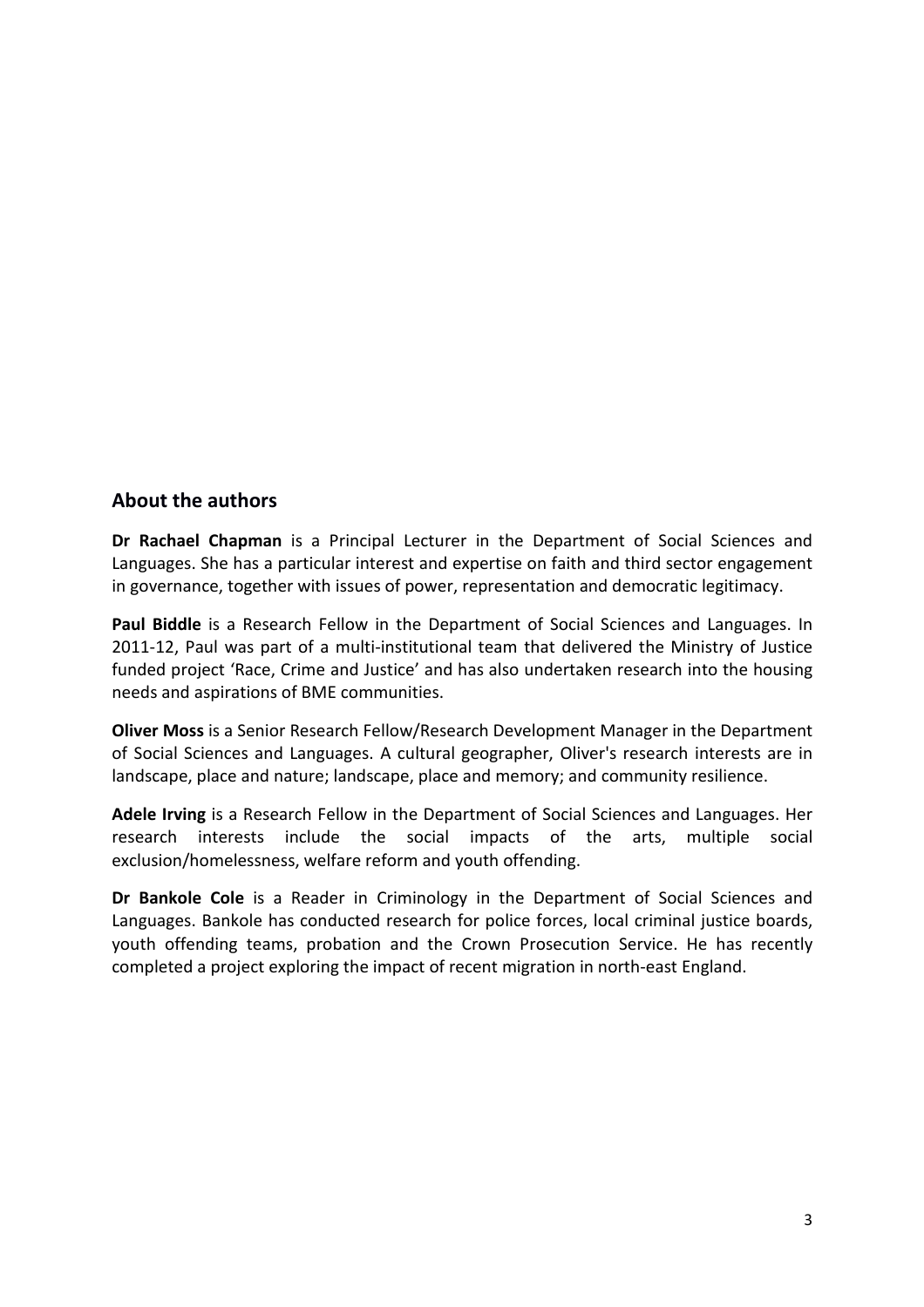## About the authors

**Dr Rachael Chapman** is a Principal Lecturer in the Department of Social Sciences and Languages. She has a particular interest and expertise on faith and third sector engagement in governance, together with issues of power, representation and democratic legitimacy.

**Paul Biddle** is a Research Fellow in the Department of Social Sciences and Languages. In 2011-12, Paul was part of a multi-institutional team that delivered the Ministry of Justice funded project 'Race, Crime and Justice' and has also undertaken research into the housing needs and aspirations of BME communities.

**Oliver Moss** is a Senior Research Fellow/Research Development Manager in the Department of Social Sciences and Languages. A cultural geographer, Oliver's research interests are in landscape, place and nature; landscape, place and memory; and community resilience.

**Adele Irving** is a Research Fellow in the Department of Social Sciences and Languages. Her research interests include the social impacts of the arts, multiple social exclusion/homelessness, welfare reform and youth offending.

**Dr Bankole Cole** is a Reader in Criminology in the Department of Social Sciences and Languages. Bankole has conducted research for police forces, local criminal justice boards, youth offending teams, probation and the Crown Prosecution Service. He has recently completed a project exploring the impact of recent migration in north-east England.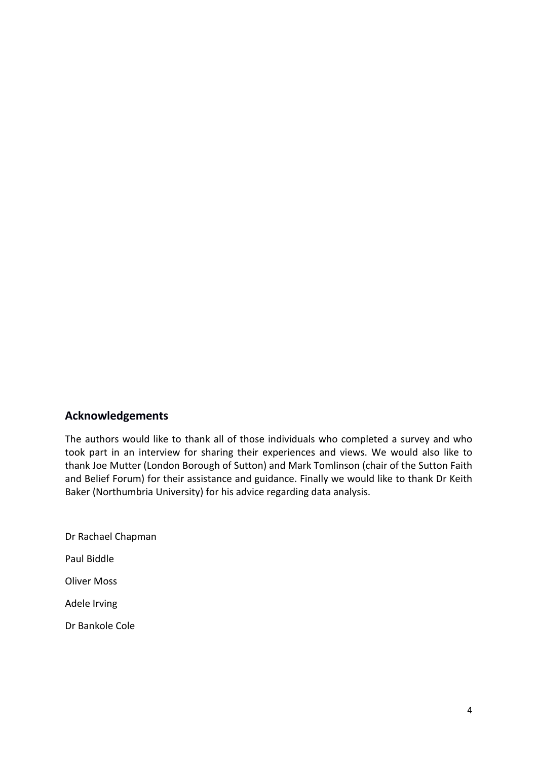## Acknowledgements

The authors would like to thank all of those individuals who completed a survey and who took part in an interview for sharing their experiences and views. We would also like to thank Joe Mutter (London Borough of Sutton) and Mark Tomlinson (chair of the Sutton Faith and Belief Forum) for their assistance and guidance. Finally we would like to thank Dr Keith Baker (Northumbria University) for his advice regarding data analysis.

Dr Rachael Chapman

Paul Biddle

Oliver Moss

Adele Irving

Dr Bankole Cole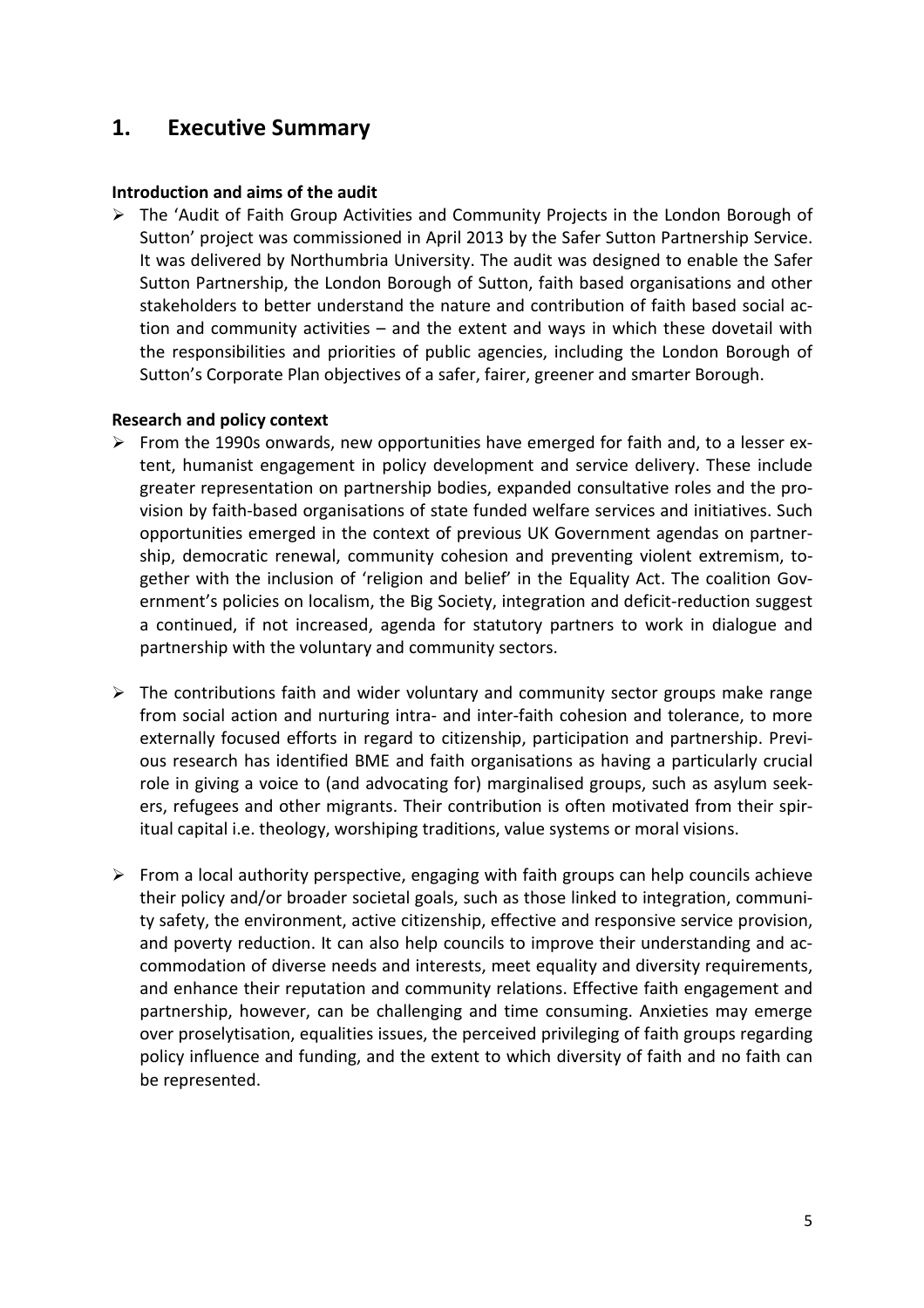# 1. Executive Summary

**Introduction and aims of the audit**

- The 'Audit of Faith Group Activities and Community Projects in the London Borough of Sutton' project was commissioned in April 2013 by the Safer Sutton Partnership Service. It was delivered by Northumbria University. The audit was designed to enable the Safer Sutton Partnership, the London Borough of Sutton, faith based organisations and other stakeholders to better understand the nature and contribution of faith based social action and community activities – and the extent and ways in which these dovetail with the responsibilities and priorities of public agencies, including the London Borough of Sutton's Corporate Plan objectives of a safer, fairer, greener and smarter Borough.

**Research and policy context**

- From the 1990s onwards, new opportunities have emerged for faith and, to a lesser extent, humanist engagement in policy development and service delivery. These include greater representation on partnership bodies, expanded consultative roles and the provision by faith-based organisations of state funded welfare services and initiatives. Such opportunities emerged in the context of previous UK Government agendas on partnership, democratic renewal, community cohesion and preventing violent extremism, together with the inclusion of 'religion and belief' in the Equality Act. The coalition Government's policies on localism, the Big Society, integration and deficit-reduction suggest a continued, if not increased, agenda for statutory partners to work in dialogue and partnership with the voluntary and community sectors.

- The contributions faith and wider voluntary and community sector groups make range from social action and nurturing intra- and inter-faith cohesion and tolerance, to more externally focused efforts in regard to citizenship, participation and partnership. Previous research has identified BME and faith organisations as having a particularly crucial role in giving a voice to (and advocating for) marginalised groups, such as asylum seekers, refugees and other migrants. Their contribution is often motivated from their spiritual capital i.e. theology, worshiping traditions, value systems or moral visions.

- From a local authority perspective, engaging with faith groups can help councils achieve their policy and/or broader societal goals, such as those linked to integration, community safety, the environment, active citizenship, effective and responsive service provision, and poverty reduction. It can also help councils to improve their understanding and accommodation of diverse needs and interests, meet equality and diversity requirements, and enhance their reputation and community relations. Effective faith engagement and partnership, however, can be challenging and time consuming. Anxieties may emerge over proselytisation, equalities issues, the perceived privileging of faith groups regarding policy influence and funding, and the extent to which diversity of faith and no faith can be represented.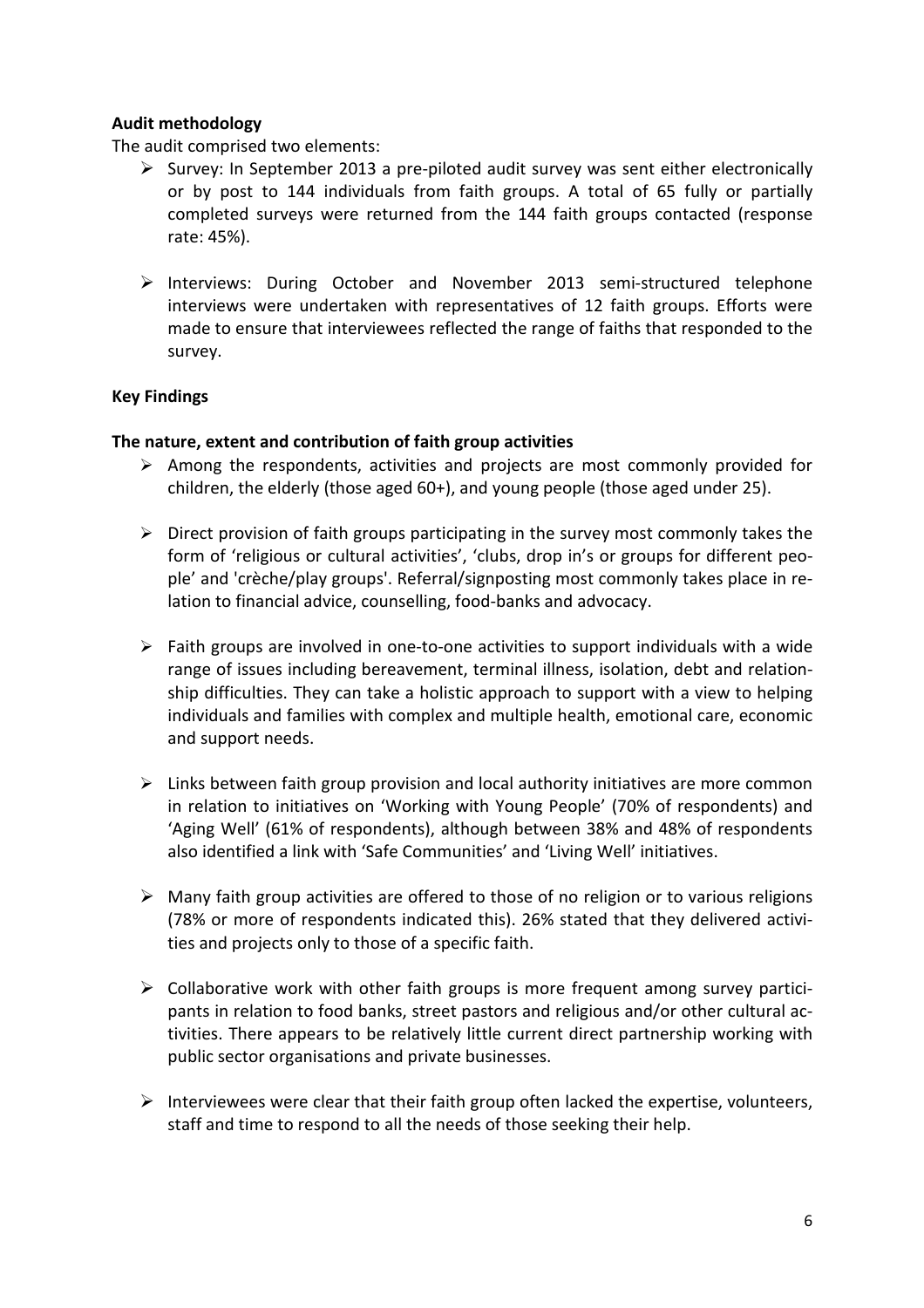**Audit methodology**

The audit comprised two elements:

- Survey: In September 2013 a pre-piloted audit survey was sent either electronically or by post to 144 individuals from faith groups. A total of 65 fully or partially completed surveys were returned from the 144 faith groups contacted (response rate: 45%).

- Interviews: During October and November 2013 semi-structured telephone interviews were undertaken with representatives of 12 faith groups. Efforts were made to ensure that interviewees reflected the range of faiths that responded to the survey.

**Key Findings**

**The nature, extent and contribution of faith group activities**

- Among the respondents, activities and projects are most commonly provided for children, the elderly (those aged 60+), and young people (those aged under 25).

- Direct provision of faith groups participating in the survey most commonly takes the form of 'religious or cultural activities', 'clubs, drop in's or groups for different people' and 'crèche/play groups'. Referral/signposting most commonly takes place in relation to financial advice, counselling, food-banks and advocacy.

- Faith groups are involved in one-to-one activities to support individuals with a wide range of issues including bereavement, terminal illness, isolation, debt and relationship difficulties. They can take a holistic approach to support with a view to helping individuals and families with complex and multiple health, emotional care, economic and support needs.

- Links between faith group provision and local authority initiatives are more common in relation to initiatives on 'Working with Young People' (70% of respondents) and 'Aging Well' (61% of respondents), although between 38% and 48% of respondents also identified a link with 'Safe Communities' and 'Living Well' initiatives.

- Many faith group activities are offered to those of no religion or to various religions (78% or more of respondents indicated this). 26% stated that they delivered activities and projects only to those of a specific faith.

- Collaborative work with other faith groups is more frequent among survey participants in relation to food banks, street pastors and religious and/or other cultural activities. There appears to be relatively little current direct partnership working with public sector organisations and private businesses.

- Interviewees were clear that their faith group often lacked the expertise, volunteers, staff and time to respond to all the needs of those seeking their help.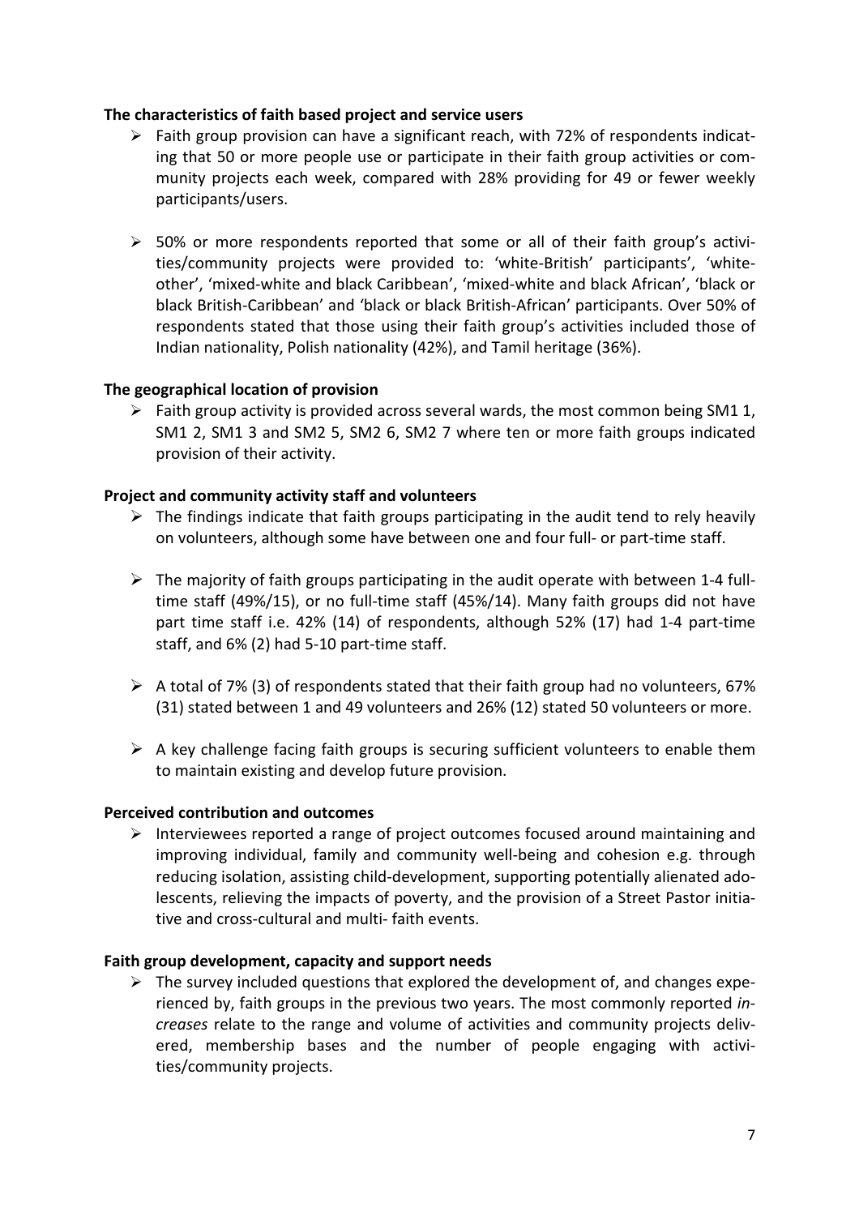**The characteristics of faith based project and service users**

- Faith group provision can have a significant reach, with 72% of respondents indicating that 50 or more people use or participate in their faith group activities or community projects each week, compared with 28% providing for 49 or fewer weekly participants/users.

- 50% or more respondents reported that some or all of their faith group's activities/community projects were provided to: 'white-British' participants', 'white-other', 'mixed-white and black Caribbean', 'mixed-white and black African', 'black or black British-Caribbean' and 'black or black British-African' participants. Over 50% of respondents stated that those using their faith group's activities included those of Indian nationality, Polish nationality (42%), and Tamil heritage (36%).

**The geographical location of provision**

- Faith group activity is provided across several wards, the most common being SM1 1, SM1 2, SM1 3 and SM2 5, SM2 6, SM2 7 where ten or more faith groups indicated provision of their activity.

**Project and community activity staff and volunteers**

- The findings indicate that faith groups participating in the audit tend to rely heavily on volunteers, although some have between one and four full- or part-time staff.

- The majority of faith groups participating in the audit operate with between 1-4 full-time staff (49%/15), or no full-time staff (45%/14). Many faith groups did not have part time staff i.e. 42% (14) of respondents, although 52% (17) had 1-4 part-time staff, and 6% (2) had 5-10 part-time staff.

- A total of 7% (3) of respondents stated that their faith group had no volunteers, 67% (31) stated between 1 and 49 volunteers and 26% (12) stated 50 volunteers or more.

- A key challenge facing faith groups is securing sufficient volunteers to enable them to maintain existing and develop future provision.

**Perceived contribution and outcomes**

- Interviewees reported a range of project outcomes focused around maintaining and improving individual, family and community well-being and cohesion e.g. through reducing isolation, assisting child-development, supporting potentially alienated adolescents, relieving the impacts of poverty, and the provision of a Street Pastor initiative and cross-cultural and multi- faith events.

**Faith group development, capacity and support needs**

- The survey included questions that explored the development of, and changes experienced by, faith groups in the previous two years. The most commonly reported *increases* relate to the range and volume of activities and community projects delivered, membership bases and the number of people engaging with activities/community projects.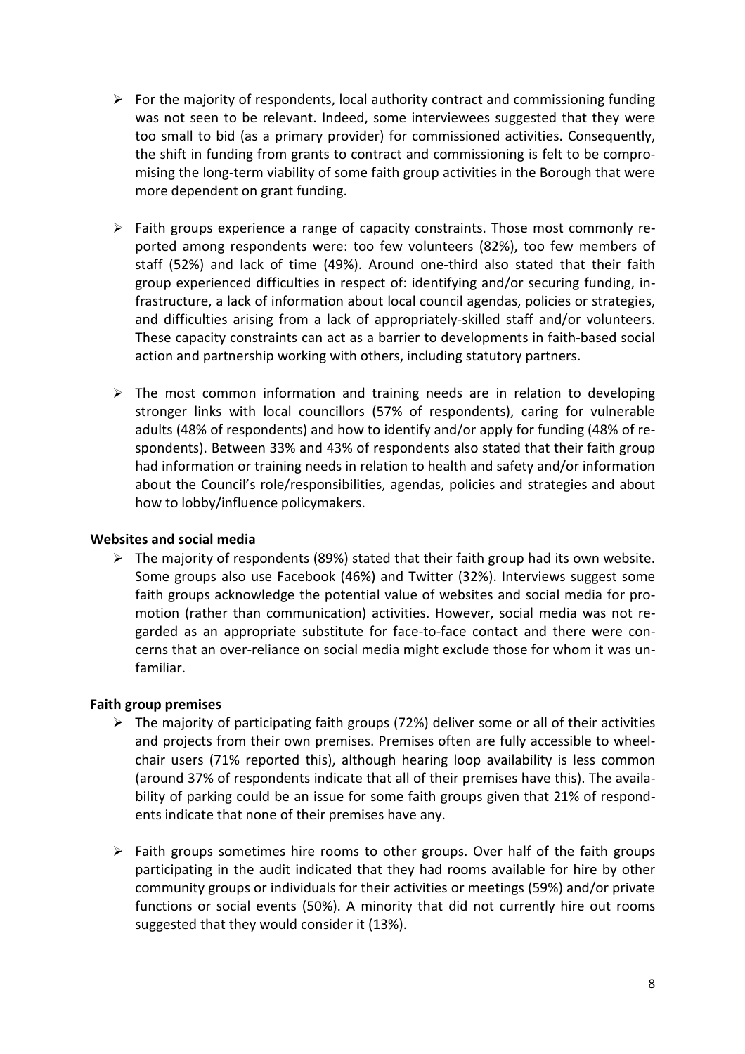- For the majority of respondents, local authority contract and commissioning funding was not seen to be relevant. Indeed, some interviewees suggested that they were too small to bid (as a primary provider) for commissioned activities. Consequently, the shift in funding from grants to contract and commissioning is felt to be compromising the long-term viability of some faith group activities in the Borough that were more dependent on grant funding.

- Faith groups experience a range of capacity constraints. Those most commonly reported among respondents were: too few volunteers (82%), too few members of staff (52%) and lack of time (49%). Around one-third also stated that their faith group experienced difficulties in respect of: identifying and/or securing funding, infrastructure, a lack of information about local council agendas, policies or strategies, and difficulties arising from a lack of appropriately-skilled staff and/or volunteers. These capacity constraints can act as a barrier to developments in faith-based social action and partnership working with others, including statutory partners.

- The most common information and training needs are in relation to developing stronger links with local councillors (57% of respondents), caring for vulnerable adults (48% of respondents) and how to identify and/or apply for funding (48% of respondents). Between 33% and 43% of respondents also stated that their faith group had information or training needs in relation to health and safety and/or information about the Council's role/responsibilities, agendas, policies and strategies and about how to lobby/influence policymakers.

**Websites and social media**

- The majority of respondents (89%) stated that their faith group had its own website. Some groups also use Facebook (46%) and Twitter (32%). Interviews suggest some faith groups acknowledge the potential value of websites and social media for promotion (rather than communication) activities. However, social media was not regarded as an appropriate substitute for face-to-face contact and there were concerns that an over-reliance on social media might exclude those for whom it was unfamiliar.

**Faith group premises**

- The majority of participating faith groups (72%) deliver some or all of their activities and projects from their own premises. Premises often are fully accessible to wheelchair users (71% reported this), although hearing loop availability is less common (around 37% of respondents indicate that all of their premises have this). The availability of parking could be an issue for some faith groups given that 21% of respondents indicate that none of their premises have any.

- Faith groups sometimes hire rooms to other groups. Over half of the faith groups participating in the audit indicated that they had rooms available for hire by other community groups or individuals for their activities or meetings (59%) and/or private functions or social events (50%). A minority that did not currently hire out rooms suggested that they would consider it (13%).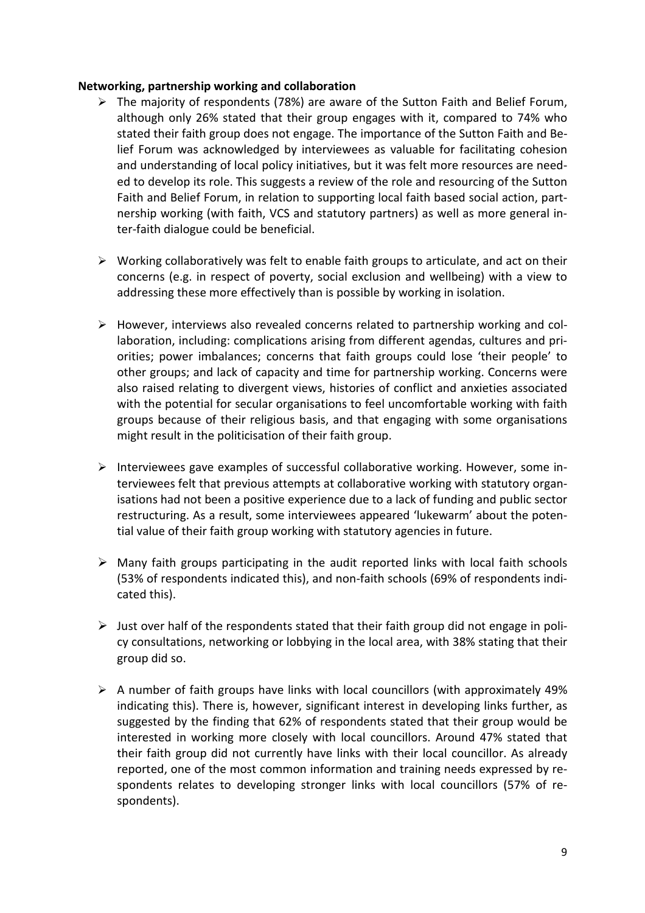**Networking, partnership working and collaboration**

- The majority of respondents (78%) are aware of the Sutton Faith and Belief Forum, although only 26% stated that their group engages with it, compared to 74% who stated their faith group does not engage. The importance of the Sutton Faith and Belief Forum was acknowledged by interviewees as valuable for facilitating cohesion and understanding of local policy initiatives, but it was felt more resources are needed to develop its role. This suggests a review of the role and resourcing of the Sutton Faith and Belief Forum, in relation to supporting local faith based social action, partnership working (with faith, VCS and statutory partners) as well as more general inter-faith dialogue could be beneficial.

- Working collaboratively was felt to enable faith groups to articulate, and act on their concerns (e.g. in respect of poverty, social exclusion and wellbeing) with a view to addressing these more effectively than is possible by working in isolation.

- However, interviews also revealed concerns related to partnership working and collaboration, including: complications arising from different agendas, cultures and priorities; power imbalances; concerns that faith groups could lose 'their people' to other groups; and lack of capacity and time for partnership working. Concerns were also raised relating to divergent views, histories of conflict and anxieties associated with the potential for secular organisations to feel uncomfortable working with faith groups because of their religious basis, and that engaging with some organisations might result in the politicisation of their faith group.

- Interviewees gave examples of successful collaborative working. However, some interviewees felt that previous attempts at collaborative working with statutory organisations had not been a positive experience due to a lack of funding and public sector restructuring. As a result, some interviewees appeared 'lukewarm' about the potential value of their faith group working with statutory agencies in future.

- Many faith groups participating in the audit reported links with local faith schools (53% of respondents indicated this), and non-faith schools (69% of respondents indicated this).

- Just over half of the respondents stated that their faith group did not engage in policy consultations, networking or lobbying in the local area, with 38% stating that their group did so.

- A number of faith groups have links with local councillors (with approximately 49% indicating this). There is, however, significant interest in developing links further, as suggested by the finding that 62% of respondents stated that their group would be interested in working more closely with local councillors. Around 47% stated that their faith group did not currently have links with their local councillor. As already reported, one of the most common information and training needs expressed by respondents relates to developing stronger links with local councillors (57% of respondents).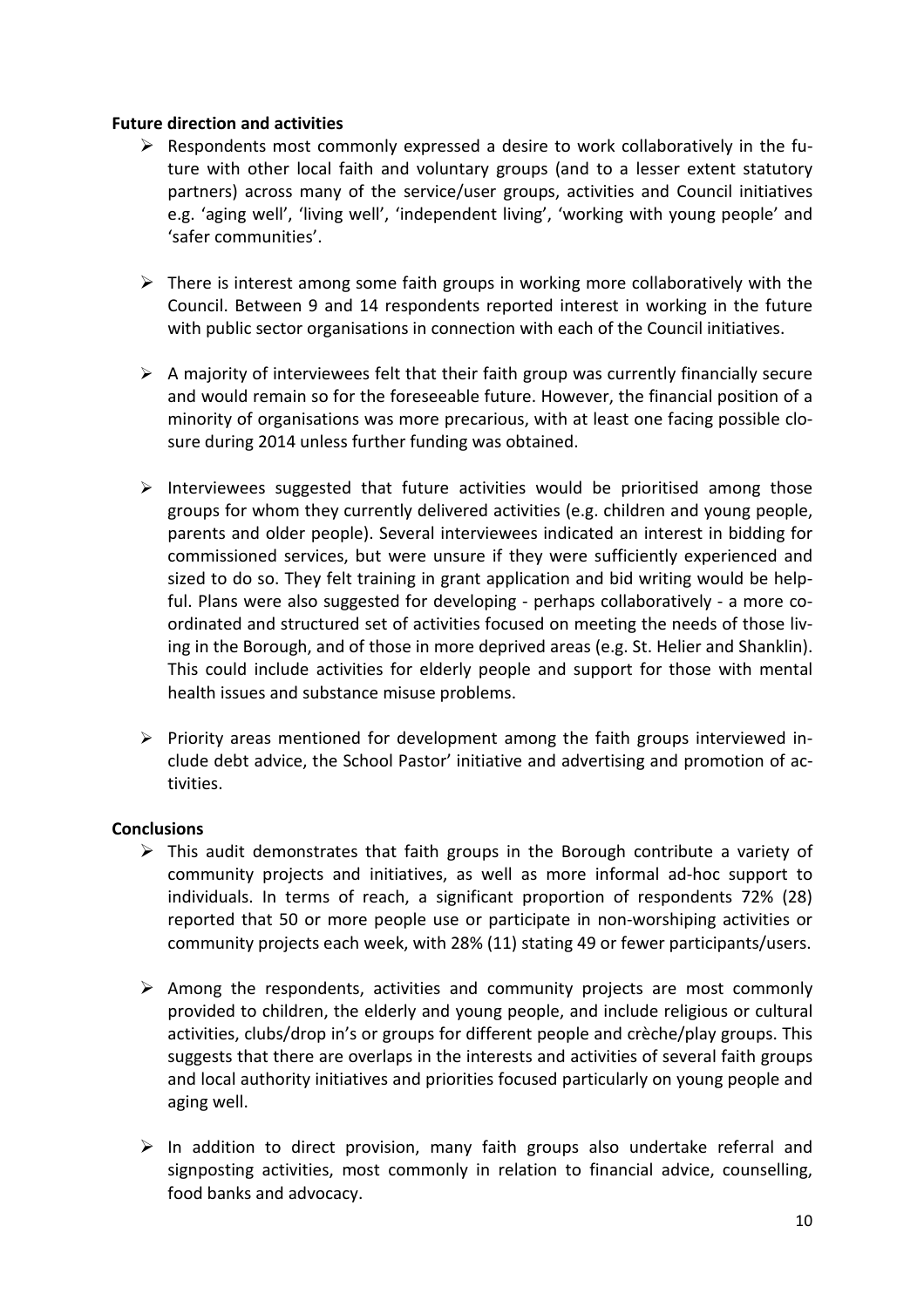**Future direction and activities**

- Respondents most commonly expressed a desire to work collaboratively in the future with other local faith and voluntary groups (and to a lesser extent statutory partners) across many of the service/user groups, activities and Council initiatives e.g. 'aging well', 'living well', 'independent living', 'working with young people' and 'safer communities'.

- There is interest among some faith groups in working more collaboratively with the Council. Between 9 and 14 respondents reported interest in working in the future with public sector organisations in connection with each of the Council initiatives.

- A majority of interviewees felt that their faith group was currently financially secure and would remain so for the foreseeable future. However, the financial position of a minority of organisations was more precarious, with at least one facing possible closure during 2014 unless further funding was obtained.

- Interviewees suggested that future activities would be prioritised among those groups for whom they currently delivered activities (e.g. children and young people, parents and older people). Several interviewees indicated an interest in bidding for commissioned services, but were unsure if they were sufficiently experienced and sized to do so. They felt training in grant application and bid writing would be helpful. Plans were also suggested for developing - perhaps collaboratively - a more co-ordinated and structured set of activities focused on meeting the needs of those living in the Borough, and of those in more deprived areas (e.g. St. Helier and Shanklin). This could include activities for elderly people and support for those with mental health issues and substance misuse problems.

- Priority areas mentioned for development among the faith groups interviewed include debt advice, the School Pastor' initiative and advertising and promotion of activities.

**Conclusions**

- This audit demonstrates that faith groups in the Borough contribute a variety of community projects and initiatives, as well as more informal ad-hoc support to individuals. In terms of reach, a significant proportion of respondents 72% (28) reported that 50 or more people use or participate in non-worshiping activities or community projects each week, with 28% (11) stating 49 or fewer participants/users.

- Among the respondents, activities and community projects are most commonly provided to children, the elderly and young people, and include religious or cultural activities, clubs/drop in's or groups for different people and crèche/play groups. This suggests that there are overlaps in the interests and activities of several faith groups and local authority initiatives and priorities focused particularly on young people and aging well.

- In addition to direct provision, many faith groups also undertake referral and signposting activities, most commonly in relation to financial advice, counselling, food banks and advocacy.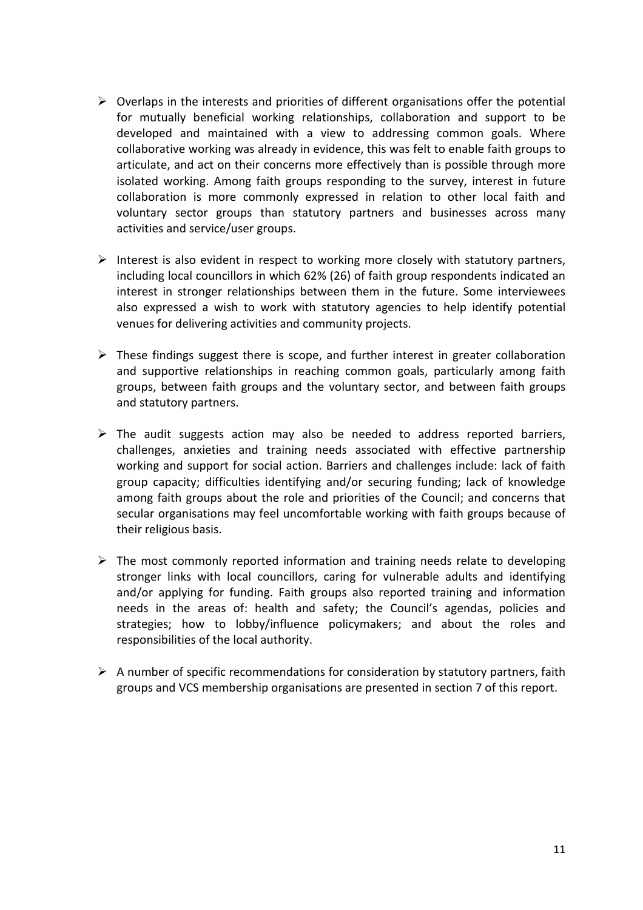- Overlaps in the interests and priorities of different organisations offer the potential for mutually beneficial working relationships, collaboration and support to be developed and maintained with a view to addressing common goals. Where collaborative working was already in evidence, this was felt to enable faith groups to articulate, and act on their concerns more effectively than is possible through more isolated working. Among faith groups responding to the survey, interest in future collaboration is more commonly expressed in relation to other local faith and voluntary sector groups than statutory partners and businesses across many activities and service/user groups.

- Interest is also evident in respect to working more closely with statutory partners, including local councillors in which 62% (26) of faith group respondents indicated an interest in stronger relationships between them in the future. Some interviewees also expressed a wish to work with statutory agencies to help identify potential venues for delivering activities and community projects.

- These findings suggest there is scope, and further interest in greater collaboration and supportive relationships in reaching common goals, particularly among faith groups, between faith groups and the voluntary sector, and between faith groups and statutory partners.

- The audit suggests action may also be needed to address reported barriers, challenges, anxieties and training needs associated with effective partnership working and support for social action. Barriers and challenges include: lack of faith group capacity; difficulties identifying and/or securing funding; lack of knowledge among faith groups about the role and priorities of the Council; and concerns that secular organisations may feel uncomfortable working with faith groups because of their religious basis.

- The most commonly reported information and training needs relate to developing stronger links with local councillors, caring for vulnerable adults and identifying and/or applying for funding. Faith groups also reported training and information needs in the areas of: health and safety; the Council's agendas, policies and strategies; how to lobby/influence policymakers; and about the roles and responsibilities of the local authority.

- A number of specific recommendations for consideration by statutory partners, faith groups and VCS membership organisations are presented in section 7 of this report.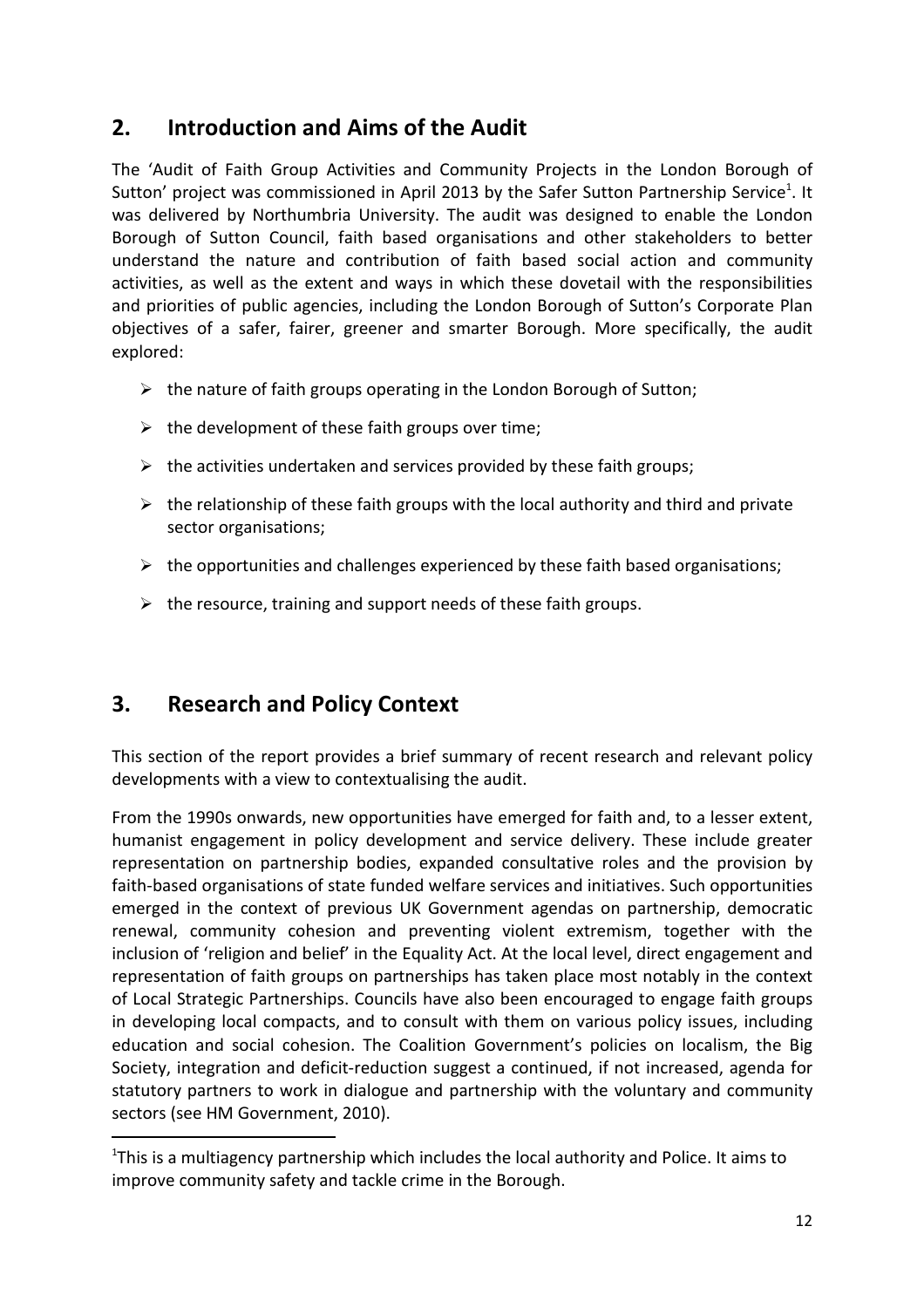## 2. Introduction and Aims of the Audit

The 'Audit of Faith Group Activities and Community Projects in the London Borough of Sutton' project was commissioned in April 2013 by the Safer Sutton Partnership Service[1]. It was delivered by Northumbria University. The audit was designed to enable the London Borough of Sutton Council, faith based organisations and other stakeholders to better understand the nature and contribution of faith based social action and community activities, as well as the extent and ways in which these dovetail with the responsibilities and priorities of public agencies, including the London Borough of Sutton's Corporate Plan objectives of a safer, fairer, greener and smarter Borough. More specifically, the audit explored:

- the nature of faith groups operating in the London Borough of Sutton;
- the development of these faith groups over time;
- the activities undertaken and services provided by these faith groups;
- the relationship of these faith groups with the local authority and third and private sector organisations;
- the opportunities and challenges experienced by these faith based organisations;
- the resource, training and support needs of these faith groups.

## 3. Research and Policy Context

This section of the report provides a brief summary of recent research and relevant policy developments with a view to contextualising the audit.

From the 1990s onwards, new opportunities have emerged for faith and, to a lesser extent, humanist engagement in policy development and service delivery. These include greater representation on partnership bodies, expanded consultative roles and the provision by faith-based organisations of state funded welfare services and initiatives. Such opportunities emerged in the context of previous UK Government agendas on partnership, democratic renewal, community cohesion and preventing violent extremism, together with the inclusion of 'religion and belief' in the Equality Act. At the local level, direct engagement and representation of faith groups on partnerships has taken place most notably in the context of Local Strategic Partnerships. Councils have also been encouraged to engage faith groups in developing local compacts, and to consult with them on various policy issues, including education and social cohesion. The Coalition Government's policies on localism, the Big Society, integration and deficit-reduction suggest a continued, if not increased, agenda for statutory partners to work in dialogue and partnership with the voluntary and community sectors (see HM Government, 2010).

[1] This is a multiagency partnership which includes the local authority and Police. It aims to improve community safety and tackle crime in the Borough.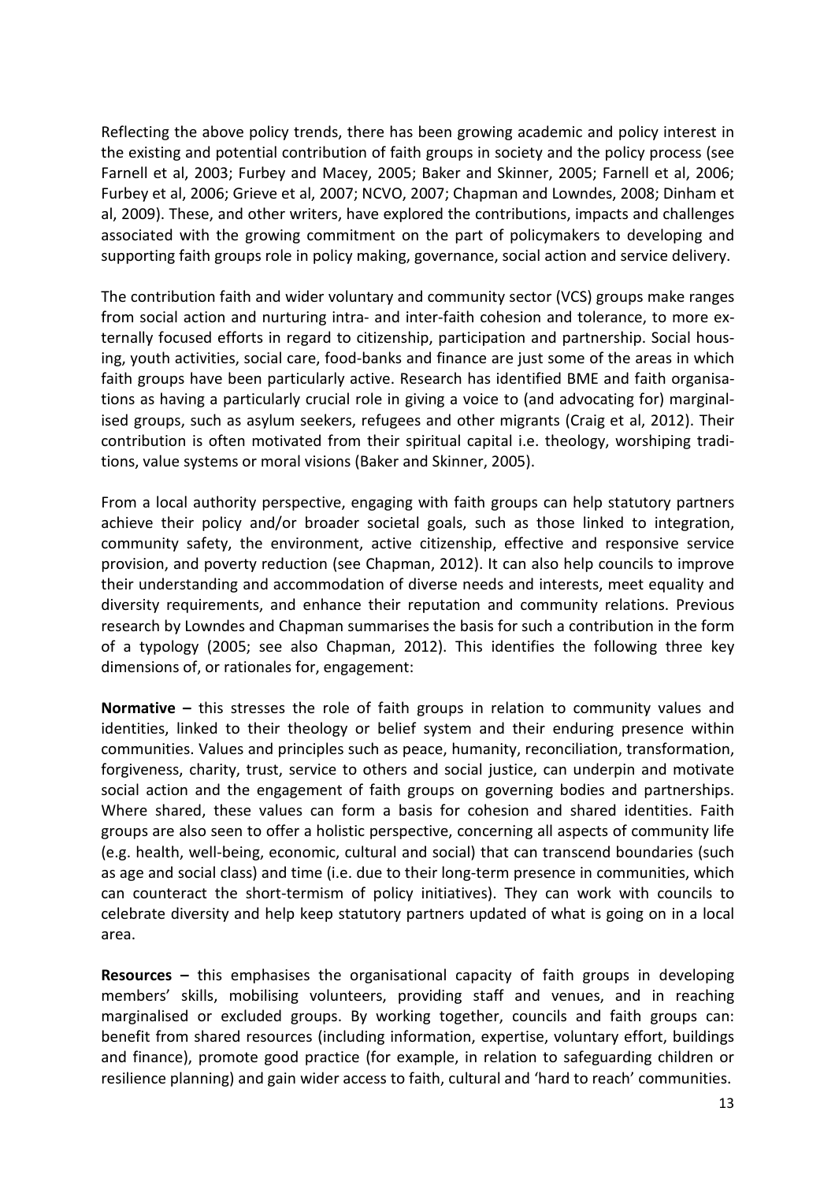Reflecting the above policy trends, there has been growing academic and policy interest in the existing and potential contribution of faith groups in society and the policy process (see Farnell et al, 2003; Furbey and Macey, 2005; Baker and Skinner, 2005; Farnell et al, 2006; Furbey et al, 2006; Grieve et al, 2007; NCVO, 2007; Chapman and Lowndes, 2008; Dinham et al, 2009). These, and other writers, have explored the contributions, impacts and challenges associated with the growing commitment on the part of policymakers to developing and supporting faith groups role in policy making, governance, social action and service delivery.

The contribution faith and wider voluntary and community sector (VCS) groups make ranges from social action and nurturing intra- and inter-faith cohesion and tolerance, to more externally focused efforts in regard to citizenship, participation and partnership. Social housing, youth activities, social care, food-banks and finance are just some of the areas in which faith groups have been particularly active. Research has identified BME and faith organisations as having a particularly crucial role in giving a voice to (and advocating for) marginalised groups, such as asylum seekers, refugees and other migrants (Craig et al, 2012). Their contribution is often motivated from their spiritual capital i.e. theology, worshiping traditions, value systems or moral visions (Baker and Skinner, 2005).

From a local authority perspective, engaging with faith groups can help statutory partners achieve their policy and/or broader societal goals, such as those linked to integration, community safety, the environment, active citizenship, effective and responsive service provision, and poverty reduction (see Chapman, 2012). It can also help councils to improve their understanding and accommodation of diverse needs and interests, meet equality and diversity requirements, and enhance their reputation and community relations. Previous research by Lowndes and Chapman summarises the basis for such a contribution in the form of a typology (2005; see also Chapman, 2012). This identifies the following three key dimensions of, or rationales for, engagement:

**Normative –** this stresses the role of faith groups in relation to community values and identities, linked to their theology or belief system and their enduring presence within communities. Values and principles such as peace, humanity, reconciliation, transformation, forgiveness, charity, trust, service to others and social justice, can underpin and motivate social action and the engagement of faith groups on governing bodies and partnerships. Where shared, these values can form a basis for cohesion and shared identities. Faith groups are also seen to offer a holistic perspective, concerning all aspects of community life (e.g. health, well-being, economic, cultural and social) that can transcend boundaries (such as age and social class) and time (i.e. due to their long-term presence in communities, which can counteract the short-termism of policy initiatives). They can work with councils to celebrate diversity and help keep statutory partners updated of what is going on in a local area.

**Resources –** this emphasises the organisational capacity of faith groups in developing members' skills, mobilising volunteers, providing staff and venues, and in reaching marginalised or excluded groups. By working together, councils and faith groups can: benefit from shared resources (including information, expertise, voluntary effort, buildings and finance), promote good practice (for example, in relation to safeguarding children or resilience planning) and gain wider access to faith, cultural and 'hard to reach' communities.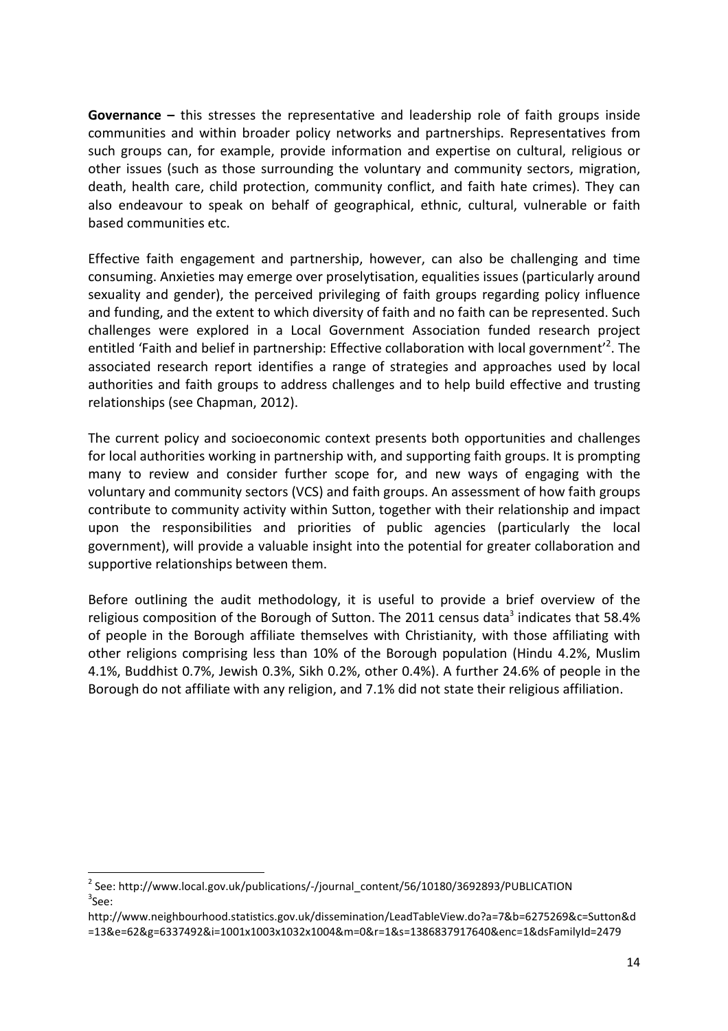**Governance –** this stresses the representative and leadership role of faith groups inside communities and within broader policy networks and partnerships. Representatives from such groups can, for example, provide information and expertise on cultural, religious or other issues (such as those surrounding the voluntary and community sectors, migration, death, health care, child protection, community conflict, and faith hate crimes). They can also endeavour to speak on behalf of geographical, ethnic, cultural, vulnerable or faith based communities etc.

Effective faith engagement and partnership, however, can also be challenging and time consuming. Anxieties may emerge over proselytisation, equalities issues (particularly around sexuality and gender), the perceived privileging of faith groups regarding policy influence and funding, and the extent to which diversity of faith and no faith can be represented. Such challenges were explored in a Local Government Association funded research project entitled 'Faith and belief in partnership: Effective collaboration with local government'[2]. The associated research report identifies a range of strategies and approaches used by local authorities and faith groups to address challenges and to help build effective and trusting relationships (see Chapman, 2012).

The current policy and socioeconomic context presents both opportunities and challenges for local authorities working in partnership with, and supporting faith groups. It is prompting many to review and consider further scope for, and new ways of engaging with the voluntary and community sectors (VCS) and faith groups. An assessment of how faith groups contribute to community activity within Sutton, together with their relationship and impact upon the responsibilities and priorities of public agencies (particularly the local government), will provide a valuable insight into the potential for greater collaboration and supportive relationships between them.

Before outlining the audit methodology, it is useful to provide a brief overview of the religious composition of the Borough of Sutton. The 2011 census data[3] indicates that 58.4% of people in the Borough affiliate themselves with Christianity, with those affiliating with other religions comprising less than 10% of the Borough population (Hindu 4.2%, Muslim 4.1%, Buddhist 0.7%, Jewish 0.3%, Sikh 0.2%, other 0.4%). A further 24.6% of people in the Borough do not affiliate with any religion, and 7.1% did not state their religious affiliation.

---

[2] See: http://www.local.gov.uk/publications/-/journal_content/56/10180/3692893/PUBLICATION

[3] See: http://www.neighbourhood.statistics.gov.uk/dissemination/LeadTableView.do?a=7&b=6275269&c=Sutton&d=13&e=62&g=6337492&i=1001x1003x1032x1004&m=0&r=1&s=1386837917640&enc=1&dsFamilyId=2479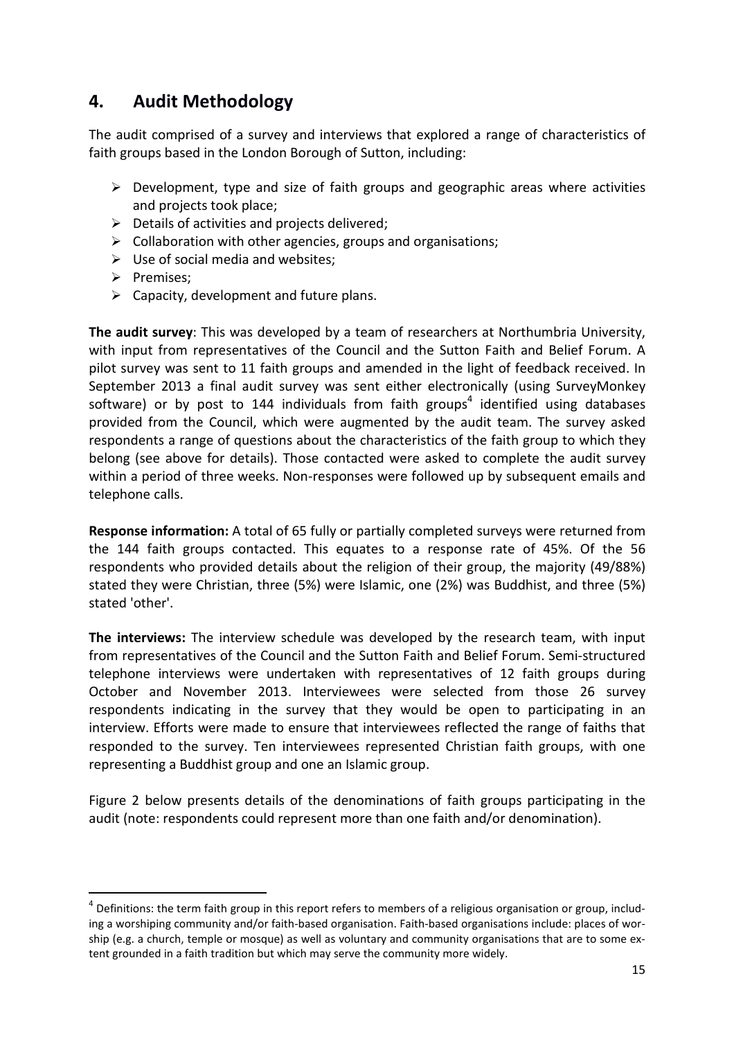## 4. Audit Methodology

The audit comprised of a survey and interviews that explored a range of characteristics of faith groups based in the London Borough of Sutton, including:

- Development, type and size of faith groups and geographic areas where activities and projects took place;
- Details of activities and projects delivered;
- Collaboration with other agencies, groups and organisations;
- Use of social media and websites;
- Premises;
- Capacity, development and future plans.

**The audit survey**: This was developed by a team of researchers at Northumbria University, with input from representatives of the Council and the Sutton Faith and Belief Forum. A pilot survey was sent to 11 faith groups and amended in the light of feedback received. In September 2013 a final audit survey was sent either electronically (using SurveyMonkey software) or by post to 144 individuals from faith groups[4] identified using databases provided from the Council, which were augmented by the audit team. The survey asked respondents a range of questions about the characteristics of the faith group to which they belong (see above for details). Those contacted were asked to complete the audit survey within a period of three weeks. Non-responses were followed up by subsequent emails and telephone calls.

**Response information:** A total of 65 fully or partially completed surveys were returned from the 144 faith groups contacted. This equates to a response rate of 45%. Of the 56 respondents who provided details about the religion of their group, the majority (49/88%) stated they were Christian, three (5%) were Islamic, one (2%) was Buddhist, and three (5%) stated 'other'.

**The interviews:** The interview schedule was developed by the research team, with input from representatives of the Council and the Sutton Faith and Belief Forum. Semi-structured telephone interviews were undertaken with representatives of 12 faith groups during October and November 2013. Interviewees were selected from those 26 survey respondents indicating in the survey that they would be open to participating in an interview. Efforts were made to ensure that interviewees reflected the range of faiths that responded to the survey. Ten interviewees represented Christian faith groups, with one representing a Buddhist group and one an Islamic group.

Figure 2 below presents details of the denominations of faith groups participating in the audit (note: respondents could represent more than one faith and/or denomination).

[4] Definitions: the term faith group in this report refers to members of a religious organisation or group, including a worshiping community and/or faith-based organisation. Faith-based organisations include: places of worship (e.g. a church, temple or mosque) as well as voluntary and community organisations that are to some extent grounded in a faith tradition but which may serve the community more widely.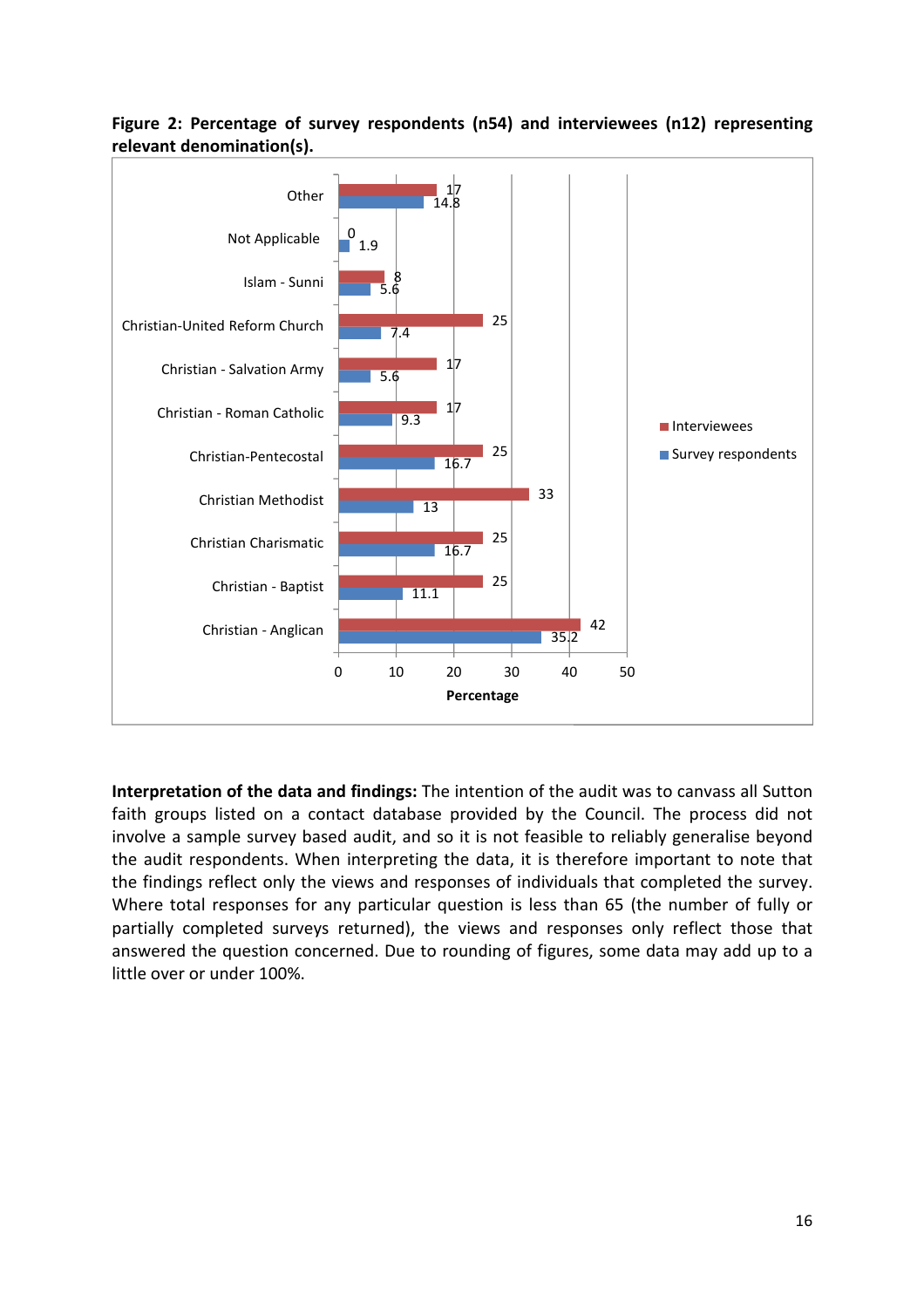**Figure 2: Percentage of survey respondents (n54) and interviewees (n12) representing relevant denomination(s).**

| Denomination | Interviewees | Survey respondents |
|---|---|---|
| Other | 17 | 14.8 |
| Not Applicable | 0 | 1.9 |
| Islam - Sunni | 8 | 5.6 |
| Christian-United Reform Church | 25 | 7.4 |
| Christian - Salvation Army | 17 | 5.6 |
| Christian - Roman Catholic | 17 | 9.3 |
| Christian-Pentecostal | 25 | 16.7 |
| Christian Methodist | 33 | 13 |
| Christian Charismatic | 25 | 16.7 |
| Christian - Baptist | 25 | 11.1 |
| Christian - Anglican | 42 | 35.2 |

Percentage

**Interpretation of the data and findings:** The intention of the audit was to canvass all Sutton faith groups listed on a contact database provided by the Council. The process did not involve a sample survey based audit, and so it is not feasible to reliably generalise beyond the audit respondents. When interpreting the data, it is therefore important to note that the findings reflect only the views and responses of individuals that completed the survey. Where total responses for any particular question is less than 65 (the number of fully or partially completed surveys returned), the views and responses only reflect those that answered the question concerned. Due to rounding of figures, some data may add up to a little over or under 100%.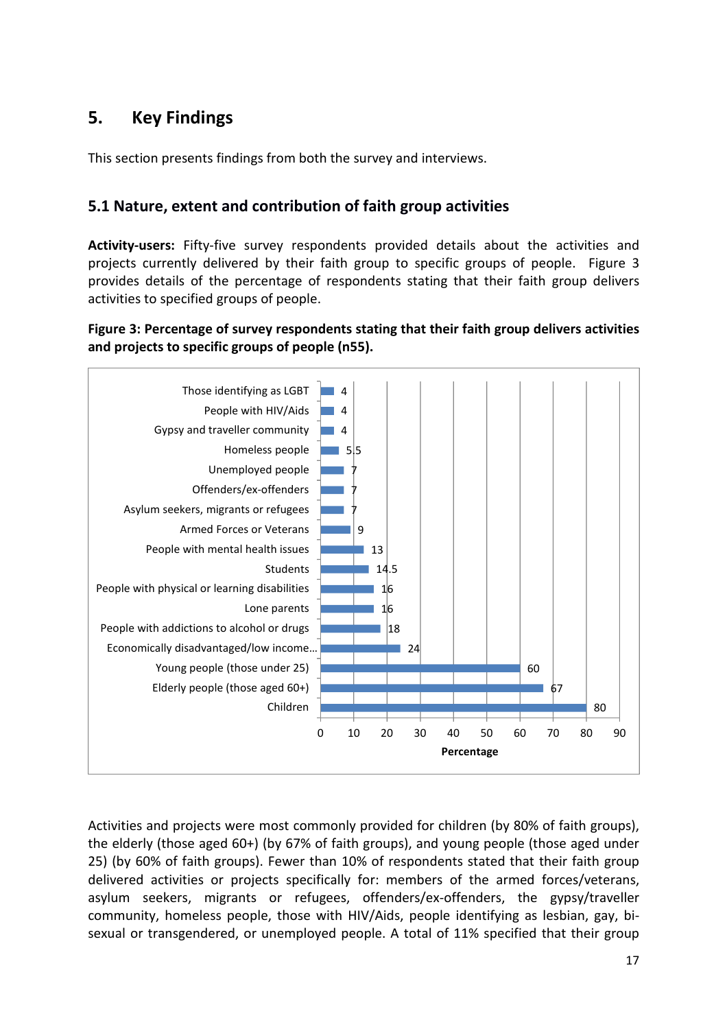## 5. Key Findings

This section presents findings from both the survey and interviews.

### 5.1 Nature, extent and contribution of faith group activities

**Activity-users:** Fifty-five survey respondents provided details about the activities and projects currently delivered by their faith group to specific groups of people. Figure 3 provides details of the percentage of respondents stating that their faith group delivers activities to specified groups of people.

**Figure 3: Percentage of survey respondents stating that their faith group delivers activities and projects to specific groups of people (n55).**

| Group | Percentage |
|---|---|
| Those identifying as LGBT | 4 |
| People with HIV/Aids | 4 |
| Gypsy and traveller community | 4 |
| Homeless people | 5.5 |
| Unemployed people | 7 |
| Offenders/ex-offenders | 7 |
| Asylum seekers, migrants or refugees | 7 |
| Armed Forces or Veterans | 9 |
| People with mental health issues | 13 |
| Students | 14.5 |
| People with physical or learning disabilities | 16 |
| Lone parents | 16 |
| People with addictions to alcohol or drugs | 18 |
| Economically disadvantaged/low income... | 24 |
| Young people (those under 25) | 60 |
| Elderly people (those aged 60+) | 67 |
| Children | 80 |

Activities and projects were most commonly provided for children (by 80% of faith groups), the elderly (those aged 60+) (by 67% of faith groups), and young people (those aged under 25) (by 60% of faith groups). Fewer than 10% of respondents stated that their faith group delivered activities or projects specifically for: members of the armed forces/veterans, asylum seekers, migrants or refugees, offenders/ex-offenders, the gypsy/traveller community, homeless people, those with HIV/Aids, people identifying as lesbian, gay, bi-sexual or transgendered, or unemployed people. A total of 11% specified that their group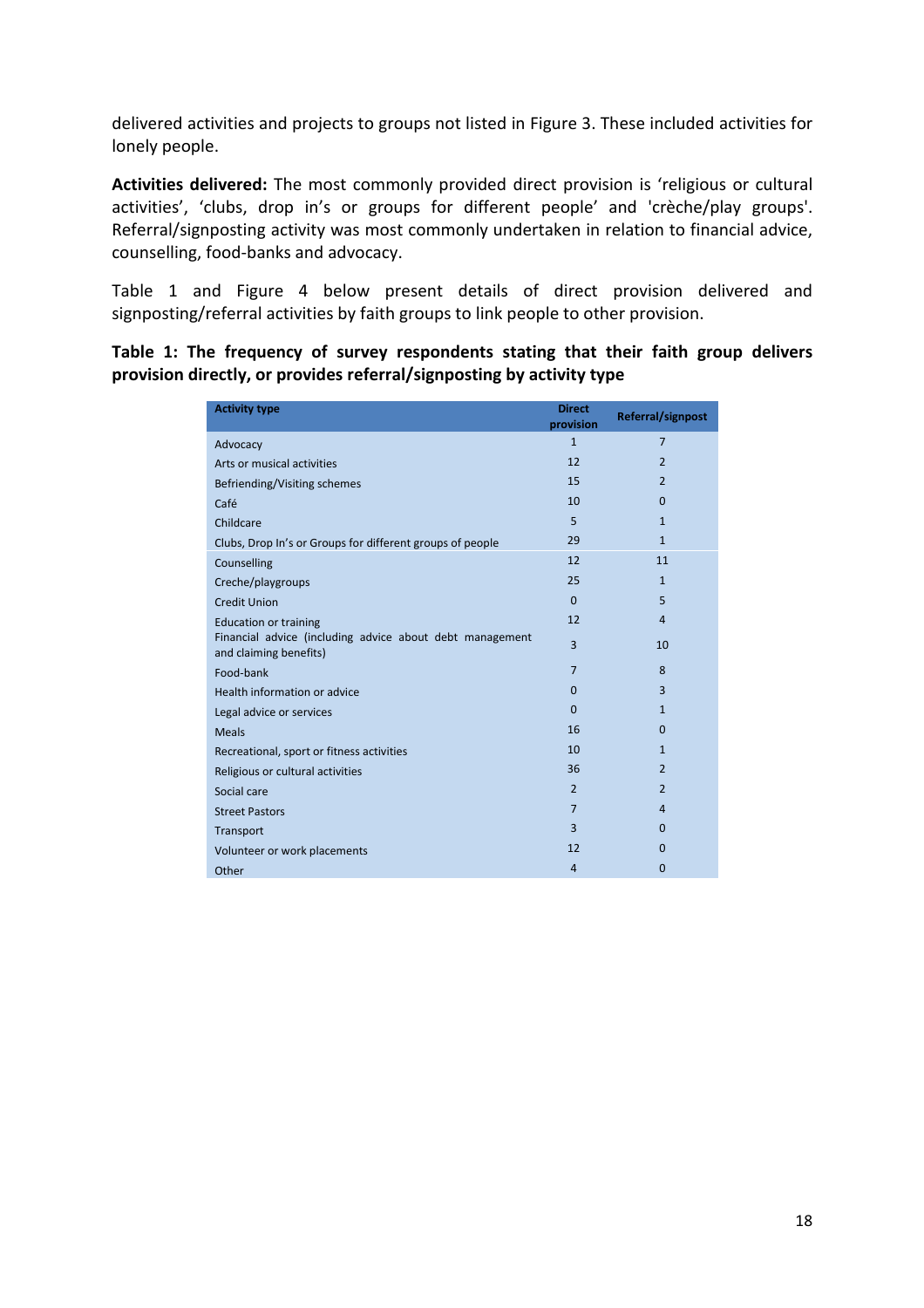delivered activities and projects to groups not listed in Figure 3. These included activities for lonely people.

**Activities delivered:** The most commonly provided direct provision is 'religious or cultural activities', 'clubs, drop in's or groups for different people' and 'crèche/play groups'. Referral/signposting activity was most commonly undertaken in relation to financial advice, counselling, food-banks and advocacy.

Table 1 and Figure 4 below present details of direct provision delivered and signposting/referral activities by faith groups to link people to other provision.

**Table 1: The frequency of survey respondents stating that their faith group delivers provision directly, or provides referral/signposting by activity type**

| Activity type | Direct provision | Referral/signpost |
|---|---|---|
| Advocacy | 1 | 7 |
| Arts or musical activities | 12 | 2 |
| Befriending/Visiting schemes | 15 | 2 |
| Café | 10 | 0 |
| Childcare | 5 | 1 |
| Clubs, Drop In's or Groups for different groups of people | 29 | 1 |
| Counselling | 12 | 11 |
| Creche/playgroups | 25 | 1 |
| Credit Union | 0 | 5 |
| Education or training | 12 | 4 |
| Financial advice (including advice about debt management and claiming benefits) | 3 | 10 |
| Food-bank | 7 | 8 |
| Health information or advice | 0 | 3 |
| Legal advice or services | 0 | 1 |
| Meals | 16 | 0 |
| Recreational, sport or fitness activities | 10 | 1 |
| Religious or cultural activities | 36 | 2 |
| Social care | 2 | 2 |
| Street Pastors | 7 | 4 |
| Transport | 3 | 0 |
| Volunteer or work placements | 12 | 0 |
| Other | 4 | 0 |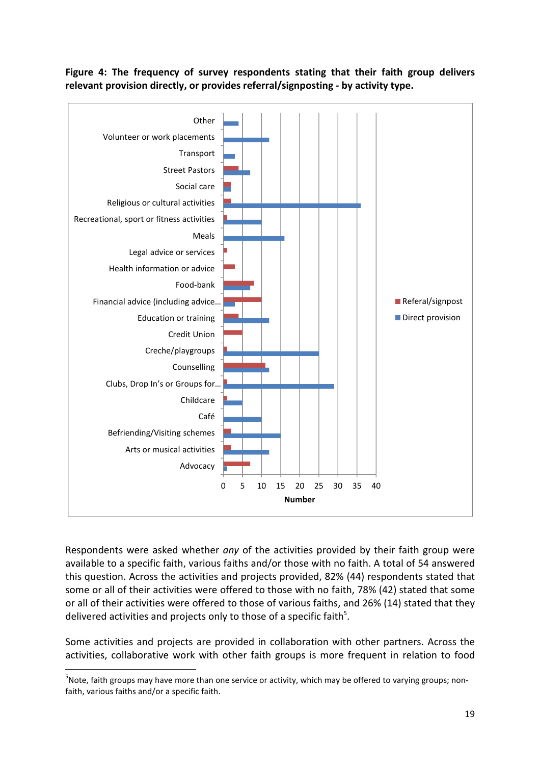**Figure 4: The frequency of survey respondents stating that their faith group delivers relevant provision directly, or provides referral/signposting - by activity type.**

Respondents were asked whether *any* of the activities provided by their faith group were available to a specific faith, various faiths and/or those with no faith. A total of 54 answered this question. Across the activities and projects provided, 82% (44) respondents stated that some or all of their activities were offered to those with no faith, 78% (42) stated that some or all of their activities were offered to those of various faiths, and 26% (14) stated that they delivered activities and projects only to those of a specific faith[5].

Some activities and projects are provided in collaboration with other partners. Across the activities, collaborative work with other faith groups is more frequent in relation to food

[5]Note, faith groups may have more than one service or activity, which may be offered to varying groups; non-faith, various faiths and/or a specific faith.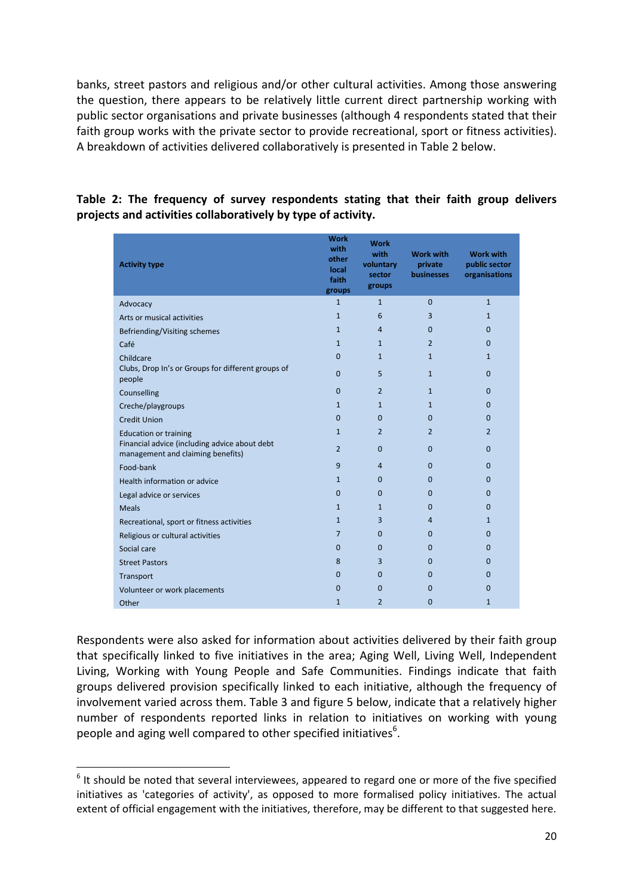banks, street pastors and religious and/or other cultural activities. Among those answering the question, there appears to be relatively little current direct partnership working with public sector organisations and private businesses (although 4 respondents stated that their faith group works with the private sector to provide recreational, sport or fitness activities). A breakdown of activities delivered collaboratively is presented in Table 2 below.

**Table 2: The frequency of survey respondents stating that their faith group delivers projects and activities collaboratively by type of activity.**

| Activity type | Work with other local faith groups | Work with voluntary sector groups | Work with private businesses | Work with public sector organisations |
|---|---|---|---|---|
| Advocacy | 1 | 1 | 0 | 1 |
| Arts or musical activities | 1 | 6 | 3 | 1 |
| Befriending/Visiting schemes | 1 | 4 | 0 | 0 |
| Café | 1 | 1 | 2 | 0 |
| Childcare | 0 | 1 | 1 | 1 |
| Clubs, Drop In's or Groups for different groups of people | 0 | 5 | 1 | 0 |
| Counselling | 0 | 2 | 1 | 0 |
| Creche/playgroups | 1 | 1 | 1 | 0 |
| Credit Union | 0 | 0 | 0 | 0 |
| Education or training | 1 | 2 | 2 | 2 |
| Financial advice (including advice about debt management and claiming benefits) | 2 | 0 | 0 | 0 |
| Food-bank | 9 | 4 | 0 | 0 |
| Health information or advice | 1 | 0 | 0 | 0 |
| Legal advice or services | 0 | 0 | 0 | 0 |
| Meals | 1 | 1 | 0 | 0 |
| Recreational, sport or fitness activities | 1 | 3 | 4 | 1 |
| Religious or cultural activities | 7 | 0 | 0 | 0 |
| Social care | 0 | 0 | 0 | 0 |
| Street Pastors | 8 | 3 | 0 | 0 |
| Transport | 0 | 0 | 0 | 0 |
| Volunteer or work placements | 0 | 0 | 0 | 0 |
| Other | 1 | 2 | 0 | 1 |

Respondents were also asked for information about activities delivered by their faith group that specifically linked to five initiatives in the area; Aging Well, Living Well, Independent Living, Working with Young People and Safe Communities. Findings indicate that faith groups delivered provision specifically linked to each initiative, although the frequency of involvement varied across them. Table 3 and figure 5 below, indicate that a relatively higher number of respondents reported links in relation to initiatives on working with young people and aging well compared to other specified initiatives[6].

[6] It should be noted that several interviewees, appeared to regard one or more of the five specified initiatives as 'categories of activity', as opposed to more formalised policy initiatives. The actual extent of official engagement with the initiatives, therefore, may be different to that suggested here.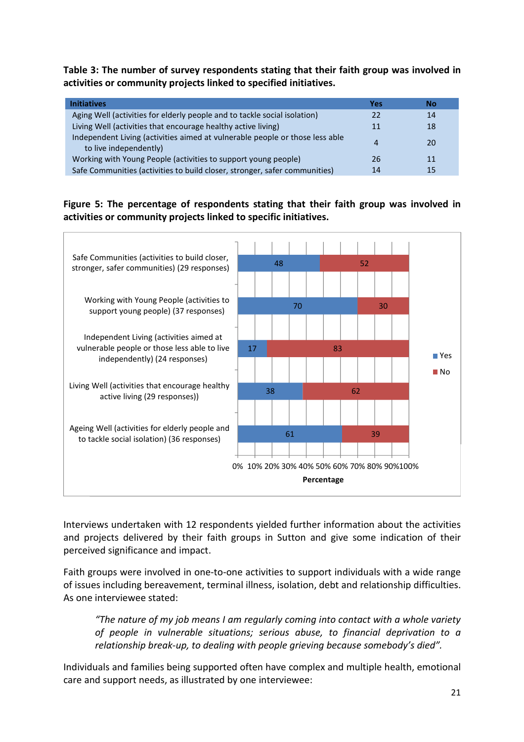**Table 3: The number of survey respondents stating that their faith group was involved in activities or community projects linked to specified initiatives.**

| Initiatives | Yes | No |
|---|---|---|
| Aging Well (activities for elderly people and to tackle social isolation) | 22 | 14 |
| Living Well (activities that encourage healthy active living) | 11 | 18 |
| Independent Living (activities aimed at vulnerable people or those less able to live independently) | 4 | 20 |
| Working with Young People (activities to support young people) | 26 | 11 |
| Safe Communities (activities to build closer, stronger, safer communities) | 14 | 15 |

**Figure 5: The percentage of respondents stating that their faith group was involved in activities or community projects linked to specific initiatives.**

| Initiative | Yes (%) | No (%) |
|---|---|---|
| Safe Communities (activities to build closer, stronger, safer communities) (29 responses) | 48 | 52 |
| Working with Young People (activities to support young people) (37 responses) | 70 | 30 |
| Independent Living (activities aimed at vulnerable people or those less able to live independently) (24 responses) | 17 | 83 |
| Living Well (activities that encourage healthy active living (29 responses)) | 38 | 62 |
| Ageing Well (activities for elderly people and to tackle social isolation) (36 responses) | 61 | 39 |

Interviews undertaken with 12 respondents yielded further information about the activities and projects delivered by their faith groups in Sutton and give some indication of their perceived significance and impact.

Faith groups were involved in one-to-one activities to support individuals with a wide range of issues including bereavement, terminal illness, isolation, debt and relationship difficulties. As one interviewee stated:

> *"The nature of my job means I am regularly coming into contact with a whole variety of people in vulnerable situations; serious abuse, to financial deprivation to a relationship break-up, to dealing with people grieving because somebody's died".*

Individuals and families being supported often have complex and multiple health, emotional care and support needs, as illustrated by one interviewee: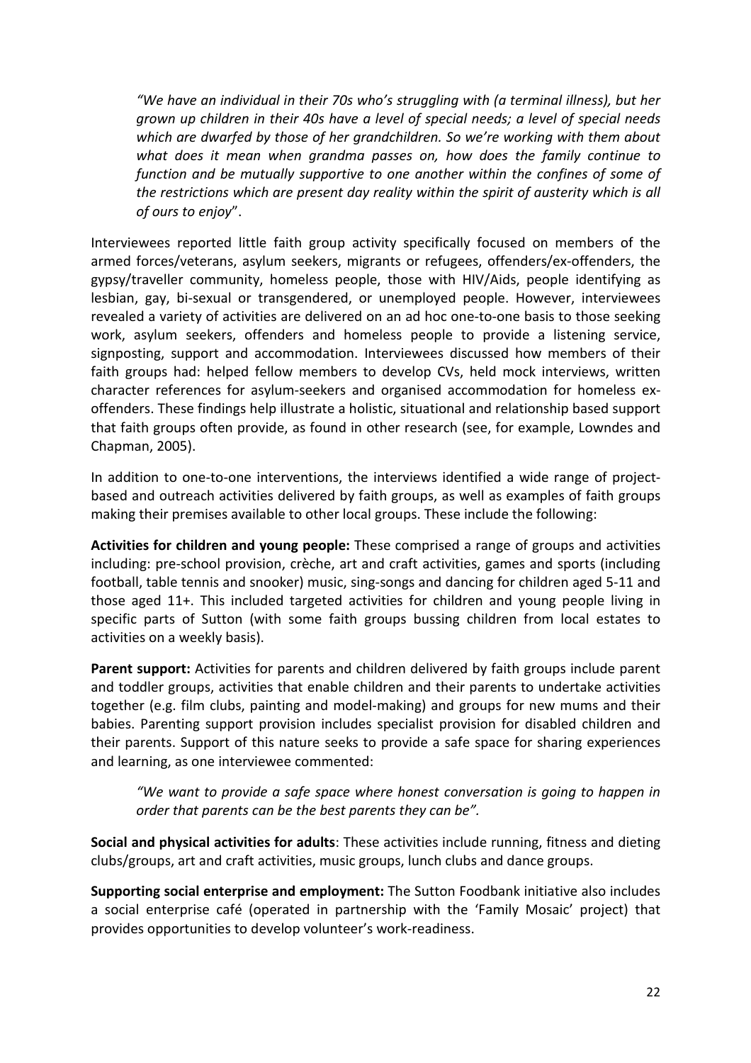*"We have an individual in their 70s who's struggling with (a terminal illness), but her grown up children in their 40s have a level of special needs; a level of special needs which are dwarfed by those of her grandchildren. So we're working with them about what does it mean when grandma passes on, how does the family continue to function and be mutually supportive to one another within the confines of some of the restrictions which are present day reality within the spirit of austerity which is all of ours to enjoy*".

Interviewees reported little faith group activity specifically focused on members of the armed forces/veterans, asylum seekers, migrants or refugees, offenders/ex-offenders, the gypsy/traveller community, homeless people, those with HIV/Aids, people identifying as lesbian, gay, bi-sexual or transgendered, or unemployed people. However, interviewees revealed a variety of activities are delivered on an ad hoc one-to-one basis to those seeking work, asylum seekers, offenders and homeless people to provide a listening service, signposting, support and accommodation. Interviewees discussed how members of their faith groups had: helped fellow members to develop CVs, held mock interviews, written character references for asylum-seekers and organised accommodation for homeless ex-offenders. These findings help illustrate a holistic, situational and relationship based support that faith groups often provide, as found in other research (see, for example, Lowndes and Chapman, 2005).

In addition to one-to-one interventions, the interviews identified a wide range of project-based and outreach activities delivered by faith groups, as well as examples of faith groups making their premises available to other local groups. These include the following:

**Activities for children and young people:** These comprised a range of groups and activities including: pre-school provision, crèche, art and craft activities, games and sports (including football, table tennis and snooker) music, sing-songs and dancing for children aged 5-11 and those aged 11+. This included targeted activities for children and young people living in specific parts of Sutton (with some faith groups bussing children from local estates to activities on a weekly basis).

**Parent support:** Activities for parents and children delivered by faith groups include parent and toddler groups, activities that enable children and their parents to undertake activities together (e.g. film clubs, painting and model-making) and groups for new mums and their babies. Parenting support provision includes specialist provision for disabled children and their parents. Support of this nature seeks to provide a safe space for sharing experiences and learning, as one interviewee commented:

*"We want to provide a safe space where honest conversation is going to happen in order that parents can be the best parents they can be".*

**Social and physical activities for adults**: These activities include running, fitness and dieting clubs/groups, art and craft activities, music groups, lunch clubs and dance groups.

**Supporting social enterprise and employment:** The Sutton Foodbank initiative also includes a social enterprise café (operated in partnership with the 'Family Mosaic' project) that provides opportunities to develop volunteer's work-readiness.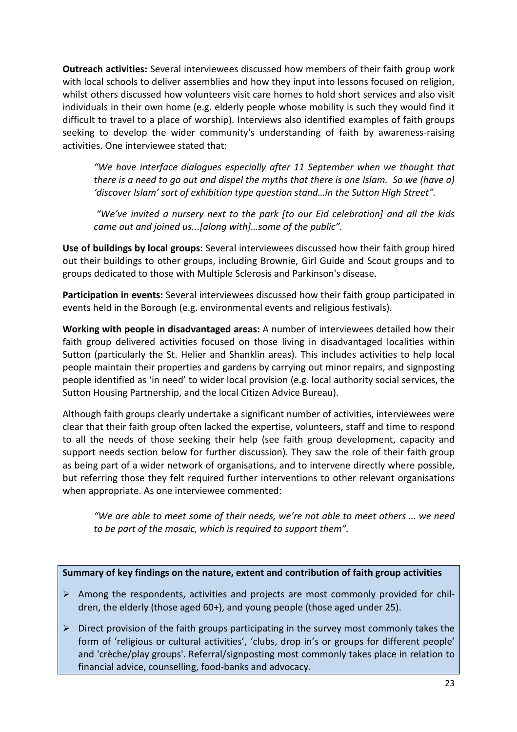**Outreach activities:** Several interviewees discussed how members of their faith group work with local schools to deliver assemblies and how they input into lessons focused on religion, whilst others discussed how volunteers visit care homes to hold short services and also visit individuals in their own home (e.g. elderly people whose mobility is such they would find it difficult to travel to a place of worship). Interviews also identified examples of faith groups seeking to develop the wider community's understanding of faith by awareness-raising activities. One interviewee stated that:

> *"We have interface dialogues especially after 11 September when we thought that there is a need to go out and dispel the myths that there is one Islam. So we (have a) 'discover Islam' sort of exhibition type question stand…in the Sutton High Street".*

> *"We've invited a nursery next to the park [to our Eid celebration] and all the kids came out and joined us...[along with]…some of the public".*

**Use of buildings by local groups:** Several interviewees discussed how their faith group hired out their buildings to other groups, including Brownie, Girl Guide and Scout groups and to groups dedicated to those with Multiple Sclerosis and Parkinson's disease.

**Participation in events:** Several interviewees discussed how their faith group participated in events held in the Borough (e.g. environmental events and religious festivals).

**Working with people in disadvantaged areas:** A number of interviewees detailed how their faith group delivered activities focused on those living in disadvantaged localities within Sutton (particularly the St. Helier and Shanklin areas). This includes activities to help local people maintain their properties and gardens by carrying out minor repairs, and signposting people identified as 'in need' to wider local provision (e.g. local authority social services, the Sutton Housing Partnership, and the local Citizen Advice Bureau).

Although faith groups clearly undertake a significant number of activities, interviewees were clear that their faith group often lacked the expertise, volunteers, staff and time to respond to all the needs of those seeking their help (see faith group development, capacity and support needs section below for further discussion). They saw the role of their faith group as being part of a wider network of organisations, and to intervene directly where possible, but referring those they felt required further interventions to other relevant organisations when appropriate. As one interviewee commented:

> *"We are able to meet some of their needs, we're not able to meet others … we need to be part of the mosaic, which is required to support them".*

**Summary of key findings on the nature, extent and contribution of faith group activities**

- Among the respondents, activities and projects are most commonly provided for children, the elderly (those aged 60+), and young people (those aged under 25).
- Direct provision of the faith groups participating in the survey most commonly takes the form of 'religious or cultural activities', 'clubs, drop in's or groups for different people' and 'crèche/play groups'. Referral/signposting most commonly takes place in relation to financial advice, counselling, food-banks and advocacy.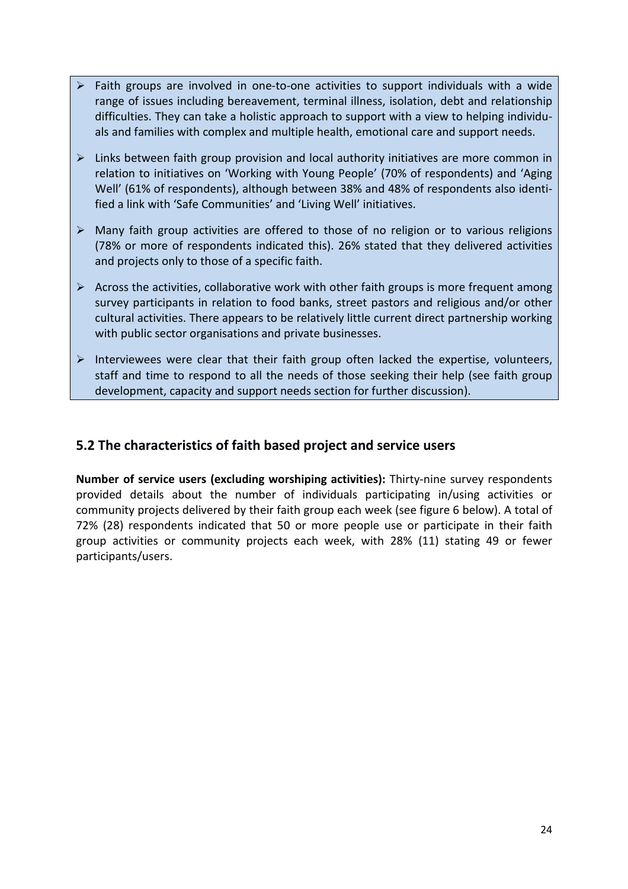- Faith groups are involved in one-to-one activities to support individuals with a wide range of issues including bereavement, terminal illness, isolation, debt and relationship difficulties. They can take a holistic approach to support with a view to helping individuals and families with complex and multiple health, emotional care and support needs.
- Links between faith group provision and local authority initiatives are more common in relation to initiatives on 'Working with Young People' (70% of respondents) and 'Aging Well' (61% of respondents), although between 38% and 48% of respondents also identified a link with 'Safe Communities' and 'Living Well' initiatives.
- Many faith group activities are offered to those of no religion or to various religions (78% or more of respondents indicated this). 26% stated that they delivered activities and projects only to those of a specific faith.
- Across the activities, collaborative work with other faith groups is more frequent among survey participants in relation to food banks, street pastors and religious and/or other cultural activities. There appears to be relatively little current direct partnership working with public sector organisations and private businesses.
- Interviewees were clear that their faith group often lacked the expertise, volunteers, staff and time to respond to all the needs of those seeking their help (see faith group development, capacity and support needs section for further discussion).

## 5.2 The characteristics of faith based project and service users

**Number of service users (excluding worshiping activities):** Thirty-nine survey respondents provided details about the number of individuals participating in/using activities or community projects delivered by their faith group each week (see figure 6 below). A total of 72% (28) respondents indicated that 50 or more people use or participate in their faith group activities or community projects each week, with 28% (11) stating 49 or fewer participants/users.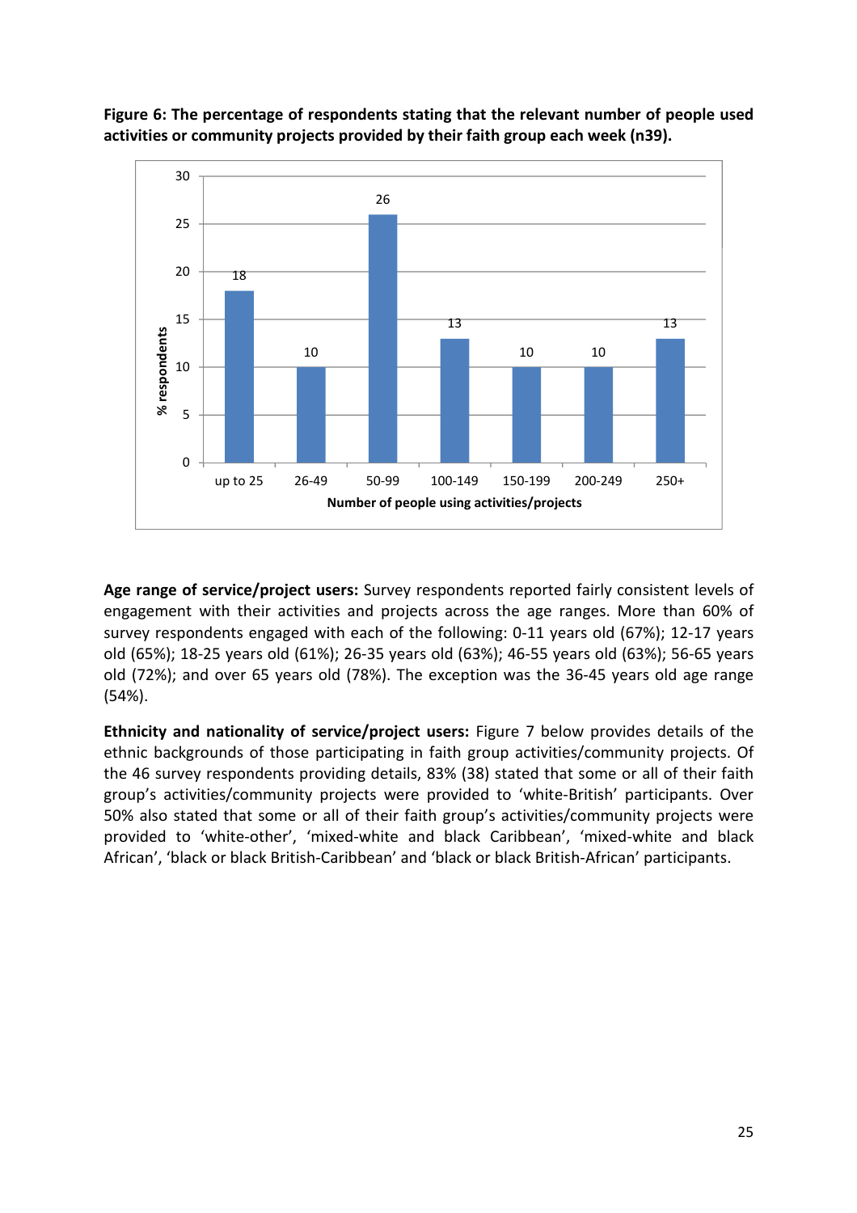**Figure 6: The percentage of respondents stating that the relevant number of people used activities or community projects provided by their faith group each week (n39).**

| Number of people using activities/projects | % respondents |
|---|---|
| up to 25 | 18 |
| 26-49 | 10 |
| 50-99 | 26 |
| 100-149 | 13 |
| 150-199 | 10 |
| 200-249 | 10 |
| 250+ | 13 |

**Age range of service/project users:** Survey respondents reported fairly consistent levels of engagement with their activities and projects across the age ranges. More than 60% of survey respondents engaged with each of the following: 0-11 years old (67%); 12-17 years old (65%); 18-25 years old (61%); 26-35 years old (63%); 46-55 years old (63%); 56-65 years old (72%); and over 65 years old (78%). The exception was the 36-45 years old age range (54%).

**Ethnicity and nationality of service/project users:** Figure 7 below provides details of the ethnic backgrounds of those participating in faith group activities/community projects. Of the 46 survey respondents providing details, 83% (38) stated that some or all of their faith group's activities/community projects were provided to 'white-British' participants. Over 50% also stated that some or all of their faith group's activities/community projects were provided to 'white-other', 'mixed-white and black Caribbean', 'mixed-white and black African', 'black or black British-Caribbean' and 'black or black British-African' participants.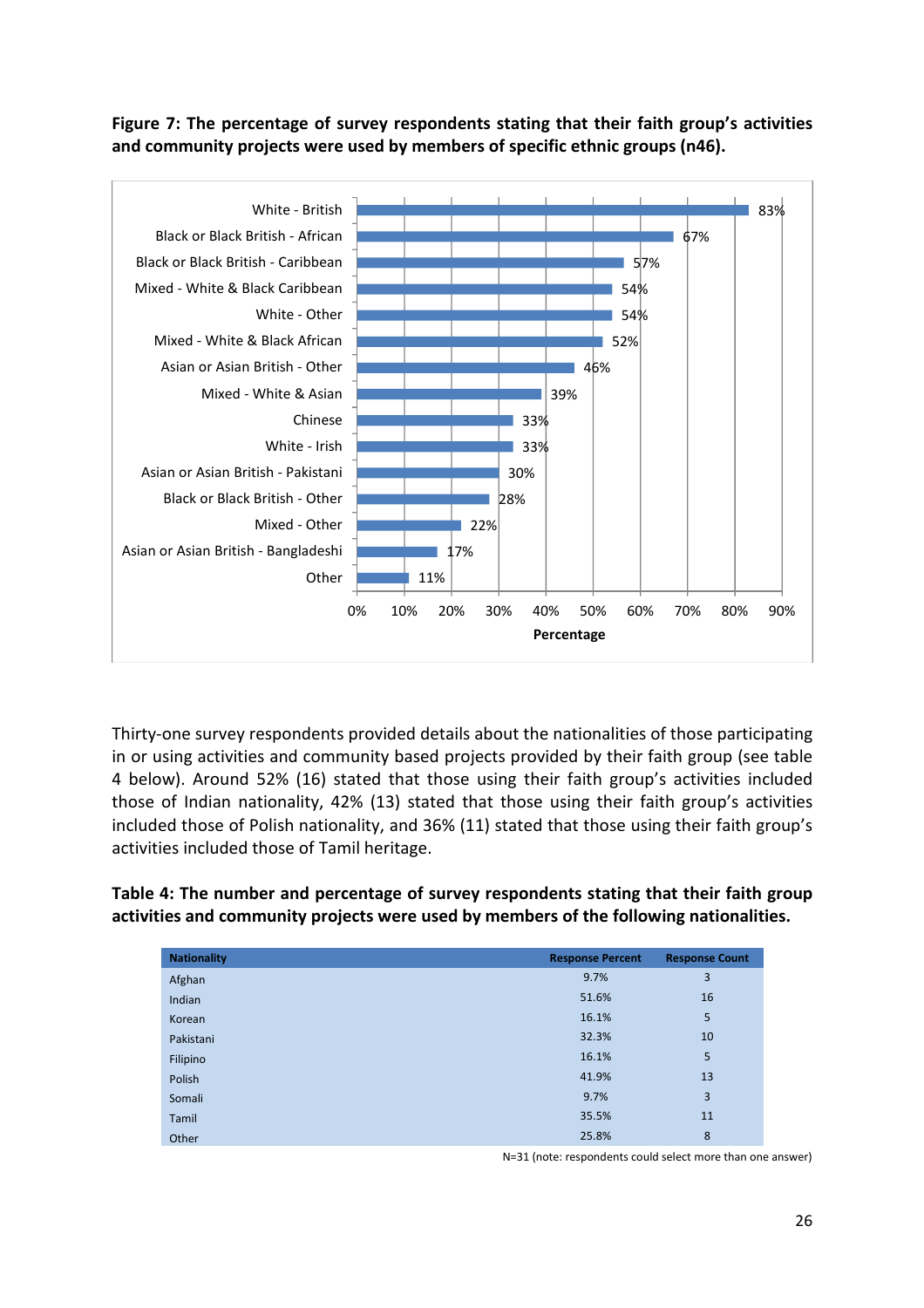**Figure 7: The percentage of survey respondents stating that their faith group's activities and community projects were used by members of specific ethnic groups (n46).**

| Ethnic group | Percentage |
|---|---|
| White - British | 83% |
| Black or Black British - African | 67% |
| Black or Black British - Caribbean | 57% |
| Mixed - White & Black Caribbean | 54% |
| White - Other | 54% |
| Mixed - White & Black African | 52% |
| Asian or Asian British - Other | 46% |
| Mixed - White & Asian | 39% |
| Chinese | 33% |
| White - Irish | 33% |
| Asian or Asian British - Pakistani | 30% |
| Black or Black British - Other | 28% |
| Mixed - Other | 22% |
| Asian or Asian British - Bangladeshi | 17% |
| Other | 11% |

Thirty-one survey respondents provided details about the nationalities of those participating in or using activities and community based projects provided by their faith group (see table 4 below). Around 52% (16) stated that those using their faith group's activities included those of Indian nationality, 42% (13) stated that those using their faith group's activities included those of Polish nationality, and 36% (11) stated that those using their faith group's activities included those of Tamil heritage.

**Table 4: The number and percentage of survey respondents stating that their faith group activities and community projects were used by members of the following nationalities.**

| Nationality | Response Percent | Response Count |
|---|---|---|
| Afghan | 9.7% | 3 |
| Indian | 51.6% | 16 |
| Korean | 16.1% | 5 |
| Pakistani | 32.3% | 10 |
| Filipino | 16.1% | 5 |
| Polish | 41.9% | 13 |
| Somali | 9.7% | 3 |
| Tamil | 35.5% | 11 |
| Other | 25.8% | 8 |

N=31 (note: respondents could select more than one answer)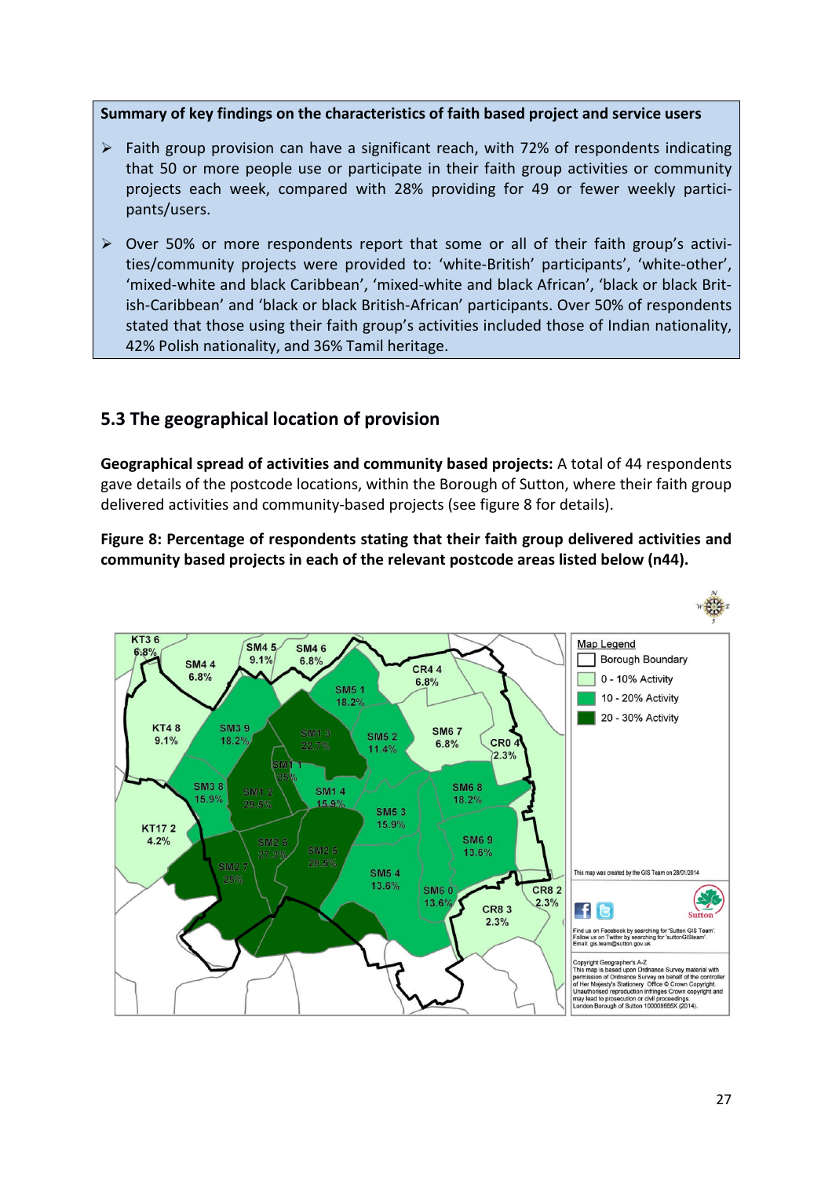**Summary of key findings on the characteristics of faith based project and service users**

- Faith group provision can have a significant reach, with 72% of respondents indicating that 50 or more people use or participate in their faith group activities or community projects each week, compared with 28% providing for 49 or fewer weekly participants/users.
- Over 50% or more respondents report that some or all of their faith group's activities/community projects were provided to: 'white-British' participants', 'white-other', 'mixed-white and black Caribbean', 'mixed-white and black African', 'black or black British-Caribbean' and 'black or black British-African' participants. Over 50% of respondents stated that those using their faith group's activities included those of Indian nationality, 42% Polish nationality, and 36% Tamil heritage.

## 5.3 The geographical location of provision

**Geographical spread of activities and community based projects:** A total of 44 respondents gave details of the postcode locations, within the Borough of Sutton, where their faith group delivered activities and community-based projects (see figure 8 for details).

**Figure 8: Percentage of respondents stating that their faith group delivered activities and community based projects in each of the relevant postcode areas listed below (n44).**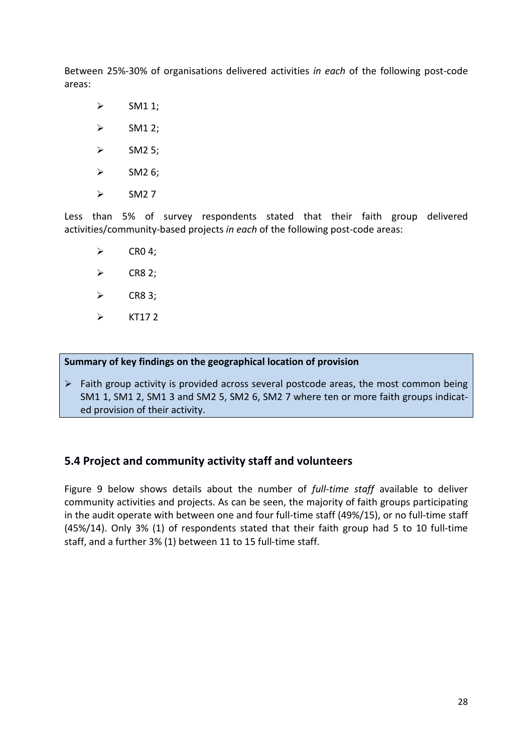Between 25%-30% of organisations delivered activities *in each* of the following post-code areas:

- SM1 1;
- SM1 2;
- SM2 5;
- SM2 6;
- SM2 7

Less than 5% of survey respondents stated that their faith group delivered activities/community-based projects *in each* of the following post-code areas:

- CR0 4;
- CR8 2;
- CR8 3;
- KT17 2

> **Summary of key findings on the geographical location of provision**
>
> - Faith group activity is provided across several postcode areas, the most common being SM1 1, SM1 2, SM1 3 and SM2 5, SM2 6, SM2 7 where ten or more faith groups indicated provision of their activity.

## 5.4 Project and community activity staff and volunteers

Figure 9 below shows details about the number of *full-time staff* available to deliver community activities and projects. As can be seen, the majority of faith groups participating in the audit operate with between one and four full-time staff (49%/15), or no full-time staff (45%/14). Only 3% (1) of respondents stated that their faith group had 5 to 10 full-time staff, and a further 3% (1) between 11 to 15 full-time staff.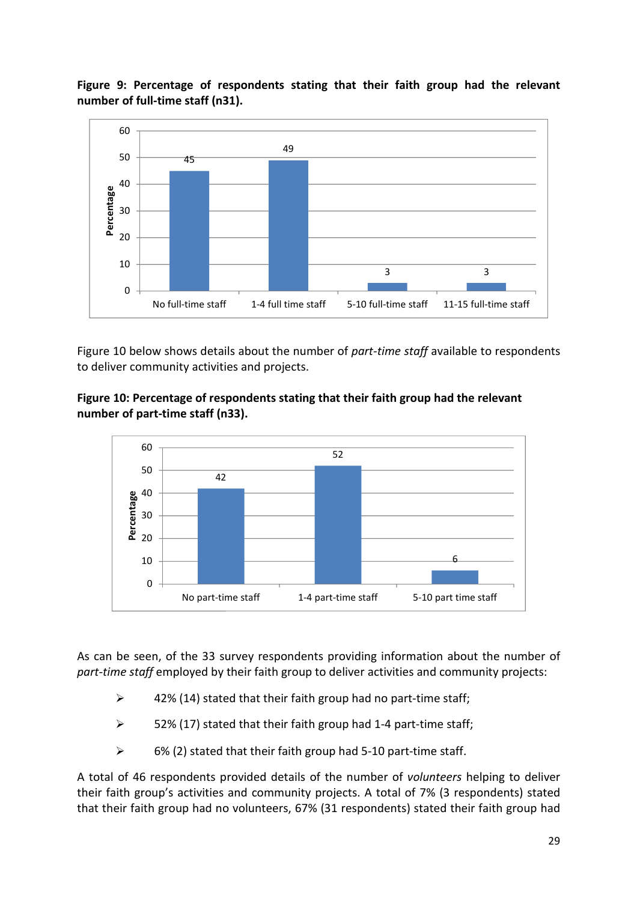**Figure 9: Percentage of respondents stating that their faith group had the relevant number of full-time staff (n31).**

| | Percentage |
|---|---|
| No full-time staff | 45 |
| 1-4 full time staff | 49 |
| 5-10 full-time staff | 3 |
| 11-15 full-time staff | 3 |

Figure 10 below shows details about the number of *part-time staff* available to respondents to deliver community activities and projects.

**Figure 10: Percentage of respondents stating that their faith group had the relevant number of part-time staff (n33).**

| | Percentage |
|---|---|
| No part-time staff | 42 |
| 1-4 part-time staff | 52 |
| 5-10 part time staff | 6 |

As can be seen, of the 33 survey respondents providing information about the number of *part-time staff* employed by their faith group to deliver activities and community projects:

- 42% (14) stated that their faith group had no part-time staff;
- 52% (17) stated that their faith group had 1-4 part-time staff;
- 6% (2) stated that their faith group had 5-10 part-time staff.

A total of 46 respondents provided details of the number of *volunteers* helping to deliver their faith group's activities and community projects. A total of 7% (3 respondents) stated that their faith group had no volunteers, 67% (31 respondents) stated their faith group had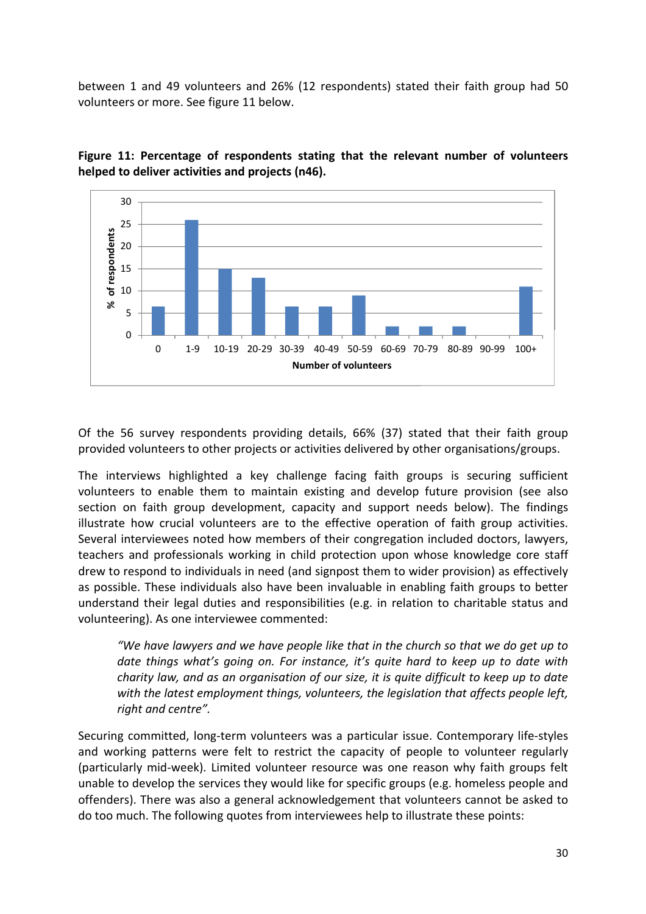between 1 and 49 volunteers and 26% (12 respondents) stated their faith group had 50 volunteers or more. See figure 11 below.

**Figure 11: Percentage of respondents stating that the relevant number of volunteers helped to deliver activities and projects (n46).**

Of the 56 survey respondents providing details, 66% (37) stated that their faith group provided volunteers to other projects or activities delivered by other organisations/groups.

The interviews highlighted a key challenge facing faith groups is securing sufficient volunteers to enable them to maintain existing and develop future provision (see also section on faith group development, capacity and support needs below). The findings illustrate how crucial volunteers are to the effective operation of faith group activities. Several interviewees noted how members of their congregation included doctors, lawyers, teachers and professionals working in child protection upon whose knowledge core staff drew to respond to individuals in need (and signpost them to wider provision) as effectively as possible. These individuals also have been invaluable in enabling faith groups to better understand their legal duties and responsibilities (e.g. in relation to charitable status and volunteering). As one interviewee commented:

> *"We have lawyers and we have people like that in the church so that we do get up to date things what's going on. For instance, it's quite hard to keep up to date with charity law, and as an organisation of our size, it is quite difficult to keep up to date with the latest employment things, volunteers, the legislation that affects people left, right and centre".*

Securing committed, long-term volunteers was a particular issue. Contemporary life-styles and working patterns were felt to restrict the capacity of people to volunteer regularly (particularly mid-week). Limited volunteer resource was one reason why faith groups felt unable to develop the services they would like for specific groups (e.g. homeless people and offenders). There was also a general acknowledgement that volunteers cannot be asked to do too much. The following quotes from interviewees help to illustrate these points: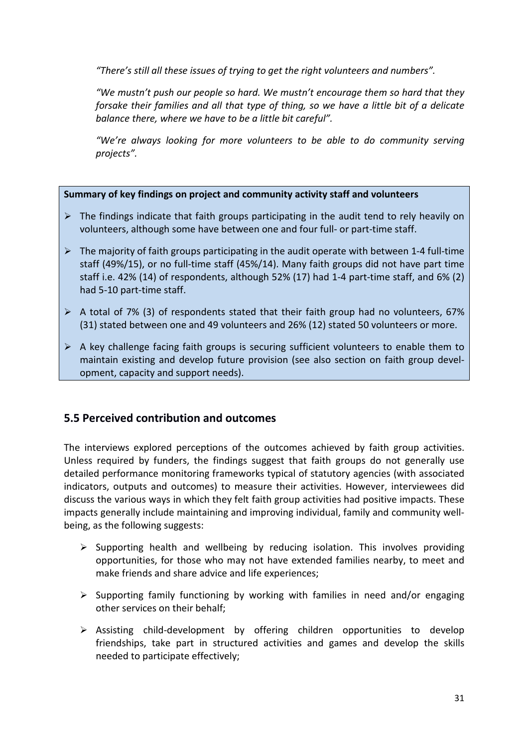*"There's still all these issues of trying to get the right volunteers and numbers".*

*"We mustn't push our people so hard. We mustn't encourage them so hard that they forsake their families and all that type of thing, so we have a little bit of a delicate balance there, where we have to be a little bit careful".*

*"We're always looking for more volunteers to be able to do community serving projects".*

**Summary of key findings on project and community activity staff and volunteers**

- The findings indicate that faith groups participating in the audit tend to rely heavily on volunteers, although some have between one and four full- or part-time staff.
- The majority of faith groups participating in the audit operate with between 1-4 full-time staff (49%/15), or no full-time staff (45%/14). Many faith groups did not have part time staff i.e. 42% (14) of respondents, although 52% (17) had 1-4 part-time staff, and 6% (2) had 5-10 part-time staff.
- A total of 7% (3) of respondents stated that their faith group had no volunteers, 67% (31) stated between one and 49 volunteers and 26% (12) stated 50 volunteers or more.
- A key challenge facing faith groups is securing sufficient volunteers to enable them to maintain existing and develop future provision (see also section on faith group development, capacity and support needs).

## 5.5 Perceived contribution and outcomes

The interviews explored perceptions of the outcomes achieved by faith group activities. Unless required by funders, the findings suggest that faith groups do not generally use detailed performance monitoring frameworks typical of statutory agencies (with associated indicators, outputs and outcomes) to measure their activities. However, interviewees did discuss the various ways in which they felt faith group activities had positive impacts. These impacts generally include maintaining and improving individual, family and community wellbeing, as the following suggests:

- Supporting health and wellbeing by reducing isolation. This involves providing opportunities, for those who may not have extended families nearby, to meet and make friends and share advice and life experiences;
- Supporting family functioning by working with families in need and/or engaging other services on their behalf;
- Assisting child-development by offering children opportunities to develop friendships, take part in structured activities and games and develop the skills needed to participate effectively;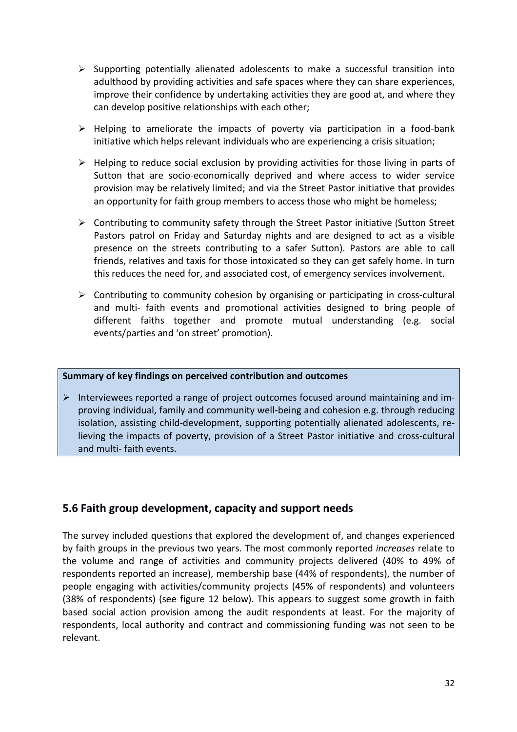- Supporting potentially alienated adolescents to make a successful transition into adulthood by providing activities and safe spaces where they can share experiences, improve their confidence by undertaking activities they are good at, and where they can develop positive relationships with each other;

- Helping to ameliorate the impacts of poverty via participation in a food-bank initiative which helps relevant individuals who are experiencing a crisis situation;

- Helping to reduce social exclusion by providing activities for those living in parts of Sutton that are socio-economically deprived and where access to wider service provision may be relatively limited; and via the Street Pastor initiative that provides an opportunity for faith group members to access those who might be homeless;

- Contributing to community safety through the Street Pastor initiative (Sutton Street Pastors patrol on Friday and Saturday nights and are designed to act as a visible presence on the streets contributing to a safer Sutton). Pastors are able to call friends, relatives and taxis for those intoxicated so they can get safely home. In turn this reduces the need for, and associated cost, of emergency services involvement.

- Contributing to community cohesion by organising or participating in cross-cultural and multi- faith events and promotional activities designed to bring people of different faiths together and promote mutual understanding (e.g. social events/parties and 'on street' promotion).

**Summary of key findings on perceived contribution and outcomes**

- Interviewees reported a range of project outcomes focused around maintaining and improving individual, family and community well-being and cohesion e.g. through reducing isolation, assisting child-development, supporting potentially alienated adolescents, relieving the impacts of poverty, provision of a Street Pastor initiative and cross-cultural and multi- faith events.

## 5.6 Faith group development, capacity and support needs

The survey included questions that explored the development of, and changes experienced by faith groups in the previous two years. The most commonly reported *increases* relate to the volume and range of activities and community projects delivered (40% to 49% of respondents reported an increase), membership base (44% of respondents), the number of people engaging with activities/community projects (45% of respondents) and volunteers (38% of respondents) (see figure 12 below). This appears to suggest some growth in faith based social action provision among the audit respondents at least. For the majority of respondents, local authority and contract and commissioning funding was not seen to be relevant.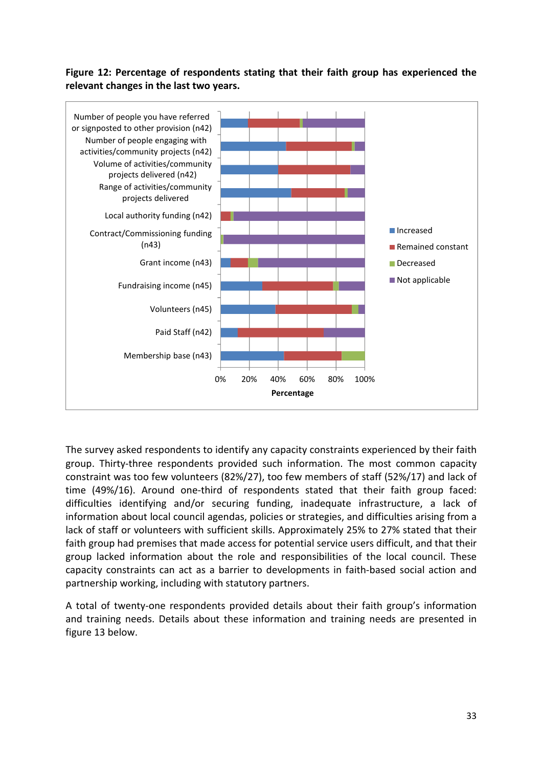**Figure 12: Percentage of respondents stating that their faith group has experienced the relevant changes in the last two years.**

The survey asked respondents to identify any capacity constraints experienced by their faith group. Thirty-three respondents provided such information. The most common capacity constraint was too few volunteers (82%/27), too few members of staff (52%/17) and lack of time (49%/16). Around one-third of respondents stated that their faith group faced: difficulties identifying and/or securing funding, inadequate infrastructure, a lack of information about local council agendas, policies or strategies, and difficulties arising from a lack of staff or volunteers with sufficient skills. Approximately 25% to 27% stated that their faith group had premises that made access for potential service users difficult, and that their group lacked information about the role and responsibilities of the local council. These capacity constraints can act as a barrier to developments in faith-based social action and partnership working, including with statutory partners.

A total of twenty-one respondents provided details about their faith group's information and training needs. Details about these information and training needs are presented in figure 13 below.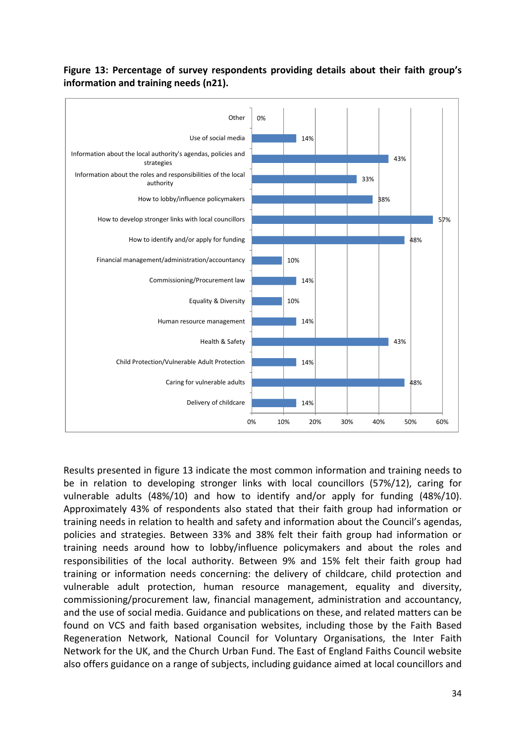**Figure 13: Percentage of survey respondents providing details about their faith group's information and training needs (n21).**

| Information/training need | Percentage |
|---|---|
| Other | 0% |
| Use of social media | 14% |
| Information about the local authority's agendas, policies and strategies | 43% |
| Information about the roles and responsibilities of the local authority | 33% |
| How to lobby/influence policymakers | 38% |
| How to develop stronger links with local councillors | 57% |
| How to identify and/or apply for funding | 48% |
| Financial management/administration/accountancy | 10% |
| Commissioning/Procurement law | 14% |
| Equality & Diversity | 10% |
| Human resource management | 14% |
| Health & Safety | 43% |
| Child Protection/Vulnerable Adult Protection | 14% |
| Caring for vulnerable adults | 48% |
| Delivery of childcare | 14% |

Results presented in figure 13 indicate the most common information and training needs to be in relation to developing stronger links with local councillors (57%/12), caring for vulnerable adults (48%/10) and how to identify and/or apply for funding (48%/10). Approximately 43% of respondents also stated that their faith group had information or training needs in relation to health and safety and information about the Council's agendas, policies and strategies. Between 33% and 38% felt their faith group had information or training needs around how to lobby/influence policymakers and about the roles and responsibilities of the local authority. Between 9% and 15% felt their faith group had training or information needs concerning: the delivery of childcare, child protection and vulnerable adult protection, human resource management, equality and diversity, commissioning/procurement law, financial management, administration and accountancy, and the use of social media. Guidance and publications on these, and related matters can be found on VCS and faith based organisation websites, including those by the Faith Based Regeneration Network, National Council for Voluntary Organisations, the Inter Faith Network for the UK, and the Church Urban Fund. The East of England Faiths Council website also offers guidance on a range of subjects, including guidance aimed at local councillors and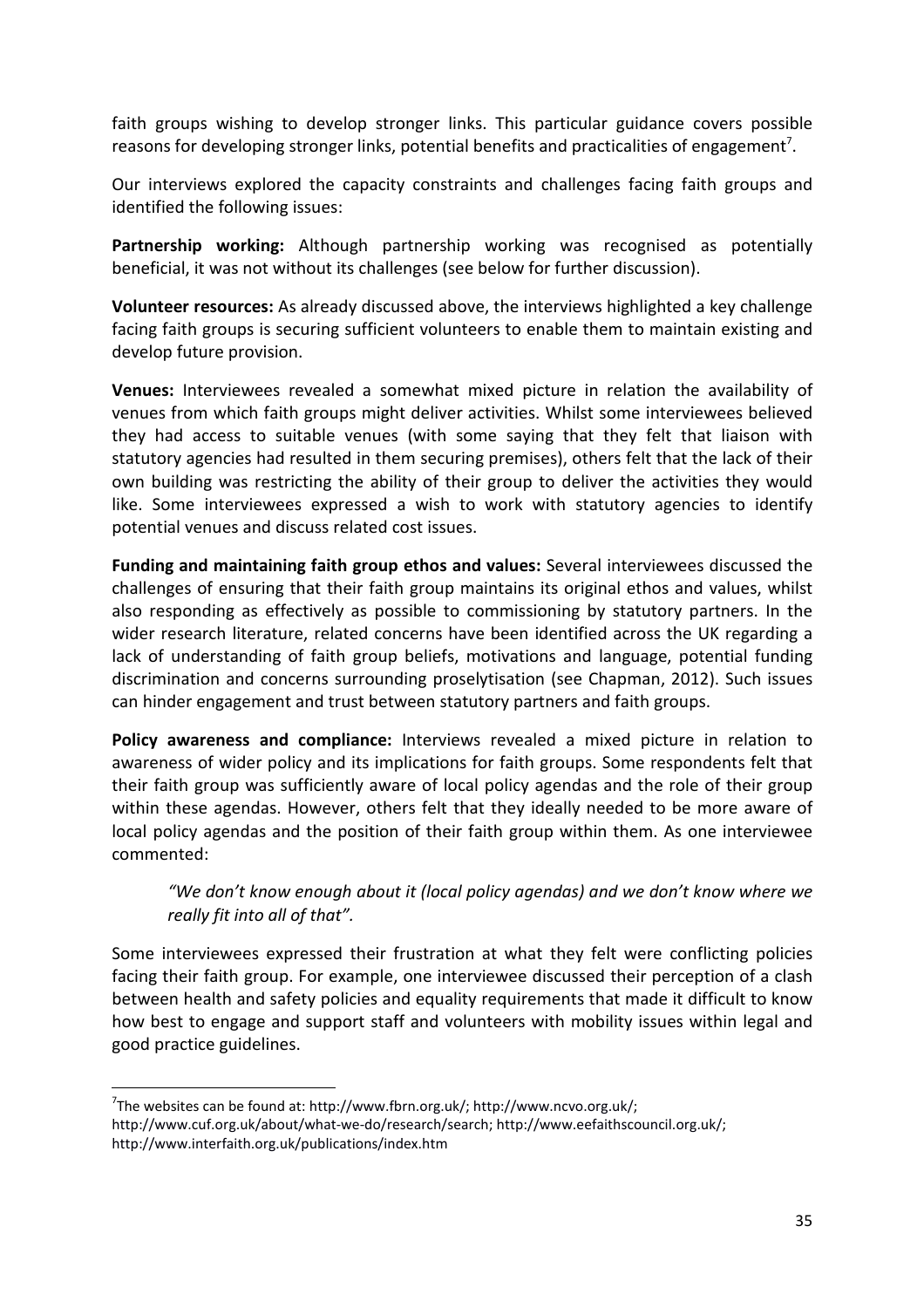faith groups wishing to develop stronger links. This particular guidance covers possible reasons for developing stronger links, potential benefits and practicalities of engagement[7].

Our interviews explored the capacity constraints and challenges facing faith groups and identified the following issues:

**Partnership working:** Although partnership working was recognised as potentially beneficial, it was not without its challenges (see below for further discussion).

**Volunteer resources:** As already discussed above, the interviews highlighted a key challenge facing faith groups is securing sufficient volunteers to enable them to maintain existing and develop future provision.

**Venues:** Interviewees revealed a somewhat mixed picture in relation the availability of venues from which faith groups might deliver activities. Whilst some interviewees believed they had access to suitable venues (with some saying that they felt that liaison with statutory agencies had resulted in them securing premises), others felt that the lack of their own building was restricting the ability of their group to deliver the activities they would like. Some interviewees expressed a wish to work with statutory agencies to identify potential venues and discuss related cost issues.

**Funding and maintaining faith group ethos and values:** Several interviewees discussed the challenges of ensuring that their faith group maintains its original ethos and values, whilst also responding as effectively as possible to commissioning by statutory partners. In the wider research literature, related concerns have been identified across the UK regarding a lack of understanding of faith group beliefs, motivations and language, potential funding discrimination and concerns surrounding proselytisation (see Chapman, 2012). Such issues can hinder engagement and trust between statutory partners and faith groups.

**Policy awareness and compliance:** Interviews revealed a mixed picture in relation to awareness of wider policy and its implications for faith groups. Some respondents felt that their faith group was sufficiently aware of local policy agendas and the role of their group within these agendas. However, others felt that they ideally needed to be more aware of local policy agendas and the position of their faith group within them. As one interviewee commented:

> *"We don't know enough about it (local policy agendas) and we don't know where we really fit into all of that".*

Some interviewees expressed their frustration at what they felt were conflicting policies facing their faith group. For example, one interviewee discussed their perception of a clash between health and safety policies and equality requirements that made it difficult to know how best to engage and support staff and volunteers with mobility issues within legal and good practice guidelines.

---

[7] The websites can be found at: http://www.fbrn.org.uk/; http://www.ncvo.org.uk/; http://www.cuf.org.uk/about/what-we-do/research/search; http://www.eefaithscouncil.org.uk/; http://www.interfaith.org.uk/publications/index.htm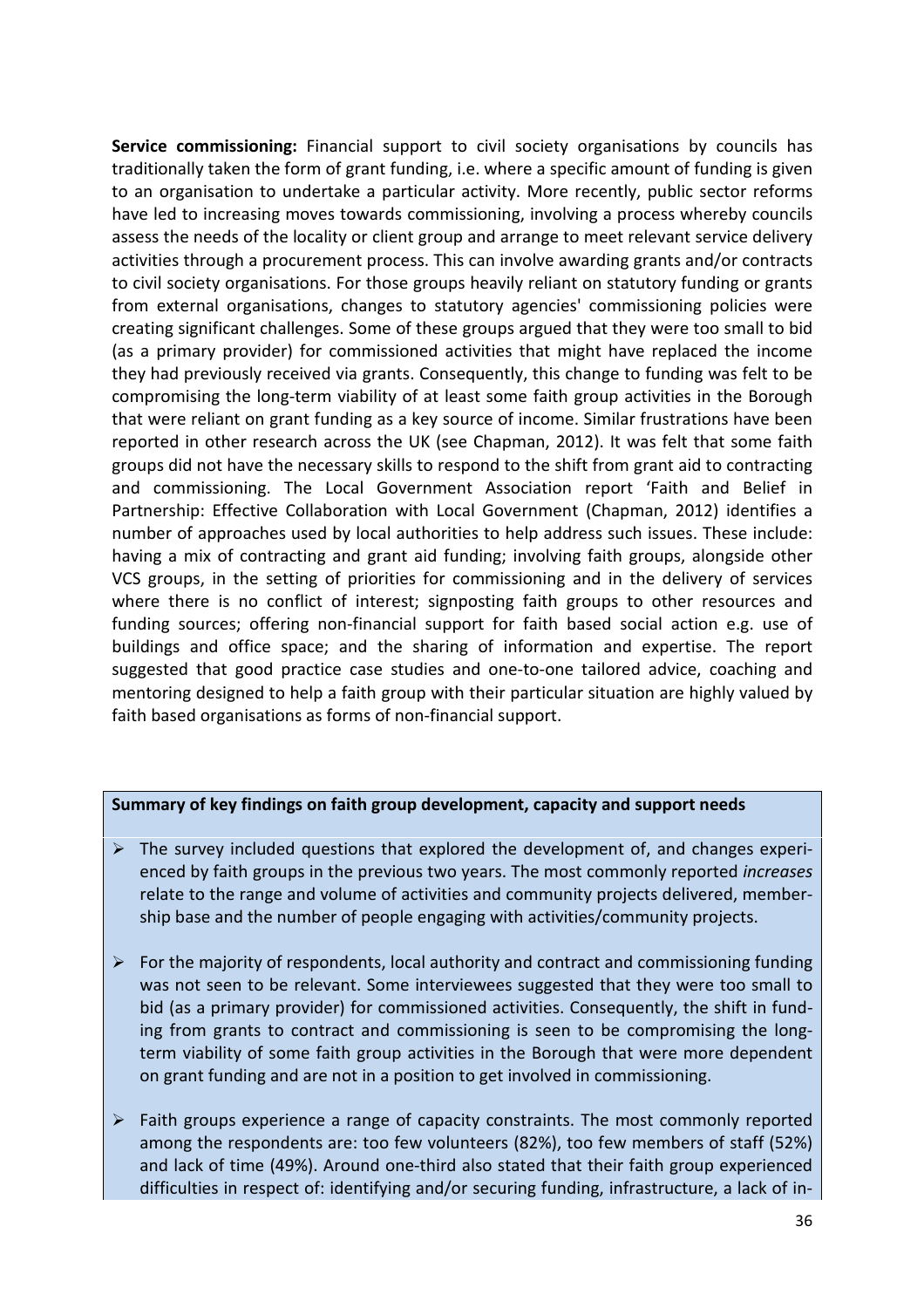**Service commissioning:** Financial support to civil society organisations by councils has traditionally taken the form of grant funding, i.e. where a specific amount of funding is given to an organisation to undertake a particular activity. More recently, public sector reforms have led to increasing moves towards commissioning, involving a process whereby councils assess the needs of the locality or client group and arrange to meet relevant service delivery activities through a procurement process. This can involve awarding grants and/or contracts to civil society organisations. For those groups heavily reliant on statutory funding or grants from external organisations, changes to statutory agencies' commissioning policies were creating significant challenges. Some of these groups argued that they were too small to bid (as a primary provider) for commissioned activities that might have replaced the income they had previously received via grants. Consequently, this change to funding was felt to be compromising the long-term viability of at least some faith group activities in the Borough that were reliant on grant funding as a key source of income. Similar frustrations have been reported in other research across the UK (see Chapman, 2012). It was felt that some faith groups did not have the necessary skills to respond to the shift from grant aid to contracting and commissioning. The Local Government Association report 'Faith and Belief in Partnership: Effective Collaboration with Local Government (Chapman, 2012) identifies a number of approaches used by local authorities to help address such issues. These include: having a mix of contracting and grant aid funding; involving faith groups, alongside other VCS groups, in the setting of priorities for commissioning and in the delivery of services where there is no conflict of interest; signposting faith groups to other resources and funding sources; offering non-financial support for faith based social action e.g. use of buildings and office space; and the sharing of information and expertise. The report suggested that good practice case studies and one-to-one tailored advice, coaching and mentoring designed to help a faith group with their particular situation are highly valued by faith based organisations as forms of non-financial support.

**Summary of key findings on faith group development, capacity and support needs**

- The survey included questions that explored the development of, and changes experienced by faith groups in the previous two years. The most commonly reported *increases* relate to the range and volume of activities and community projects delivered, membership base and the number of people engaging with activities/community projects.
- For the majority of respondents, local authority and contract and commissioning funding was not seen to be relevant. Some interviewees suggested that they were too small to bid (as a primary provider) for commissioned activities. Consequently, the shift in funding from grants to contract and commissioning is seen to be compromising the long-term viability of some faith group activities in the Borough that were more dependent on grant funding and are not in a position to get involved in commissioning.
- Faith groups experience a range of capacity constraints. The most commonly reported among the respondents are: too few volunteers (82%), too few members of staff (52%) and lack of time (49%). Around one-third also stated that their faith group experienced difficulties in respect of: identifying and/or securing funding, infrastructure, a lack of in-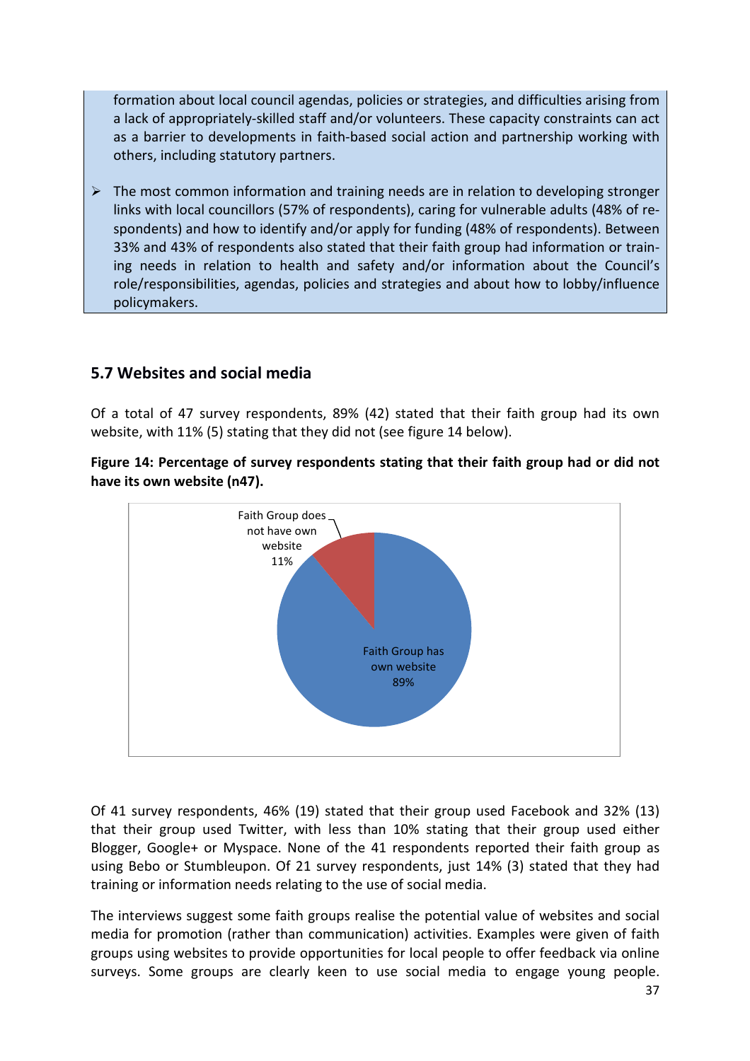formation about local council agendas, policies or strategies, and difficulties arising from a lack of appropriately-skilled staff and/or volunteers. These capacity constraints can act as a barrier to developments in faith-based social action and partnership working with others, including statutory partners.

- The most common information and training needs are in relation to developing stronger links with local councillors (57% of respondents), caring for vulnerable adults (48% of respondents) and how to identify and/or apply for funding (48% of respondents). Between 33% and 43% of respondents also stated that their faith group had information or training needs in relation to health and safety and/or information about the Council's role/responsibilities, agendas, policies and strategies and about how to lobby/influence policymakers.

## 5.7 Websites and social media

Of a total of 47 survey respondents, 89% (42) stated that their faith group had its own website, with 11% (5) stating that they did not (see figure 14 below).

**Figure 14: Percentage of survey respondents stating that their faith group had or did not have its own website (n47).**

| Category | Percentage |
|---|---|
| Faith Group has own website | 89% |
| Faith Group does not have own website | 11% |

Of 41 survey respondents, 46% (19) stated that their group used Facebook and 32% (13) that their group used Twitter, with less than 10% stating that their group used either Blogger, Google+ or Myspace. None of the 41 respondents reported their faith group as using Bebo or Stumbleupon. Of 21 survey respondents, just 14% (3) stated that they had training or information needs relating to the use of social media.

The interviews suggest some faith groups realise the potential value of websites and social media for promotion (rather than communication) activities. Examples were given of faith groups using websites to provide opportunities for local people to offer feedback via online surveys. Some groups are clearly keen to use social media to engage young people.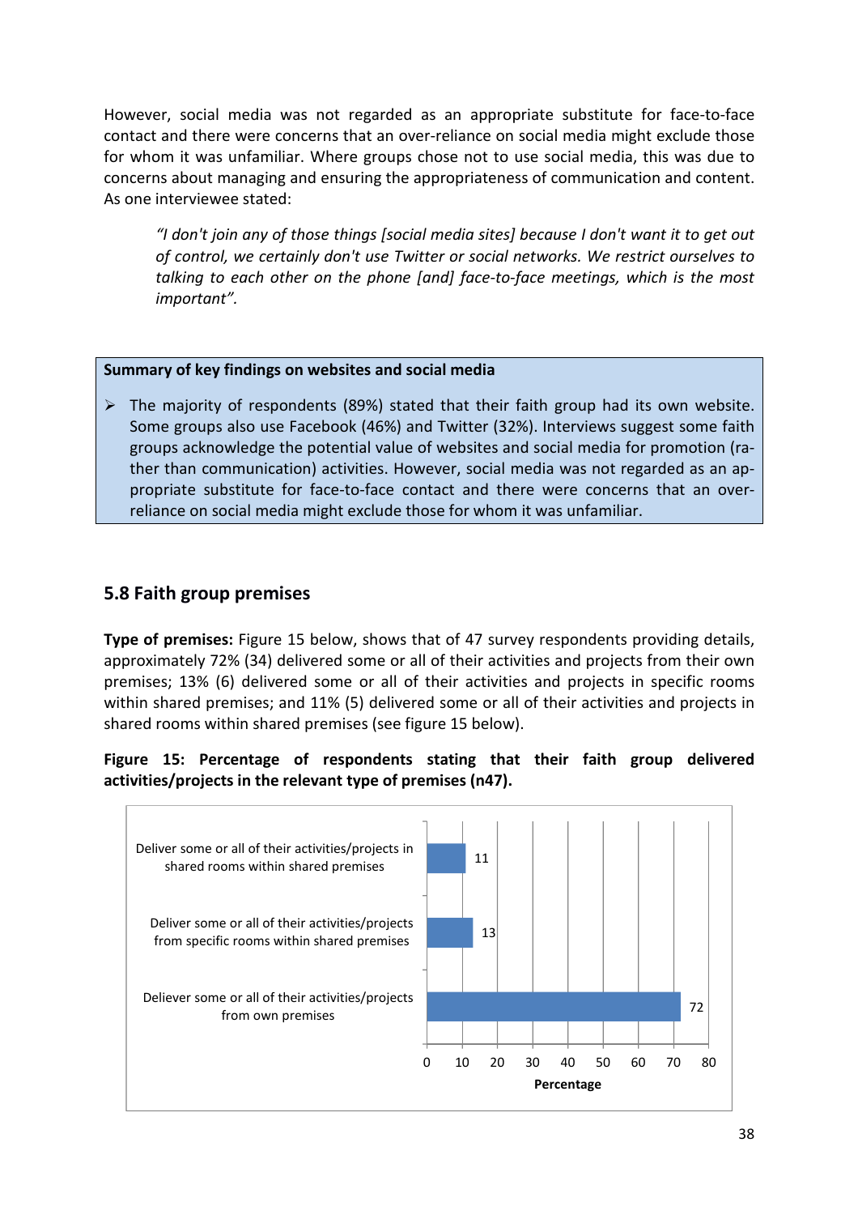However, social media was not regarded as an appropriate substitute for face-to-face contact and there were concerns that an over-reliance on social media might exclude those for whom it was unfamiliar. Where groups chose not to use social media, this was due to concerns about managing and ensuring the appropriateness of communication and content. As one interviewee stated:

> *"I don't join any of those things [social media sites] because I don't want it to get out of control, we certainly don't use Twitter or social networks. We restrict ourselves to talking to each other on the phone [and] face-to-face meetings, which is the most important".*

**Summary of key findings on websites and social media**

- The majority of respondents (89%) stated that their faith group had its own website. Some groups also use Facebook (46%) and Twitter (32%). Interviews suggest some faith groups acknowledge the potential value of websites and social media for promotion (rather than communication) activities. However, social media was not regarded as an appropriate substitute for face-to-face contact and there were concerns that an over-reliance on social media might exclude those for whom it was unfamiliar.

## 5.8 Faith group premises

**Type of premises:** Figure 15 below, shows that of 47 survey respondents providing details, approximately 72% (34) delivered some or all of their activities and projects from their own premises; 13% (6) delivered some or all of their activities and projects in specific rooms within shared premises; and 11% (5) delivered some or all of their activities and projects in shared rooms within shared premises (see figure 15 below).

**Figure 15: Percentage of respondents stating that their faith group delivered activities/projects in the relevant type of premises (n47).**

| Type of premises | Percentage |
|---|---|
| Deliver some or all of their activities/projects in shared rooms within shared premises | 11 |
| Deliver some or all of their activities/projects from specific rooms within shared premises | 13 |
| Deliever some or all of their activities/projects from own premises | 72 |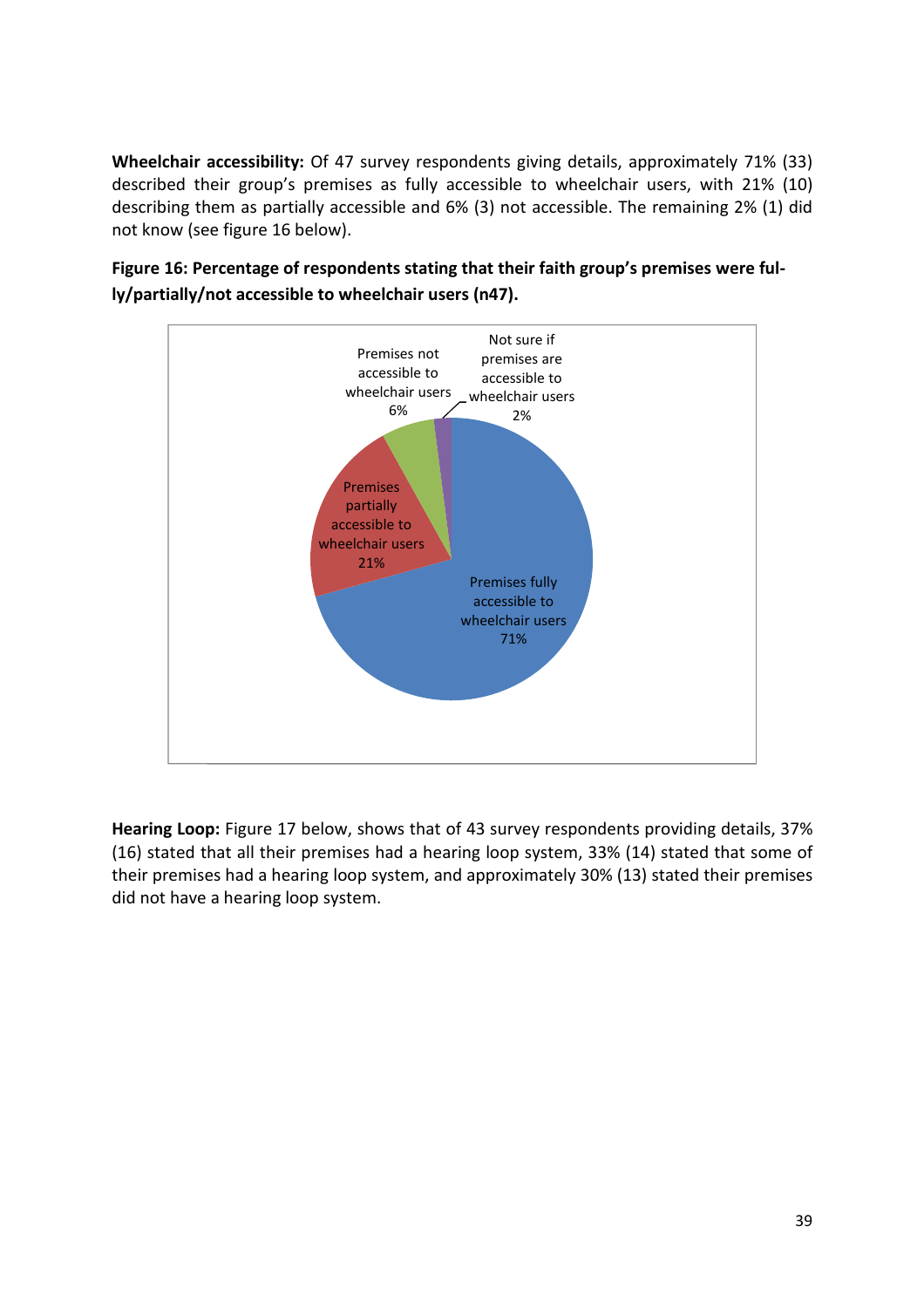**Wheelchair accessibility:** Of 47 survey respondents giving details, approximately 71% (33) described their group's premises as fully accessible to wheelchair users, with 21% (10) describing them as partially accessible and 6% (3) not accessible. The remaining 2% (1) did not know (see figure 16 below).

**Figure 16: Percentage of respondents stating that their faith group's premises were fully/partially/not accessible to wheelchair users (n47).**

**Hearing Loop:** Figure 17 below, shows that of 43 survey respondents providing details, 37% (16) stated that all their premises had a hearing loop system, 33% (14) stated that some of their premises had a hearing loop system, and approximately 30% (13) stated their premises did not have a hearing loop system.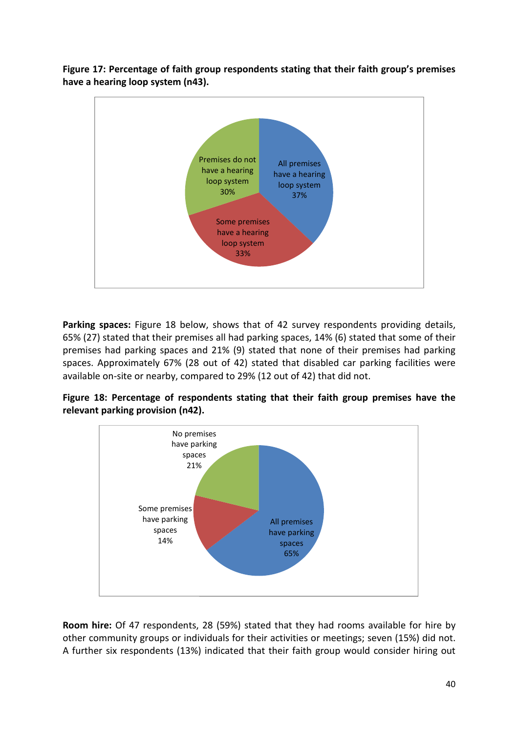**Figure 17: Percentage of faith group respondents stating that their faith group's premises have a hearing loop system (n43).**

**Parking spaces:** Figure 18 below, shows that of 42 survey respondents providing details, 65% (27) stated that their premises all had parking spaces, 14% (6) stated that some of their premises had parking spaces and 21% (9) stated that none of their premises had parking spaces. Approximately 67% (28 out of 42) stated that disabled car parking facilities were available on-site or nearby, compared to 29% (12 out of 42) that did not.

**Figure 18: Percentage of respondents stating that their faith group premises have the relevant parking provision (n42).**

**Room hire:** Of 47 respondents, 28 (59%) stated that they had rooms available for hire by other community groups or individuals for their activities or meetings; seven (15%) did not. A further six respondents (13%) indicated that their faith group would consider hiring out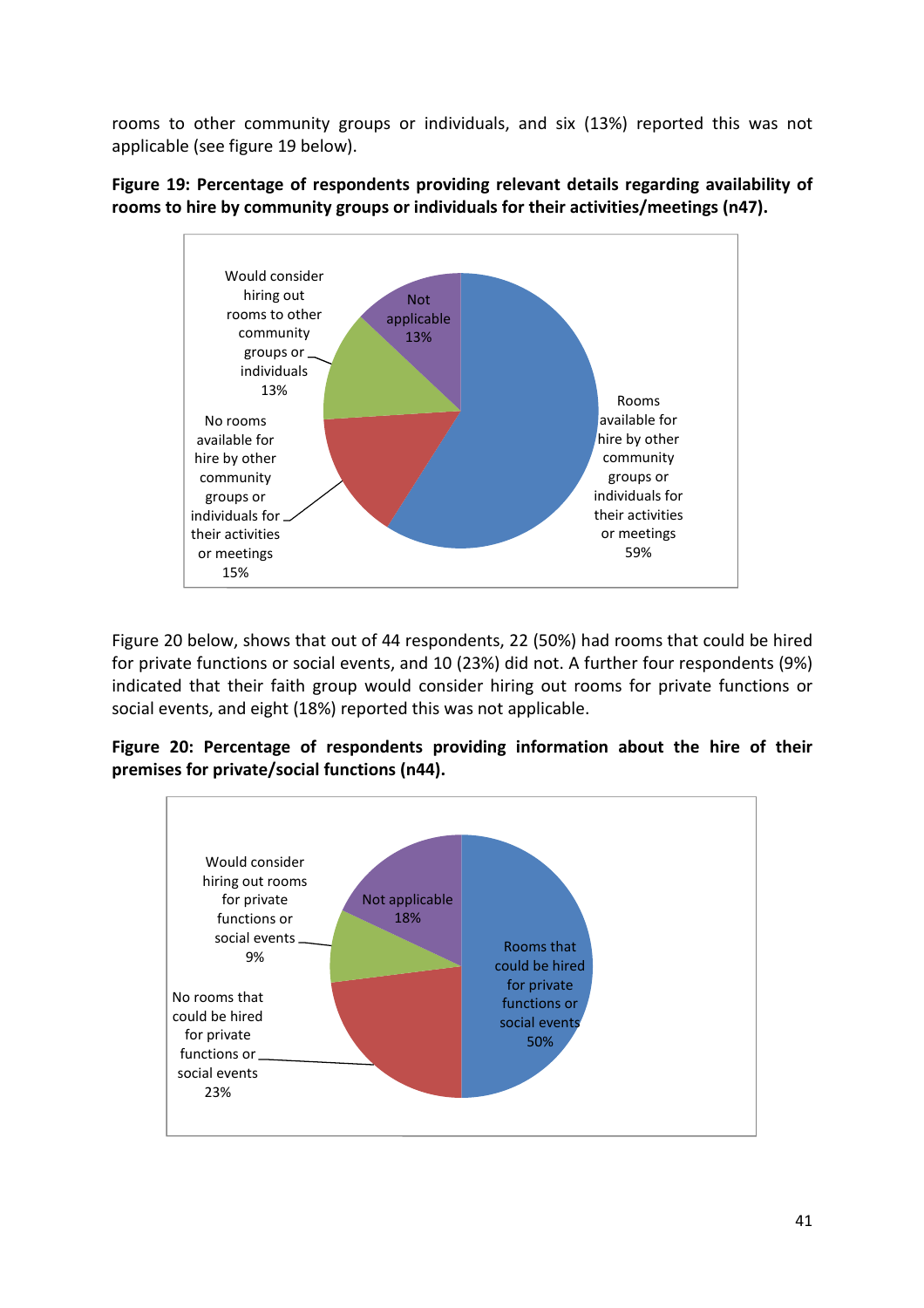rooms to other community groups or individuals, and six (13%) reported this was not applicable (see figure 19 below).

**Figure 19: Percentage of respondents providing relevant details regarding availability of rooms to hire by community groups or individuals for their activities/meetings (n47).**

Figure 20 below, shows that out of 44 respondents, 22 (50%) had rooms that could be hired for private functions or social events, and 10 (23%) did not. A further four respondents (9%) indicated that their faith group would consider hiring out rooms for private functions or social events, and eight (18%) reported this was not applicable.

**Figure 20: Percentage of respondents providing information about the hire of their premises for private/social functions (n44).**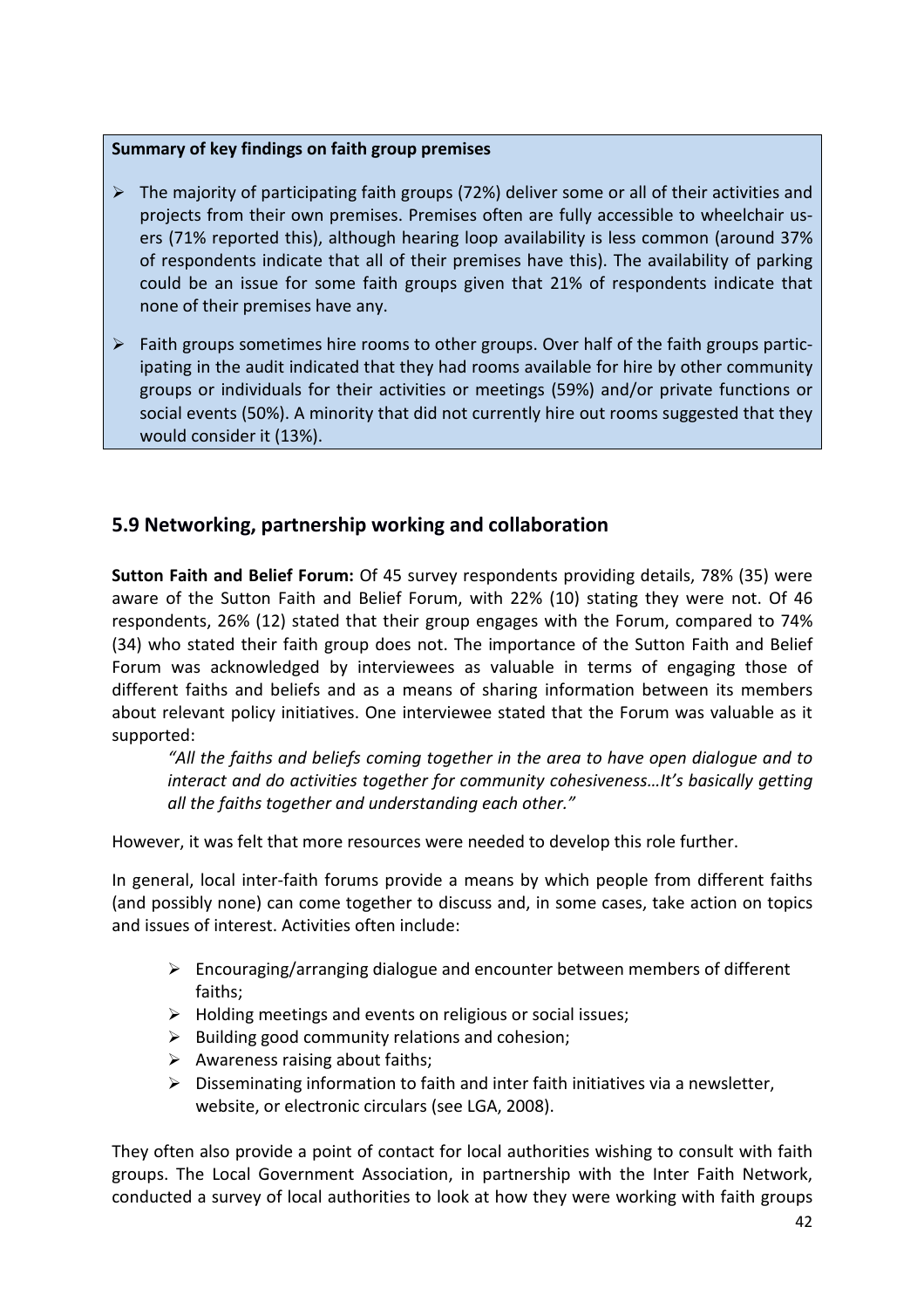**Summary of key findings on faith group premises**

- The majority of participating faith groups (72%) deliver some or all of their activities and projects from their own premises. Premises often are fully accessible to wheelchair users (71% reported this), although hearing loop availability is less common (around 37% of respondents indicate that all of their premises have this). The availability of parking could be an issue for some faith groups given that 21% of respondents indicate that none of their premises have any.
- Faith groups sometimes hire rooms to other groups. Over half of the faith groups participating in the audit indicated that they had rooms available for hire by other community groups or individuals for their activities or meetings (59%) and/or private functions or social events (50%). A minority that did not currently hire out rooms suggested that they would consider it (13%).

## 5.9 Networking, partnership working and collaboration

**Sutton Faith and Belief Forum:** Of 45 survey respondents providing details, 78% (35) were aware of the Sutton Faith and Belief Forum, with 22% (10) stating they were not. Of 46 respondents, 26% (12) stated that their group engages with the Forum, compared to 74% (34) who stated their faith group does not. The importance of the Sutton Faith and Belief Forum was acknowledged by interviewees as valuable in terms of engaging those of different faiths and beliefs and as a means of sharing information between its members about relevant policy initiatives. One interviewee stated that the Forum was valuable as it supported:

> *"All the faiths and beliefs coming together in the area to have open dialogue and to interact and do activities together for community cohesiveness…It's basically getting all the faiths together and understanding each other."*

However, it was felt that more resources were needed to develop this role further.

In general, local inter-faith forums provide a means by which people from different faiths (and possibly none) can come together to discuss and, in some cases, take action on topics and issues of interest. Activities often include:

- Encouraging/arranging dialogue and encounter between members of different faiths;
- Holding meetings and events on religious or social issues;
- Building good community relations and cohesion;
- Awareness raising about faiths;
- Disseminating information to faith and inter faith initiatives via a newsletter, website, or electronic circulars (see LGA, 2008).

They often also provide a point of contact for local authorities wishing to consult with faith groups. The Local Government Association, in partnership with the Inter Faith Network, conducted a survey of local authorities to look at how they were working with faith groups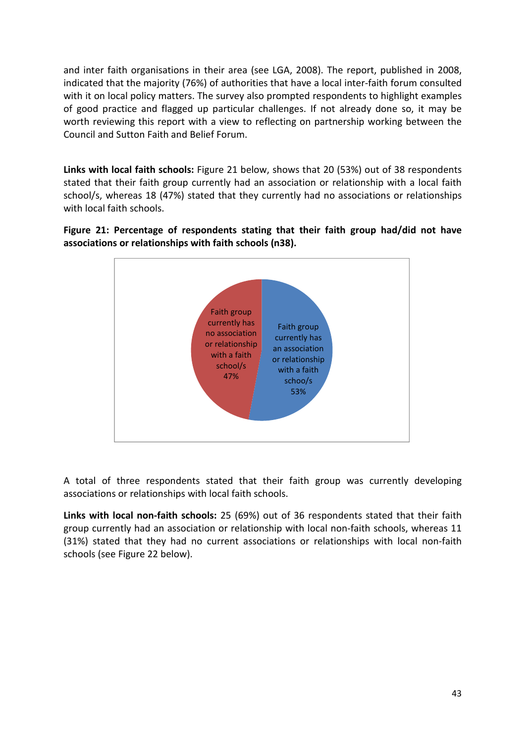and inter faith organisations in their area (see LGA, 2008). The report, published in 2008, indicated that the majority (76%) of authorities that have a local inter-faith forum consulted with it on local policy matters. The survey also prompted respondents to highlight examples of good practice and flagged up particular challenges. If not already done so, it may be worth reviewing this report with a view to reflecting on partnership working between the Council and Sutton Faith and Belief Forum.

**Links with local faith schools:** Figure 21 below, shows that 20 (53%) out of 38 respondents stated that their faith group currently had an association or relationship with a local faith school/s, whereas 18 (47%) stated that they currently had no associations or relationships with local faith schools.

**Figure 21: Percentage of respondents stating that their faith group had/did not have associations or relationships with faith schools (n38).**

Faith group currently has no association or relationship with a faith school/s 47%

Faith group currently has an association or relationship with a faith schoo/s 53%

A total of three respondents stated that their faith group was currently developing associations or relationships with local faith schools.

**Links with local non-faith schools:** 25 (69%) out of 36 respondents stated that their faith group currently had an association or relationship with local non-faith schools, whereas 11 (31%) stated that they had no current associations or relationships with local non-faith schools (see Figure 22 below).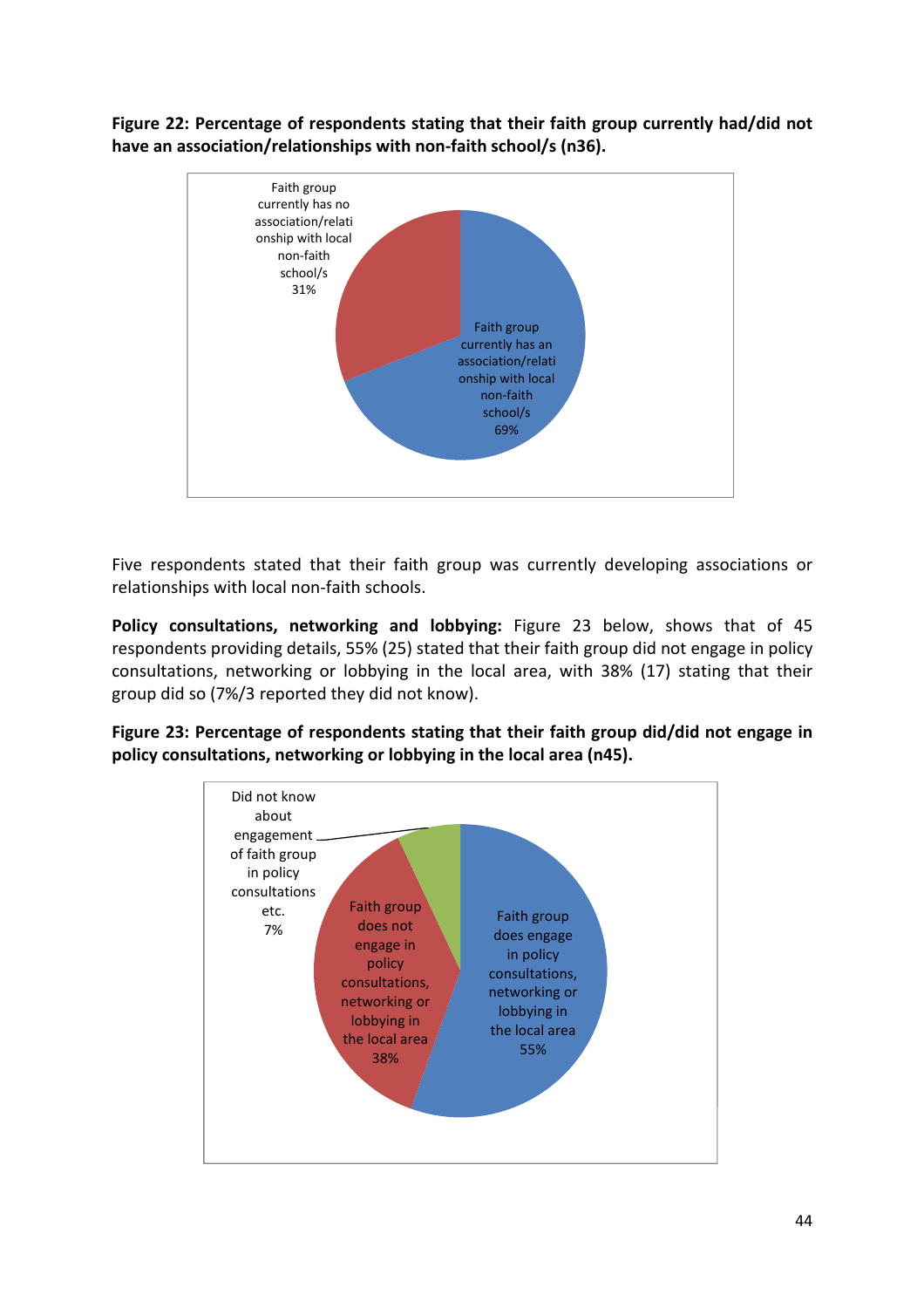**Figure 22: Percentage of respondents stating that their faith group currently had/did not have an association/relationships with non-faith school/s (n36).**

Faith group currently has no association/relationship with local non-faith school/s 31%

Faith group currently has an association/relationship with local non-faith school/s 69%

Five respondents stated that their faith group was currently developing associations or relationships with local non-faith schools.

**Policy consultations, networking and lobbying:** Figure 23 below, shows that of 45 respondents providing details, 55% (25) stated that their faith group did not engage in policy consultations, networking or lobbying in the local area, with 38% (17) stating that their group did so (7%/3 reported they did not know).

**Figure 23: Percentage of respondents stating that their faith group did/did not engage in policy consultations, networking or lobbying in the local area (n45).**

Did not know about engagement of faith group in policy consultations etc. 7%

Faith group does not engage in policy consultations, networking or lobbying in the local area 38%

Faith group does engage in policy consultations, networking or lobbying in the local area 55%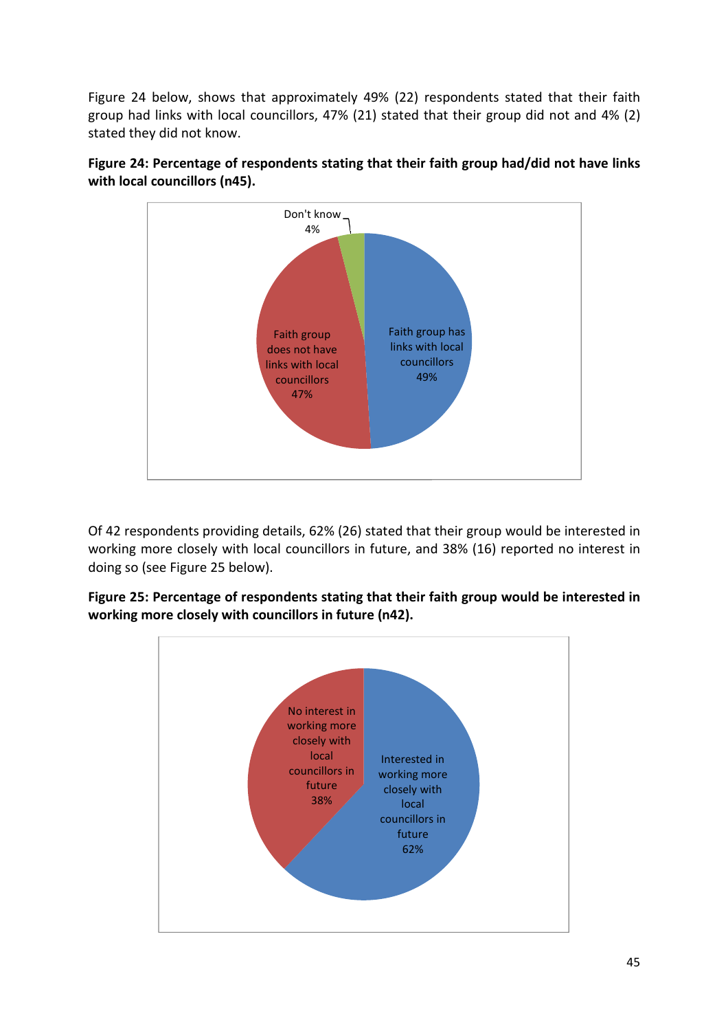Figure 24 below, shows that approximately 49% (22) respondents stated that their faith group had links with local councillors, 47% (21) stated that their group did not and 4% (2) stated they did not know.

**Figure 24: Percentage of respondents stating that their faith group had/did not have links with local councillors (n45).**

Of 42 respondents providing details, 62% (26) stated that their group would be interested in working more closely with local councillors in future, and 38% (16) reported no interest in doing so (see Figure 25 below).

**Figure 25: Percentage of respondents stating that their faith group would be interested in working more closely with councillors in future (n42).**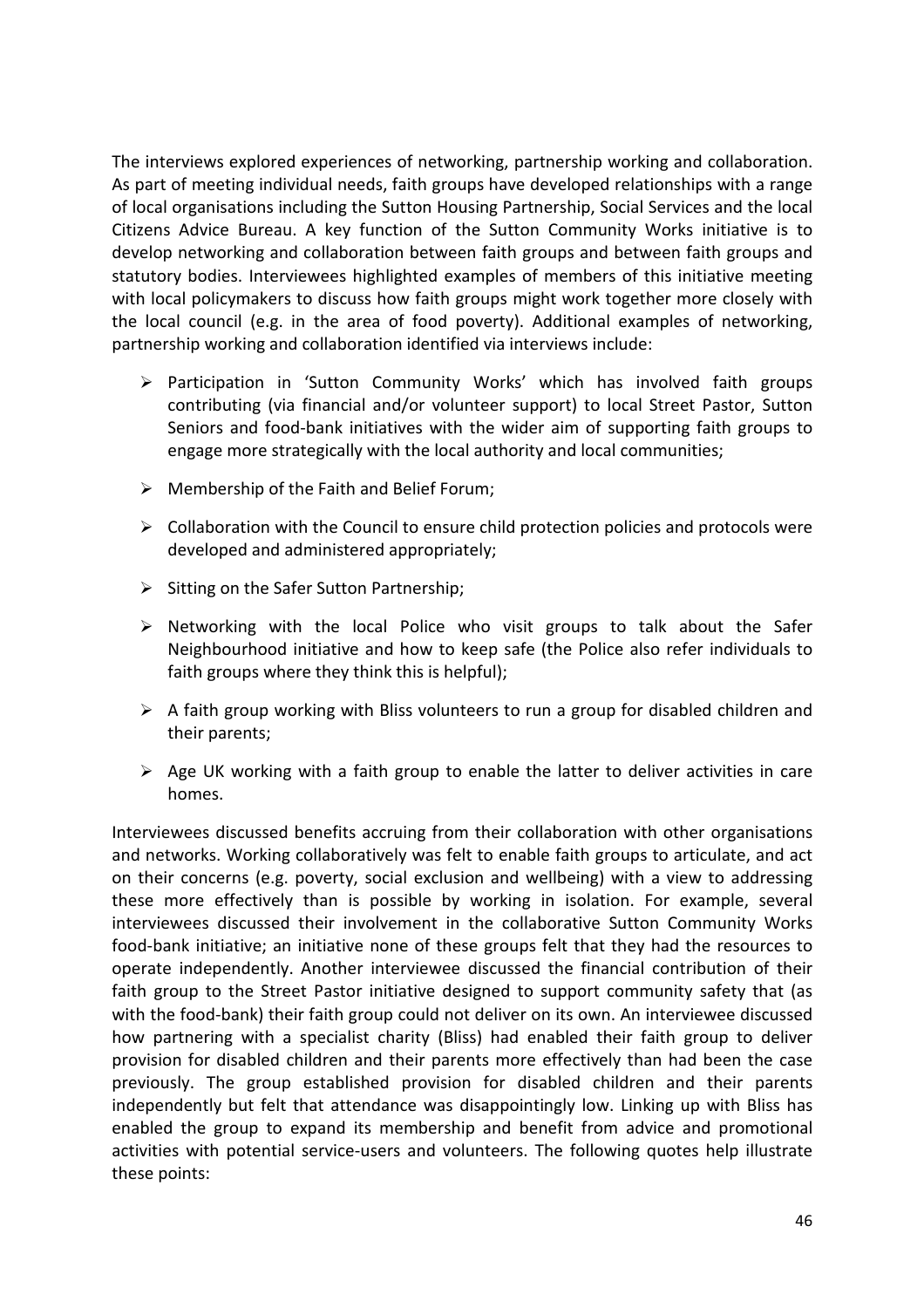The interviews explored experiences of networking, partnership working and collaboration. As part of meeting individual needs, faith groups have developed relationships with a range of local organisations including the Sutton Housing Partnership, Social Services and the local Citizens Advice Bureau. A key function of the Sutton Community Works initiative is to develop networking and collaboration between faith groups and between faith groups and statutory bodies. Interviewees highlighted examples of members of this initiative meeting with local policymakers to discuss how faith groups might work together more closely with the local council (e.g. in the area of food poverty). Additional examples of networking, partnership working and collaboration identified via interviews include:

- Participation in 'Sutton Community Works' which has involved faith groups contributing (via financial and/or volunteer support) to local Street Pastor, Sutton Seniors and food-bank initiatives with the wider aim of supporting faith groups to engage more strategically with the local authority and local communities;
- Membership of the Faith and Belief Forum;
- Collaboration with the Council to ensure child protection policies and protocols were developed and administered appropriately;
- Sitting on the Safer Sutton Partnership;
- Networking with the local Police who visit groups to talk about the Safer Neighbourhood initiative and how to keep safe (the Police also refer individuals to faith groups where they think this is helpful);
- A faith group working with Bliss volunteers to run a group for disabled children and their parents;
- Age UK working with a faith group to enable the latter to deliver activities in care homes.

Interviewees discussed benefits accruing from their collaboration with other organisations and networks. Working collaboratively was felt to enable faith groups to articulate, and act on their concerns (e.g. poverty, social exclusion and wellbeing) with a view to addressing these more effectively than is possible by working in isolation. For example, several interviewees discussed their involvement in the collaborative Sutton Community Works food-bank initiative; an initiative none of these groups felt that they had the resources to operate independently. Another interviewee discussed the financial contribution of their faith group to the Street Pastor initiative designed to support community safety that (as with the food-bank) their faith group could not deliver on its own. An interviewee discussed how partnering with a specialist charity (Bliss) had enabled their faith group to deliver provision for disabled children and their parents more effectively than had been the case previously. The group established provision for disabled children and their parents independently but felt that attendance was disappointingly low. Linking up with Bliss has enabled the group to expand its membership and benefit from advice and promotional activities with potential service-users and volunteers. The following quotes help illustrate these points: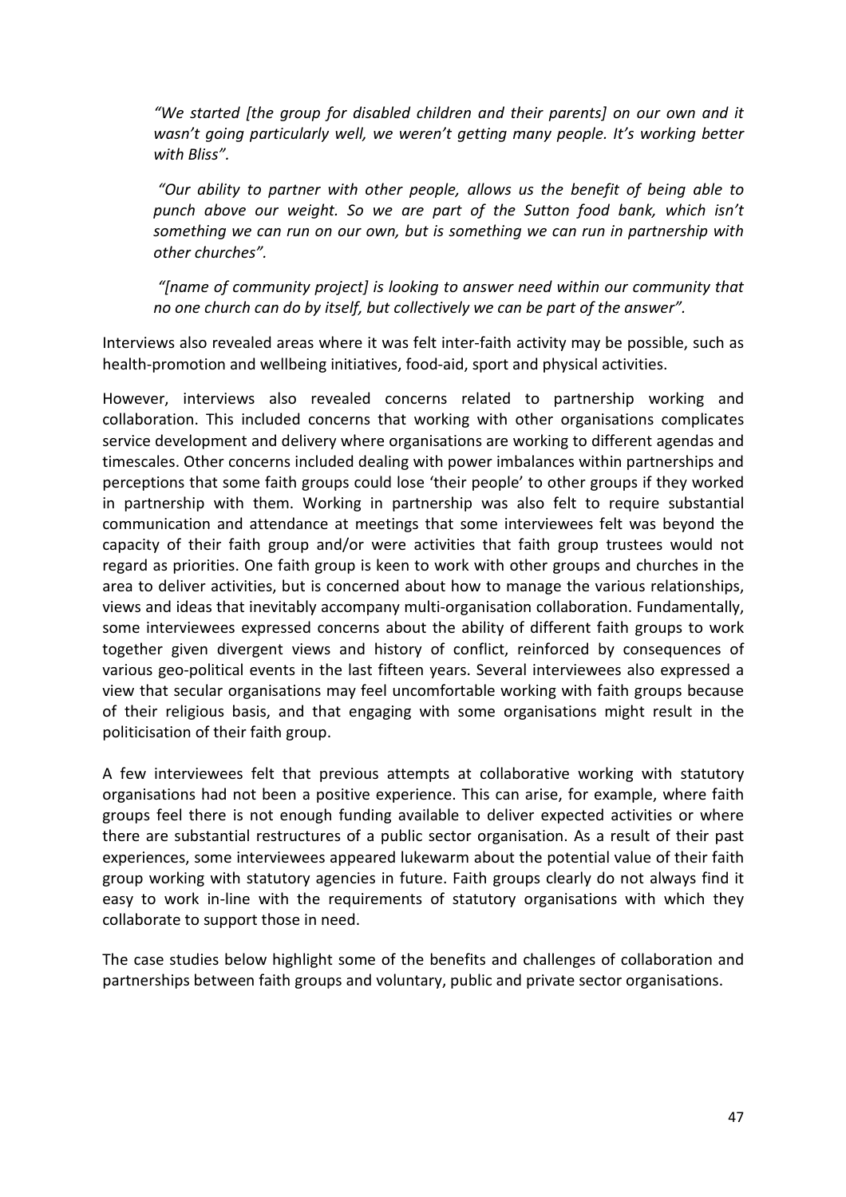*"We started [the group for disabled children and their parents] on our own and it wasn't going particularly well, we weren't getting many people. It's working better with Bliss".*

*"Our ability to partner with other people, allows us the benefit of being able to punch above our weight. So we are part of the Sutton food bank, which isn't something we can run on our own, but is something we can run in partnership with other churches".*

*"[name of community project] is looking to answer need within our community that no one church can do by itself, but collectively we can be part of the answer".*

Interviews also revealed areas where it was felt inter-faith activity may be possible, such as health-promotion and wellbeing initiatives, food-aid, sport and physical activities.

However, interviews also revealed concerns related to partnership working and collaboration. This included concerns that working with other organisations complicates service development and delivery where organisations are working to different agendas and timescales. Other concerns included dealing with power imbalances within partnerships and perceptions that some faith groups could lose 'their people' to other groups if they worked in partnership with them. Working in partnership was also felt to require substantial communication and attendance at meetings that some interviewees felt was beyond the capacity of their faith group and/or were activities that faith group trustees would not regard as priorities. One faith group is keen to work with other groups and churches in the area to deliver activities, but is concerned about how to manage the various relationships, views and ideas that inevitably accompany multi-organisation collaboration. Fundamentally, some interviewees expressed concerns about the ability of different faith groups to work together given divergent views and history of conflict, reinforced by consequences of various geo-political events in the last fifteen years. Several interviewees also expressed a view that secular organisations may feel uncomfortable working with faith groups because of their religious basis, and that engaging with some organisations might result in the politicisation of their faith group.

A few interviewees felt that previous attempts at collaborative working with statutory organisations had not been a positive experience. This can arise, for example, where faith groups feel there is not enough funding available to deliver expected activities or where there are substantial restructures of a public sector organisation. As a result of their past experiences, some interviewees appeared lukewarm about the potential value of their faith group working with statutory agencies in future. Faith groups clearly do not always find it easy to work in-line with the requirements of statutory organisations with which they collaborate to support those in need.

The case studies below highlight some of the benefits and challenges of collaboration and partnerships between faith groups and voluntary, public and private sector organisations.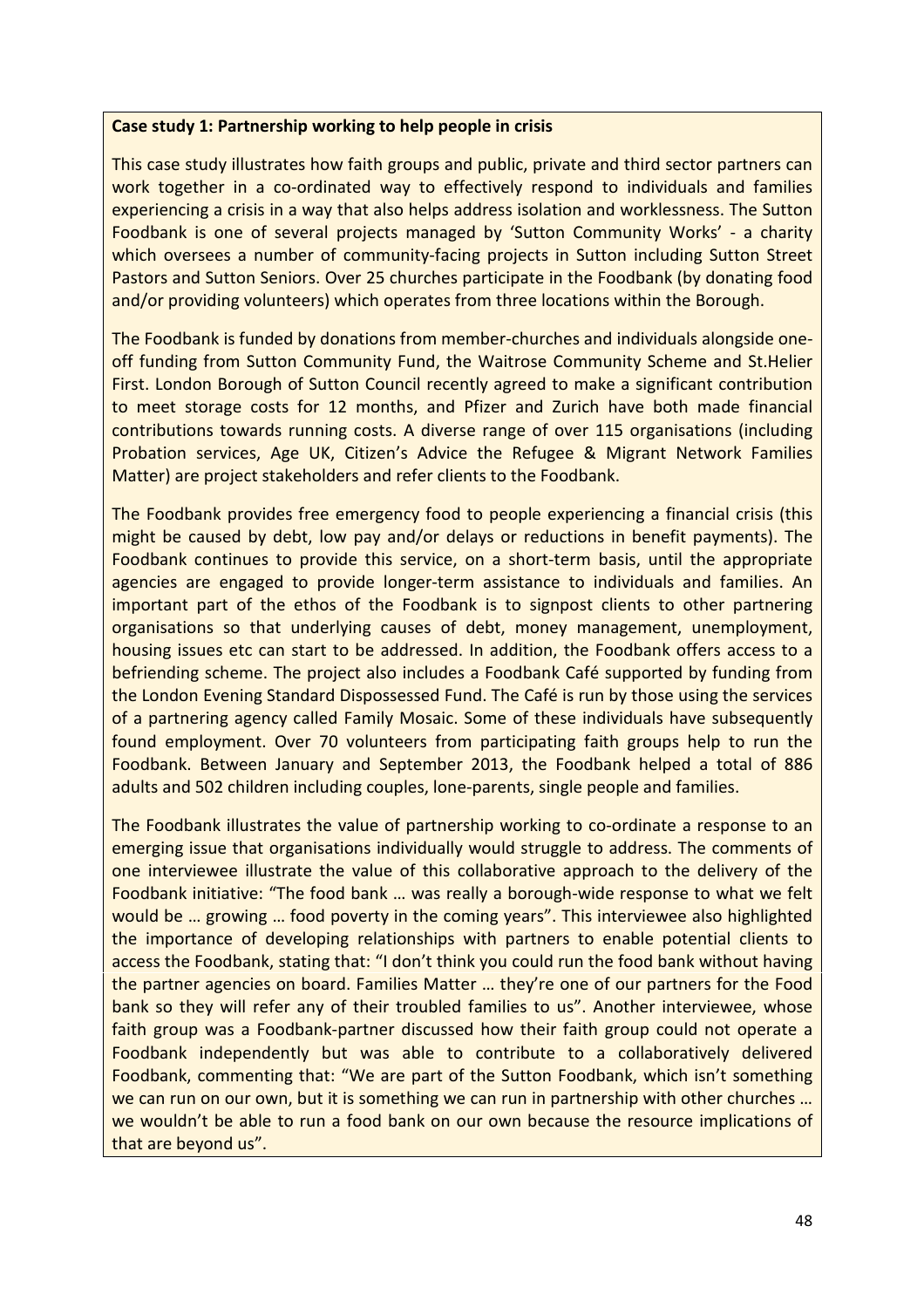**Case study 1: Partnership working to help people in crisis**

This case study illustrates how faith groups and public, private and third sector partners can work together in a co-ordinated way to effectively respond to individuals and families experiencing a crisis in a way that also helps address isolation and worklessness. The Sutton Foodbank is one of several projects managed by 'Sutton Community Works' - a charity which oversees a number of community-facing projects in Sutton including Sutton Street Pastors and Sutton Seniors. Over 25 churches participate in the Foodbank (by donating food and/or providing volunteers) which operates from three locations within the Borough.

The Foodbank is funded by donations from member-churches and individuals alongside one-off funding from Sutton Community Fund, the Waitrose Community Scheme and St.Helier First. London Borough of Sutton Council recently agreed to make a significant contribution to meet storage costs for 12 months, and Pfizer and Zurich have both made financial contributions towards running costs. A diverse range of over 115 organisations (including Probation services, Age UK, Citizen's Advice the Refugee & Migrant Network Families Matter) are project stakeholders and refer clients to the Foodbank.

The Foodbank provides free emergency food to people experiencing a financial crisis (this might be caused by debt, low pay and/or delays or reductions in benefit payments). The Foodbank continues to provide this service, on a short-term basis, until the appropriate agencies are engaged to provide longer-term assistance to individuals and families. An important part of the ethos of the Foodbank is to signpost clients to other partnering organisations so that underlying causes of debt, money management, unemployment, housing issues etc can start to be addressed. In addition, the Foodbank offers access to a befriending scheme. The project also includes a Foodbank Café supported by funding from the London Evening Standard Dispossessed Fund. The Café is run by those using the services of a partnering agency called Family Mosaic. Some of these individuals have subsequently found employment. Over 70 volunteers from participating faith groups help to run the Foodbank. Between January and September 2013, the Foodbank helped a total of 886 adults and 502 children including couples, lone-parents, single people and families.

The Foodbank illustrates the value of partnership working to co-ordinate a response to an emerging issue that organisations individually would struggle to address. The comments of one interviewee illustrate the value of this collaborative approach to the delivery of the Foodbank initiative: "The food bank … was really a borough-wide response to what we felt would be … growing … food poverty in the coming years". This interviewee also highlighted the importance of developing relationships with partners to enable potential clients to access the Foodbank, stating that: "I don't think you could run the food bank without having the partner agencies on board. Families Matter … they're one of our partners for the Food bank so they will refer any of their troubled families to us". Another interviewee, whose faith group was a Foodbank-partner discussed how their faith group could not operate a Foodbank independently but was able to contribute to a collaboratively delivered Foodbank, commenting that: "We are part of the Sutton Foodbank, which isn't something we can run on our own, but it is something we can run in partnership with other churches … we wouldn't be able to run a food bank on our own because the resource implications of that are beyond us".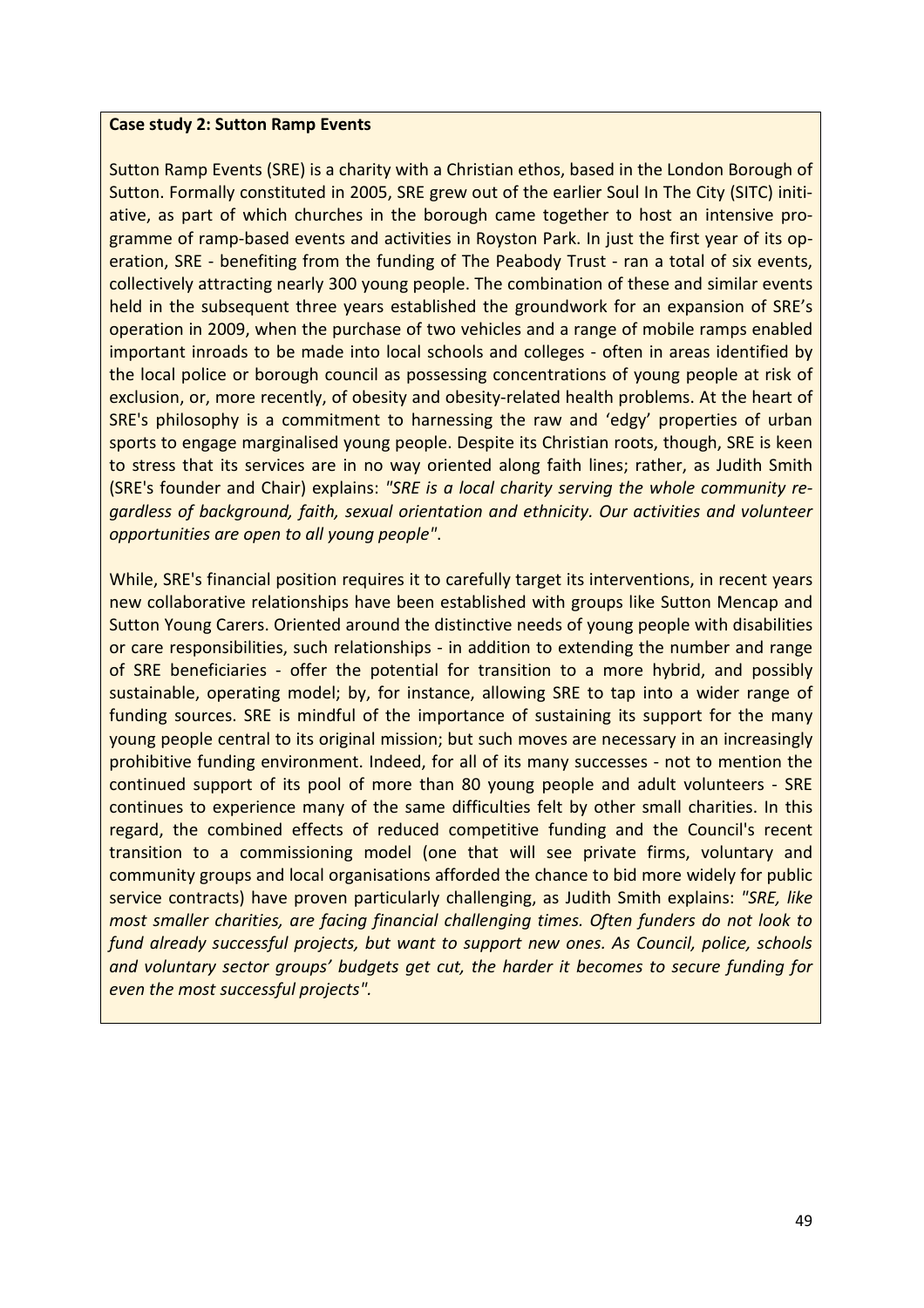**Case study 2: Sutton Ramp Events**

Sutton Ramp Events (SRE) is a charity with a Christian ethos, based in the London Borough of Sutton. Formally constituted in 2005, SRE grew out of the earlier Soul In The City (SITC) initiative, as part of which churches in the borough came together to host an intensive programme of ramp-based events and activities in Royston Park. In just the first year of its operation, SRE - benefiting from the funding of The Peabody Trust - ran a total of six events, collectively attracting nearly 300 young people. The combination of these and similar events held in the subsequent three years established the groundwork for an expansion of SRE's operation in 2009, when the purchase of two vehicles and a range of mobile ramps enabled important inroads to be made into local schools and colleges - often in areas identified by the local police or borough council as possessing concentrations of young people at risk of exclusion, or, more recently, of obesity and obesity-related health problems. At the heart of SRE's philosophy is a commitment to harnessing the raw and 'edgy' properties of urban sports to engage marginalised young people. Despite its Christian roots, though, SRE is keen to stress that its services are in no way oriented along faith lines; rather, as Judith Smith (SRE's founder and Chair) explains: *"SRE is a local charity serving the whole community regardless of background, faith, sexual orientation and ethnicity. Our activities and volunteer opportunities are open to all young people"*.

While, SRE's financial position requires it to carefully target its interventions, in recent years new collaborative relationships have been established with groups like Sutton Mencap and Sutton Young Carers. Oriented around the distinctive needs of young people with disabilities or care responsibilities, such relationships - in addition to extending the number and range of SRE beneficiaries - offer the potential for transition to a more hybrid, and possibly sustainable, operating model; by, for instance, allowing SRE to tap into a wider range of funding sources. SRE is mindful of the importance of sustaining its support for the many young people central to its original mission; but such moves are necessary in an increasingly prohibitive funding environment. Indeed, for all of its many successes - not to mention the continued support of its pool of more than 80 young people and adult volunteers - SRE continues to experience many of the same difficulties felt by other small charities. In this regard, the combined effects of reduced competitive funding and the Council's recent transition to a commissioning model (one that will see private firms, voluntary and community groups and local organisations afforded the chance to bid more widely for public service contracts) have proven particularly challenging, as Judith Smith explains: *"SRE, like most smaller charities, are facing financial challenging times. Often funders do not look to fund already successful projects, but want to support new ones. As Council, police, schools and voluntary sector groups' budgets get cut, the harder it becomes to secure funding for even the most successful projects"*.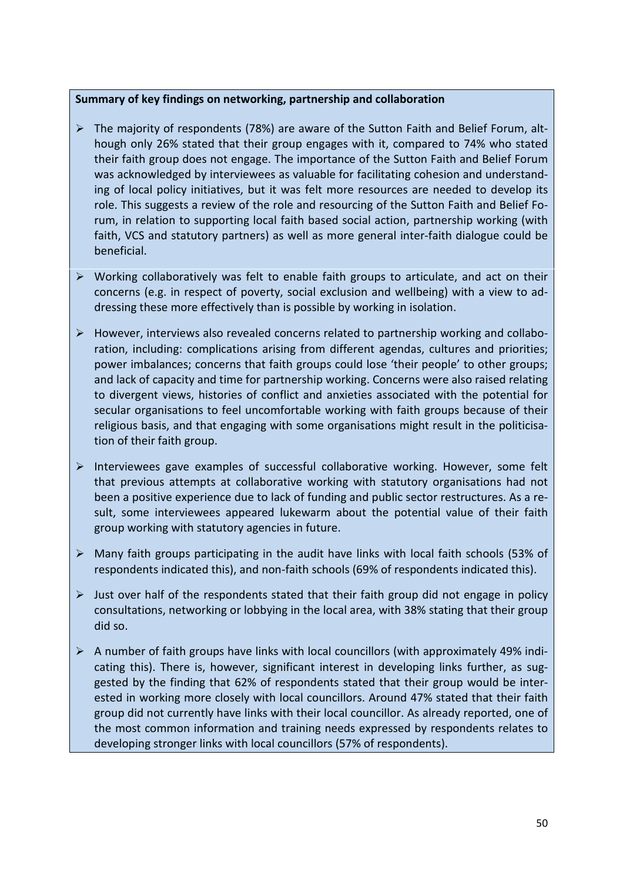**Summary of key findings on networking, partnership and collaboration**

- The majority of respondents (78%) are aware of the Sutton Faith and Belief Forum, although only 26% stated that their group engages with it, compared to 74% who stated their faith group does not engage. The importance of the Sutton Faith and Belief Forum was acknowledged by interviewees as valuable for facilitating cohesion and understanding of local policy initiatives, but it was felt more resources are needed to develop its role. This suggests a review of the role and resourcing of the Sutton Faith and Belief Forum, in relation to supporting local faith based social action, partnership working (with faith, VCS and statutory partners) as well as more general inter-faith dialogue could be beneficial.
- Working collaboratively was felt to enable faith groups to articulate, and act on their concerns (e.g. in respect of poverty, social exclusion and wellbeing) with a view to addressing these more effectively than is possible by working in isolation.
- However, interviews also revealed concerns related to partnership working and collaboration, including: complications arising from different agendas, cultures and priorities; power imbalances; concerns that faith groups could lose 'their people' to other groups; and lack of capacity and time for partnership working. Concerns were also raised relating to divergent views, histories of conflict and anxieties associated with the potential for secular organisations to feel uncomfortable working with faith groups because of their religious basis, and that engaging with some organisations might result in the politicisation of their faith group.
- Interviewees gave examples of successful collaborative working. However, some felt that previous attempts at collaborative working with statutory organisations had not been a positive experience due to lack of funding and public sector restructures. As a result, some interviewees appeared lukewarm about the potential value of their faith group working with statutory agencies in future.
- Many faith groups participating in the audit have links with local faith schools (53% of respondents indicated this), and non-faith schools (69% of respondents indicated this).
- Just over half of the respondents stated that their faith group did not engage in policy consultations, networking or lobbying in the local area, with 38% stating that their group did so.
- A number of faith groups have links with local councillors (with approximately 49% indicating this). There is, however, significant interest in developing links further, as suggested by the finding that 62% of respondents stated that their group would be interested in working more closely with local councillors. Around 47% stated that their faith group did not currently have links with their local councillor. As already reported, one of the most common information and training needs expressed by respondents relates to developing stronger links with local councillors (57% of respondents).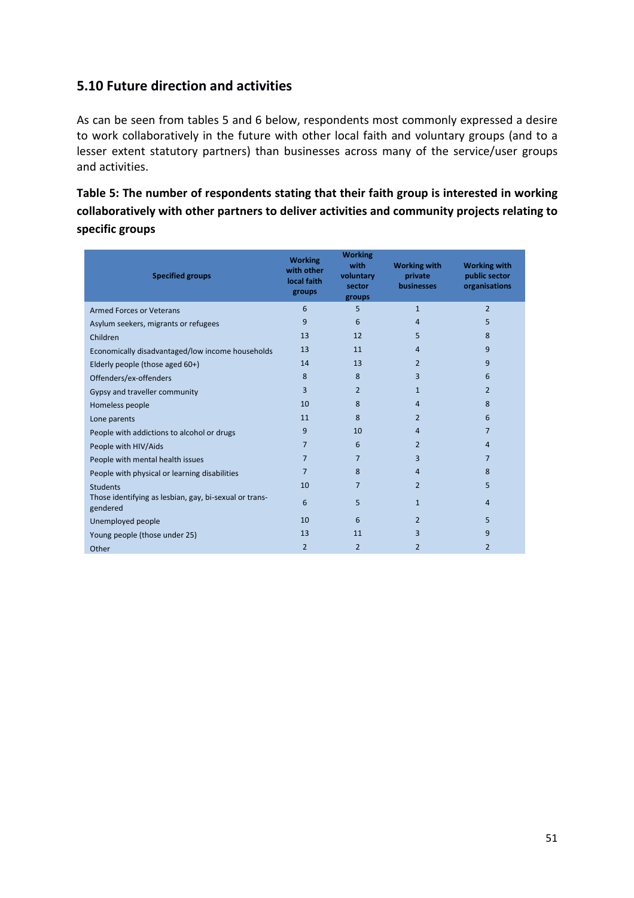## 5.10 Future direction and activities

As can be seen from tables 5 and 6 below, respondents most commonly expressed a desire to work collaboratively in the future with other local faith and voluntary groups (and to a lesser extent statutory partners) than businesses across many of the service/user groups and activities.

**Table 5: The number of respondents stating that their faith group is interested in working collaboratively with other partners to deliver activities and community projects relating to specific groups**

| Specified groups | Working with other local faith groups | Working with voluntary sector groups | Working with private businesses | Working with public sector organisations |
|---|---|---|---|---|
| Armed Forces or Veterans | 6 | 5 | 1 | 2 |
| Asylum seekers, migrants or refugees | 9 | 6 | 4 | 5 |
| Children | 13 | 12 | 5 | 8 |
| Economically disadvantaged/low income households | 13 | 11 | 4 | 9 |
| Elderly people (those aged 60+) | 14 | 13 | 2 | 9 |
| Offenders/ex-offenders | 8 | 8 | 3 | 6 |
| Gypsy and traveller community | 3 | 2 | 1 | 2 |
| Homeless people | 10 | 8 | 4 | 8 |
| Lone parents | 11 | 8 | 2 | 6 |
| People with addictions to alcohol or drugs | 9 | 10 | 4 | 7 |
| People with HIV/Aids | 7 | 6 | 2 | 4 |
| People with mental health issues | 7 | 7 | 3 | 7 |
| People with physical or learning disabilities | 7 | 8 | 4 | 8 |
| Students | 10 | 7 | 2 | 5 |
| Those identifying as lesbian, gay, bi-sexual or trans-gendered | 6 | 5 | 1 | 4 |
| Unemployed people | 10 | 6 | 2 | 5 |
| Young people (those under 25) | 13 | 11 | 3 | 9 |
| Other | 2 | 2 | 2 | 2 |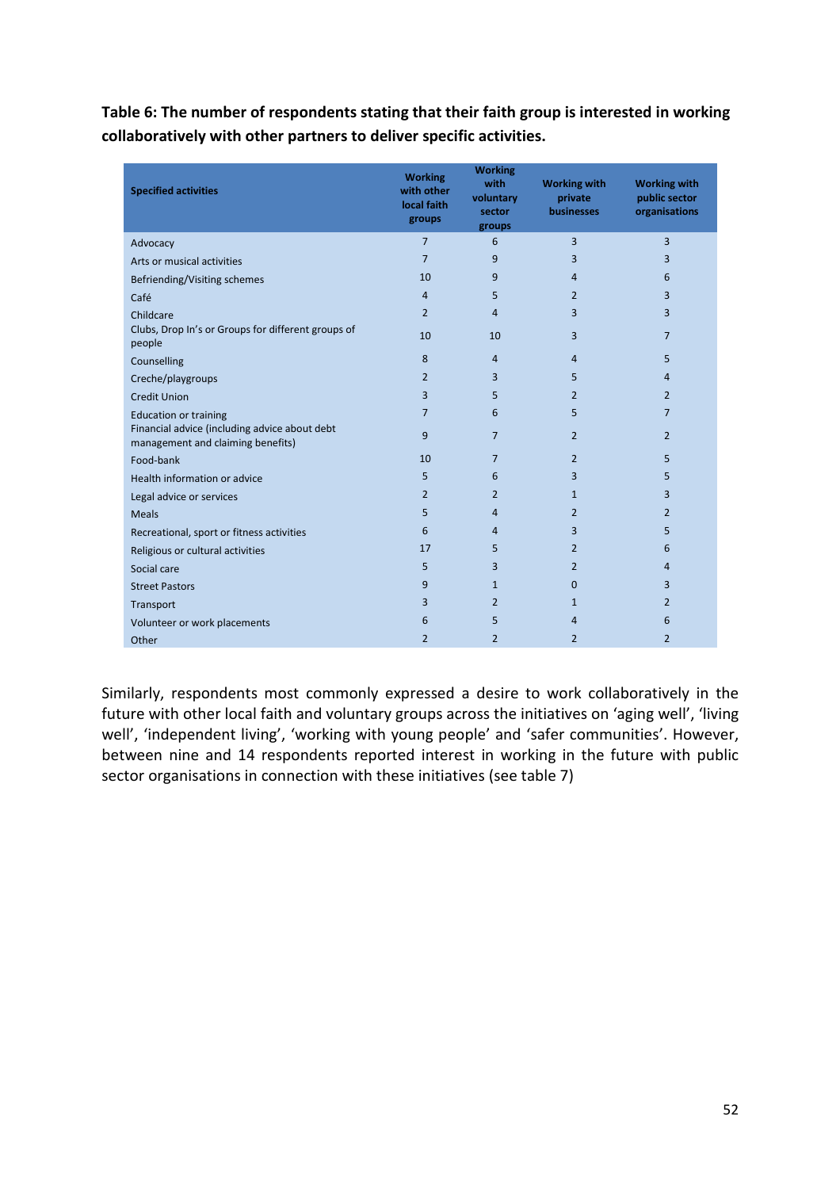**Table 6: The number of respondents stating that their faith group is interested in working collaboratively with other partners to deliver specific activities.**

| Specified activities | Working with other local faith groups | Working with voluntary sector groups | Working with private businesses | Working with public sector organisations |
|---|---|---|---|---|
| Advocacy | 7 | 6 | 3 | 3 |
| Arts or musical activities | 7 | 9 | 3 | 3 |
| Befriending/Visiting schemes | 10 | 9 | 4 | 6 |
| Café | 4 | 5 | 2 | 3 |
| Childcare | 2 | 4 | 3 | 3 |
| Clubs, Drop In's or Groups for different groups of people | 10 | 10 | 3 | 7 |
| Counselling | 8 | 4 | 4 | 5 |
| Creche/playgroups | 2 | 3 | 5 | 4 |
| Credit Union | 3 | 5 | 2 | 2 |
| Education or training | 7 | 6 | 5 | 7 |
| Financial advice (including advice about debt management and claiming benefits) | 9 | 7 | 2 | 2 |
| Food-bank | 10 | 7 | 2 | 5 |
| Health information or advice | 5 | 6 | 3 | 5 |
| Legal advice or services | 2 | 2 | 1 | 3 |
| Meals | 5 | 4 | 2 | 2 |
| Recreational, sport or fitness activities | 6 | 4 | 3 | 5 |
| Religious or cultural activities | 17 | 5 | 2 | 6 |
| Social care | 5 | 3 | 2 | 4 |
| Street Pastors | 9 | 1 | 0 | 3 |
| Transport | 3 | 2 | 1 | 2 |
| Volunteer or work placements | 6 | 5 | 4 | 6 |
| Other | 2 | 2 | 2 | 2 |

Similarly, respondents most commonly expressed a desire to work collaboratively in the future with other local faith and voluntary groups across the initiatives on 'aging well', 'living well', 'independent living', 'working with young people' and 'safer communities'. However, between nine and 14 respondents reported interest in working in the future with public sector organisations in connection with these initiatives (see table 7)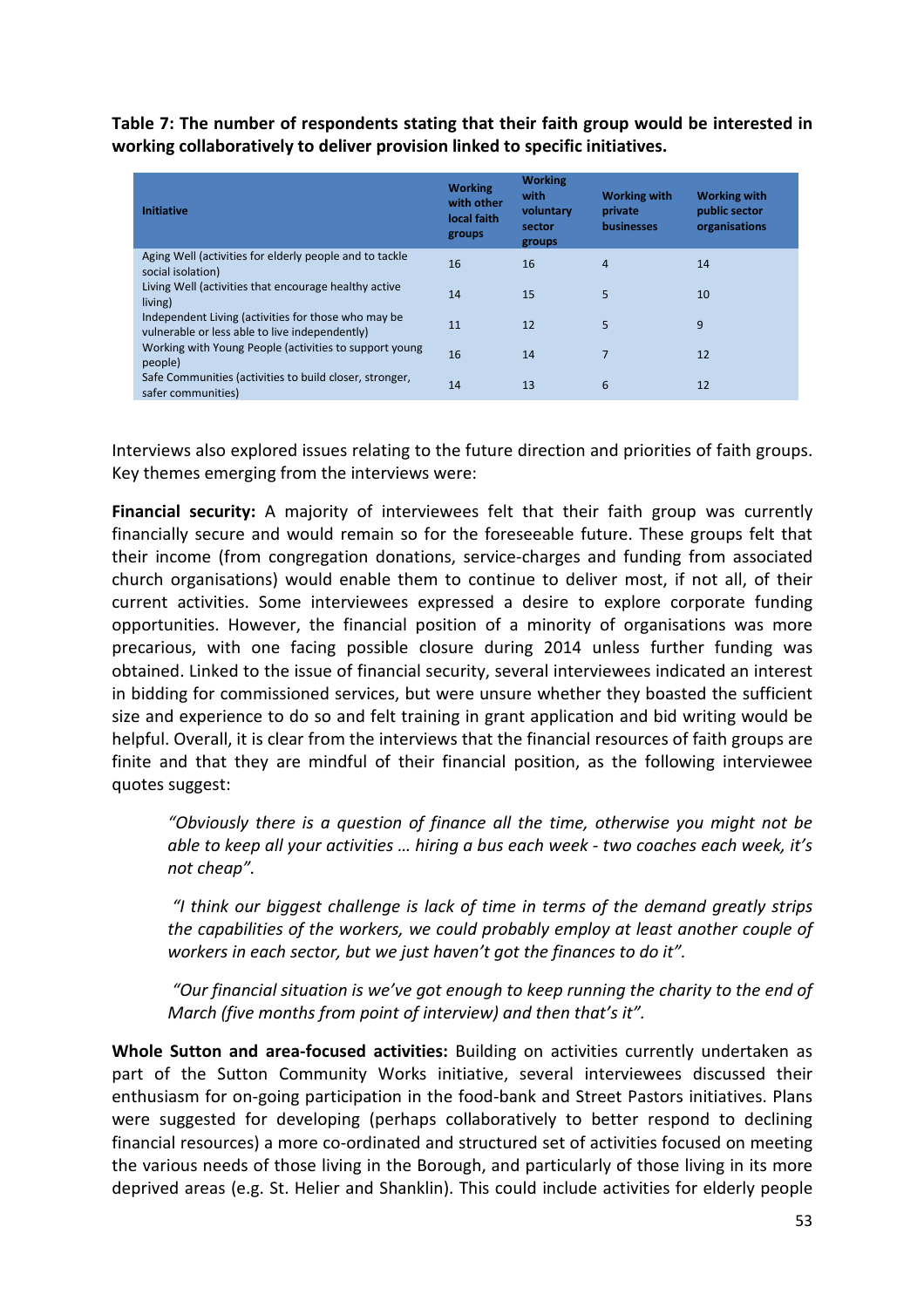**Table 7: The number of respondents stating that their faith group would be interested in working collaboratively to deliver provision linked to specific initiatives.**

| Initiative | Working with other local faith groups | Working with voluntary sector groups | Working with private businesses | Working with public sector organisations |
|---|---|---|---|---|
| Aging Well (activities for elderly people and to tackle social isolation) | 16 | 16 | 4 | 14 |
| Living Well (activities that encourage healthy active living) | 14 | 15 | 5 | 10 |
| Independent Living (activities for those who may be vulnerable or less able to live independently) | 11 | 12 | 5 | 9 |
| Working with Young People (activities to support young people) | 16 | 14 | 7 | 12 |
| Safe Communities (activities to build closer, stronger, safer communities) | 14 | 13 | 6 | 12 |

Interviews also explored issues relating to the future direction and priorities of faith groups. Key themes emerging from the interviews were:

**Financial security:** A majority of interviewees felt that their faith group was currently financially secure and would remain so for the foreseeable future. These groups felt that their income (from congregation donations, service-charges and funding from associated church organisations) would enable them to continue to deliver most, if not all, of their current activities. Some interviewees expressed a desire to explore corporate funding opportunities. However, the financial position of a minority of organisations was more precarious, with one facing possible closure during 2014 unless further funding was obtained. Linked to the issue of financial security, several interviewees indicated an interest in bidding for commissioned services, but were unsure whether they boasted the sufficient size and experience to do so and felt training in grant application and bid writing would be helpful. Overall, it is clear from the interviews that the financial resources of faith groups are finite and that they are mindful of their financial position, as the following interviewee quotes suggest:

> *"Obviously there is a question of finance all the time, otherwise you might not be able to keep all your activities … hiring a bus each week - two coaches each week, it's not cheap".*

> *"I think our biggest challenge is lack of time in terms of the demand greatly strips the capabilities of the workers, we could probably employ at least another couple of workers in each sector, but we just haven't got the finances to do it".*

> *"Our financial situation is we've got enough to keep running the charity to the end of March (five months from point of interview) and then that's it".*

**Whole Sutton and area-focused activities:** Building on activities currently undertaken as part of the Sutton Community Works initiative, several interviewees discussed their enthusiasm for on-going participation in the food-bank and Street Pastors initiatives. Plans were suggested for developing (perhaps collaboratively to better respond to declining financial resources) a more co-ordinated and structured set of activities focused on meeting the various needs of those living in the Borough, and particularly of those living in its more deprived areas (e.g. St. Helier and Shanklin). This could include activities for elderly people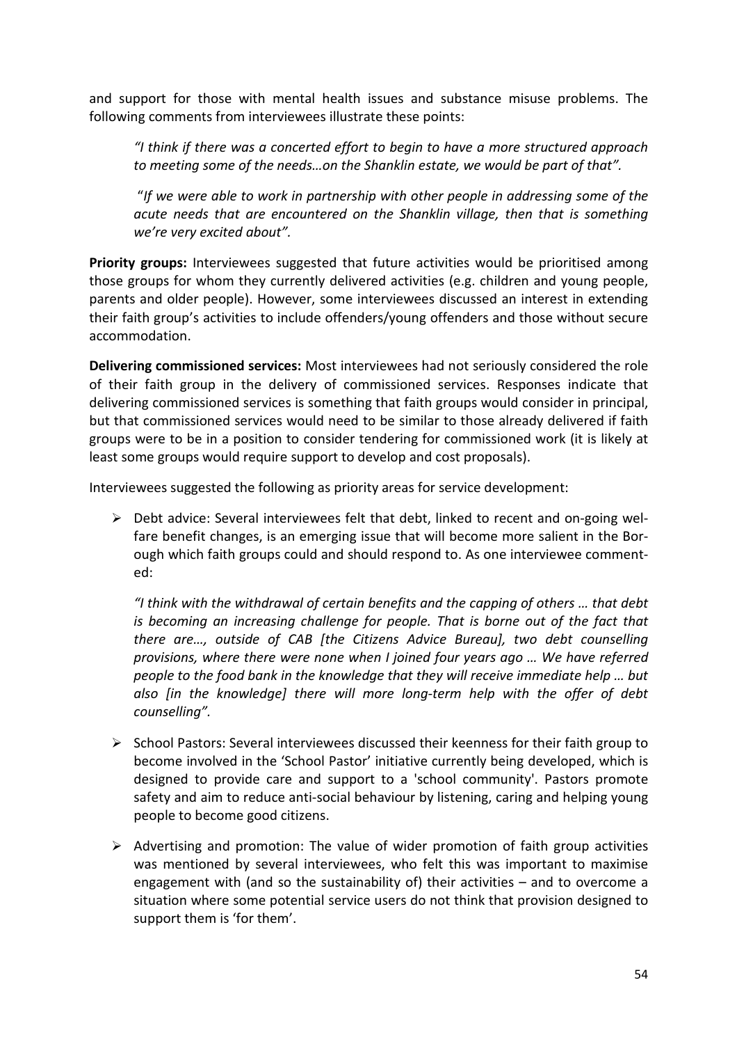and support for those with mental health issues and substance misuse problems. The following comments from interviewees illustrate these points:

> *"I think if there was a concerted effort to begin to have a more structured approach to meeting some of the needs…on the Shanklin estate, we would be part of that".*

> *"If we were able to work in partnership with other people in addressing some of the acute needs that are encountered on the Shanklin village, then that is something we're very excited about".*

**Priority groups:** Interviewees suggested that future activities would be prioritised among those groups for whom they currently delivered activities (e.g. children and young people, parents and older people). However, some interviewees discussed an interest in extending their faith group's activities to include offenders/young offenders and those without secure accommodation.

**Delivering commissioned services:** Most interviewees had not seriously considered the role of their faith group in the delivery of commissioned services. Responses indicate that delivering commissioned services is something that faith groups would consider in principal, but that commissioned services would need to be similar to those already delivered if faith groups were to be in a position to consider tendering for commissioned work (it is likely at least some groups would require support to develop and cost proposals).

Interviewees suggested the following as priority areas for service development:

- Debt advice: Several interviewees felt that debt, linked to recent and on-going welfare benefit changes, is an emerging issue that will become more salient in the Borough which faith groups could and should respond to. As one interviewee commented:

  *"I think with the withdrawal of certain benefits and the capping of others … that debt is becoming an increasing challenge for people. That is borne out of the fact that there are…, outside of CAB [the Citizens Advice Bureau], two debt counselling provisions, where there were none when I joined four years ago … We have referred people to the food bank in the knowledge that they will receive immediate help … but also [in the knowledge] there will more long-term help with the offer of debt counselling".*

- School Pastors: Several interviewees discussed their keenness for their faith group to become involved in the 'School Pastor' initiative currently being developed, which is designed to provide care and support to a 'school community'. Pastors promote safety and aim to reduce anti-social behaviour by listening, caring and helping young people to become good citizens.

- Advertising and promotion: The value of wider promotion of faith group activities was mentioned by several interviewees, who felt this was important to maximise engagement with (and so the sustainability of) their activities – and to overcome a situation where some potential service users do not think that provision designed to support them is 'for them'.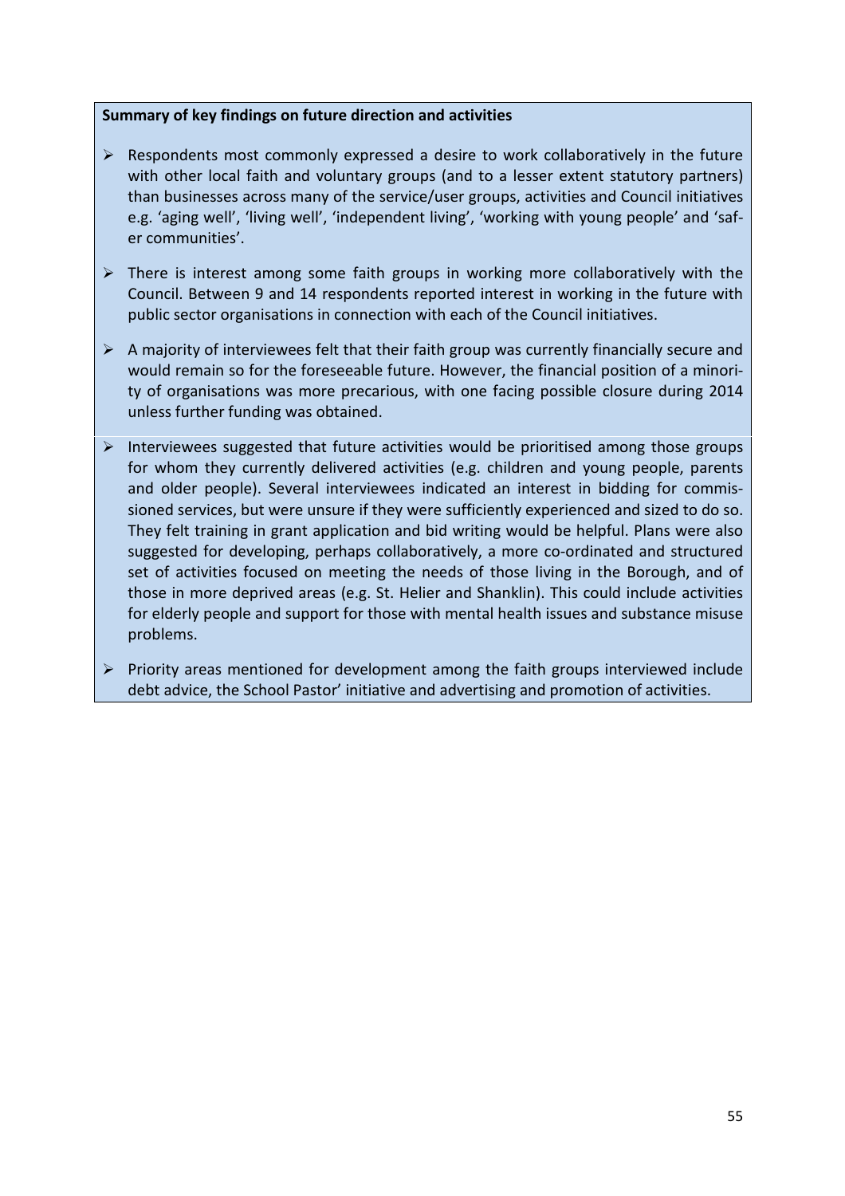**Summary of key findings on future direction and activities**

- Respondents most commonly expressed a desire to work collaboratively in the future with other local faith and voluntary groups (and to a lesser extent statutory partners) than businesses across many of the service/user groups, activities and Council initiatives e.g. 'aging well', 'living well', 'independent living', 'working with young people' and 'safer communities'.
- There is interest among some faith groups in working more collaboratively with the Council. Between 9 and 14 respondents reported interest in working in the future with public sector organisations in connection with each of the Council initiatives.
- A majority of interviewees felt that their faith group was currently financially secure and would remain so for the foreseeable future. However, the financial position of a minority of organisations was more precarious, with one facing possible closure during 2014 unless further funding was obtained.
- Interviewees suggested that future activities would be prioritised among those groups for whom they currently delivered activities (e.g. children and young people, parents and older people). Several interviewees indicated an interest in bidding for commissioned services, but were unsure if they were sufficiently experienced and sized to do so. They felt training in grant application and bid writing would be helpful. Plans were also suggested for developing, perhaps collaboratively, a more co-ordinated and structured set of activities focused on meeting the needs of those living in the Borough, and of those in more deprived areas (e.g. St. Helier and Shanklin). This could include activities for elderly people and support for those with mental health issues and substance misuse problems.
- Priority areas mentioned for development among the faith groups interviewed include debt advice, the School Pastor' initiative and advertising and promotion of activities.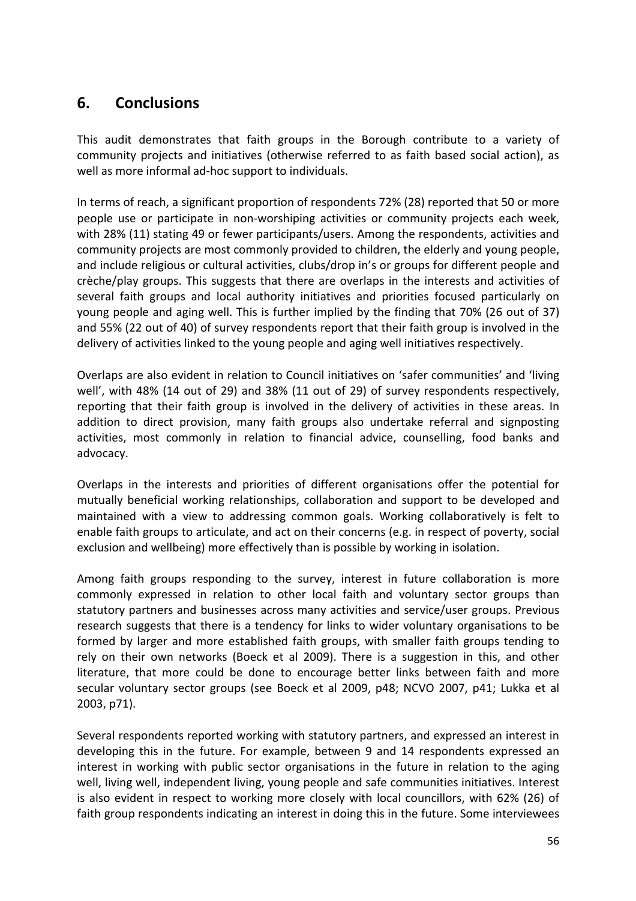## 6. Conclusions

This audit demonstrates that faith groups in the Borough contribute to a variety of community projects and initiatives (otherwise referred to as faith based social action), as well as more informal ad-hoc support to individuals.

In terms of reach, a significant proportion of respondents 72% (28) reported that 50 or more people use or participate in non-worshiping activities or community projects each week, with 28% (11) stating 49 or fewer participants/users. Among the respondents, activities and community projects are most commonly provided to children, the elderly and young people, and include religious or cultural activities, clubs/drop in's or groups for different people and crèche/play groups. This suggests that there are overlaps in the interests and activities of several faith groups and local authority initiatives and priorities focused particularly on young people and aging well. This is further implied by the finding that 70% (26 out of 37) and 55% (22 out of 40) of survey respondents report that their faith group is involved in the delivery of activities linked to the young people and aging well initiatives respectively.

Overlaps are also evident in relation to Council initiatives on 'safer communities' and 'living well', with 48% (14 out of 29) and 38% (11 out of 29) of survey respondents respectively, reporting that their faith group is involved in the delivery of activities in these areas. In addition to direct provision, many faith groups also undertake referral and signposting activities, most commonly in relation to financial advice, counselling, food banks and advocacy.

Overlaps in the interests and priorities of different organisations offer the potential for mutually beneficial working relationships, collaboration and support to be developed and maintained with a view to addressing common goals. Working collaboratively is felt to enable faith groups to articulate, and act on their concerns (e.g. in respect of poverty, social exclusion and wellbeing) more effectively than is possible by working in isolation.

Among faith groups responding to the survey, interest in future collaboration is more commonly expressed in relation to other local faith and voluntary sector groups than statutory partners and businesses across many activities and service/user groups. Previous research suggests that there is a tendency for links to wider voluntary organisations to be formed by larger and more established faith groups, with smaller faith groups tending to rely on their own networks (Boeck et al 2009). There is a suggestion in this, and other literature, that more could be done to encourage better links between faith and more secular voluntary sector groups (see Boeck et al 2009, p48; NCVO 2007, p41; Lukka et al 2003, p71).

Several respondents reported working with statutory partners, and expressed an interest in developing this in the future. For example, between 9 and 14 respondents expressed an interest in working with public sector organisations in the future in relation to the aging well, living well, independent living, young people and safe communities initiatives. Interest is also evident in respect to working more closely with local councillors, with 62% (26) of faith group respondents indicating an interest in doing this in the future. Some interviewees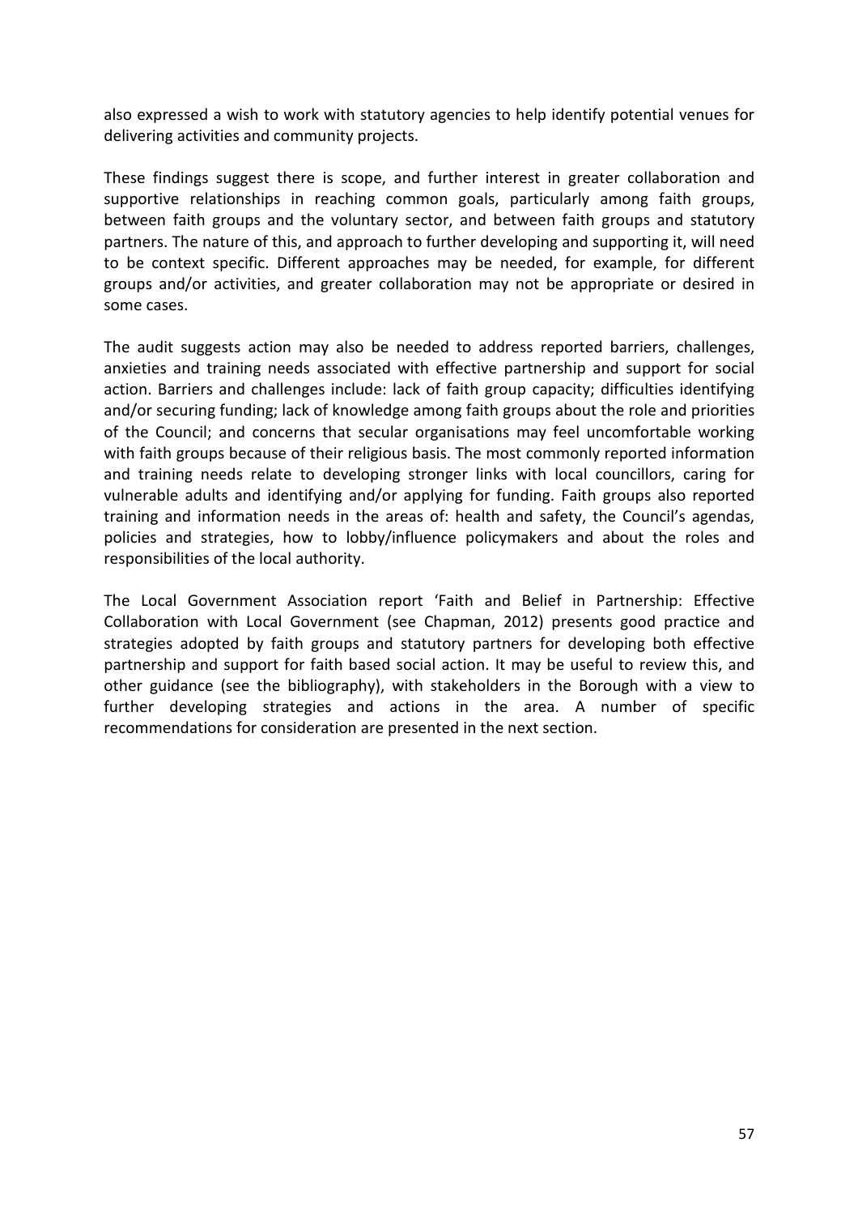also expressed a wish to work with statutory agencies to help identify potential venues for delivering activities and community projects.

These findings suggest there is scope, and further interest in greater collaboration and supportive relationships in reaching common goals, particularly among faith groups, between faith groups and the voluntary sector, and between faith groups and statutory partners. The nature of this, and approach to further developing and supporting it, will need to be context specific. Different approaches may be needed, for example, for different groups and/or activities, and greater collaboration may not be appropriate or desired in some cases.

The audit suggests action may also be needed to address reported barriers, challenges, anxieties and training needs associated with effective partnership and support for social action. Barriers and challenges include: lack of faith group capacity; difficulties identifying and/or securing funding; lack of knowledge among faith groups about the role and priorities of the Council; and concerns that secular organisations may feel uncomfortable working with faith groups because of their religious basis. The most commonly reported information and training needs relate to developing stronger links with local councillors, caring for vulnerable adults and identifying and/or applying for funding. Faith groups also reported training and information needs in the areas of: health and safety, the Council's agendas, policies and strategies, how to lobby/influence policymakers and about the roles and responsibilities of the local authority.

The Local Government Association report 'Faith and Belief in Partnership: Effective Collaboration with Local Government (see Chapman, 2012) presents good practice and strategies adopted by faith groups and statutory partners for developing both effective partnership and support for faith based social action. It may be useful to review this, and other guidance (see the bibliography), with stakeholders in the Borough with a view to further developing strategies and actions in the area. A number of specific recommendations for consideration are presented in the next section.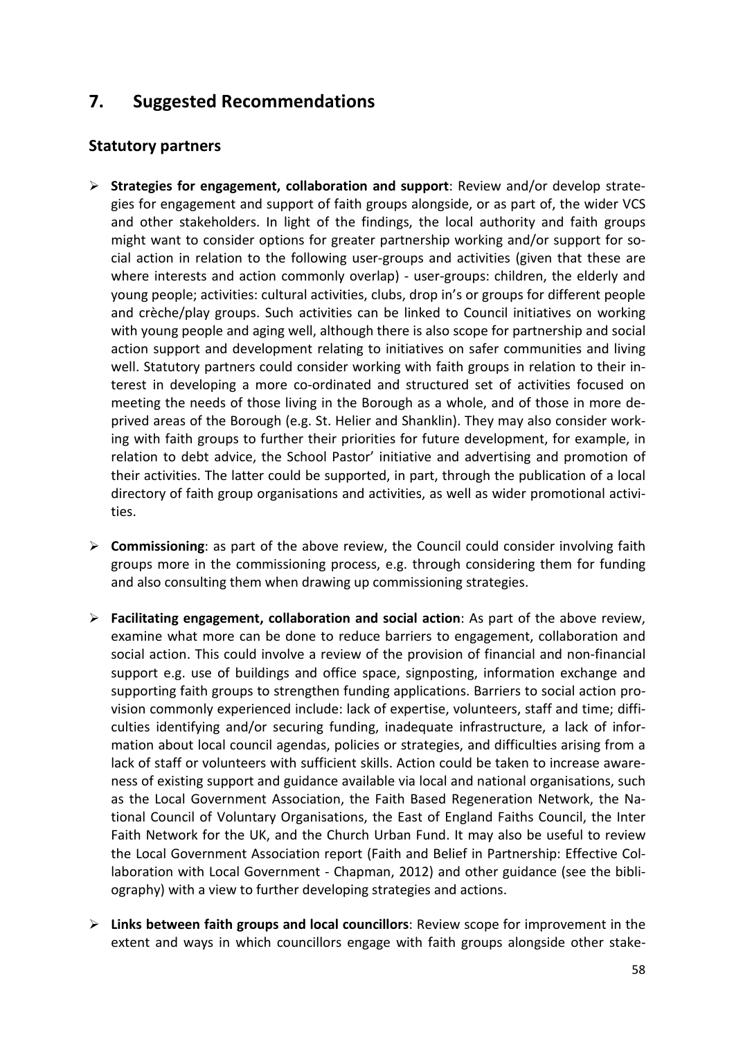# 7. Suggested Recommendations

## Statutory partners

- **Strategies for engagement, collaboration and support**: Review and/or develop strategies for engagement and support of faith groups alongside, or as part of, the wider VCS and other stakeholders. In light of the findings, the local authority and faith groups might want to consider options for greater partnership working and/or support for social action in relation to the following user-groups and activities (given that these are where interests and action commonly overlap) - user-groups: children, the elderly and young people; activities: cultural activities, clubs, drop in's or groups for different people and crèche/play groups. Such activities can be linked to Council initiatives on working with young people and aging well, although there is also scope for partnership and social action support and development relating to initiatives on safer communities and living well. Statutory partners could consider working with faith groups in relation to their interest in developing a more co-ordinated and structured set of activities focused on meeting the needs of those living in the Borough as a whole, and of those in more deprived areas of the Borough (e.g. St. Helier and Shanklin). They may also consider working with faith groups to further their priorities for future development, for example, in relation to debt advice, the School Pastor' initiative and advertising and promotion of their activities. The latter could be supported, in part, through the publication of a local directory of faith group organisations and activities, as well as wider promotional activities.

- **Commissioning**: as part of the above review, the Council could consider involving faith groups more in the commissioning process, e.g. through considering them for funding and also consulting them when drawing up commissioning strategies.

- **Facilitating engagement, collaboration and social action**: As part of the above review, examine what more can be done to reduce barriers to engagement, collaboration and social action. This could involve a review of the provision of financial and non-financial support e.g. use of buildings and office space, signposting, information exchange and supporting faith groups to strengthen funding applications. Barriers to social action provision commonly experienced include: lack of expertise, volunteers, staff and time; difficulties identifying and/or securing funding, inadequate infrastructure, a lack of information about local council agendas, policies or strategies, and difficulties arising from a lack of staff or volunteers with sufficient skills. Action could be taken to increase awareness of existing support and guidance available via local and national organisations, such as the Local Government Association, the Faith Based Regeneration Network, the National Council of Voluntary Organisations, the East of England Faiths Council, the Inter Faith Network for the UK, and the Church Urban Fund. It may also be useful to review the Local Government Association report (Faith and Belief in Partnership: Effective Collaboration with Local Government - Chapman, 2012) and other guidance (see the bibliography) with a view to further developing strategies and actions.

- **Links between faith groups and local councillors**: Review scope for improvement in the extent and ways in which councillors engage with faith groups alongside other stake-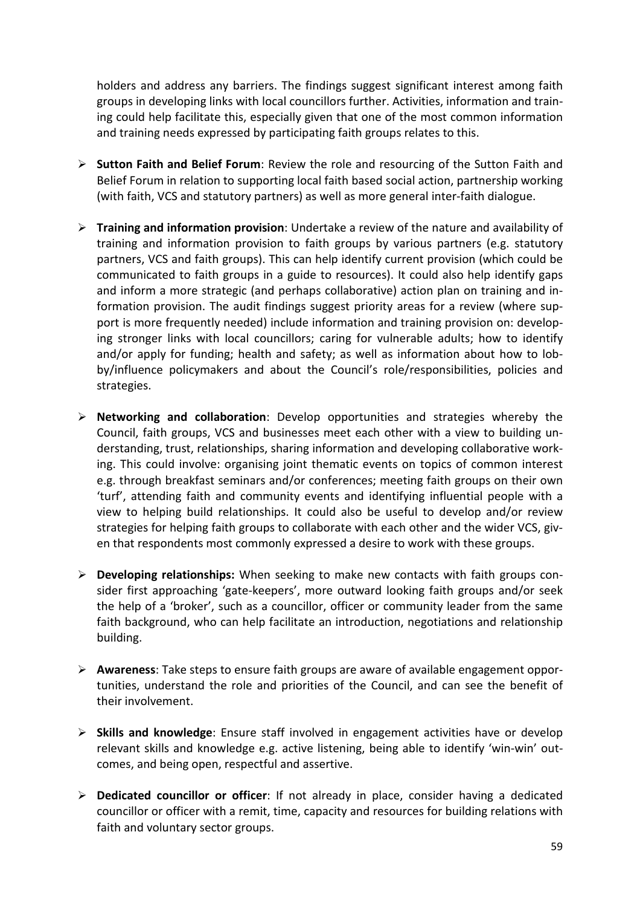holders and address any barriers. The findings suggest significant interest among faith groups in developing links with local councillors further. Activities, information and training could help facilitate this, especially given that one of the most common information and training needs expressed by participating faith groups relates to this.

- **Sutton Faith and Belief Forum**: Review the role and resourcing of the Sutton Faith and Belief Forum in relation to supporting local faith based social action, partnership working (with faith, VCS and statutory partners) as well as more general inter-faith dialogue.

- **Training and information provision**: Undertake a review of the nature and availability of training and information provision to faith groups by various partners (e.g. statutory partners, VCS and faith groups). This can help identify current provision (which could be communicated to faith groups in a guide to resources). It could also help identify gaps and inform a more strategic (and perhaps collaborative) action plan on training and information provision. The audit findings suggest priority areas for a review (where support is more frequently needed) include information and training provision on: developing stronger links with local councillors; caring for vulnerable adults; how to identify and/or apply for funding; health and safety; as well as information about how to lobby/influence policymakers and about the Council's role/responsibilities, policies and strategies.

- **Networking and collaboration**: Develop opportunities and strategies whereby the Council, faith groups, VCS and businesses meet each other with a view to building understanding, trust, relationships, sharing information and developing collaborative working. This could involve: organising joint thematic events on topics of common interest e.g. through breakfast seminars and/or conferences; meeting faith groups on their own 'turf', attending faith and community events and identifying influential people with a view to helping build relationships. It could also be useful to develop and/or review strategies for helping faith groups to collaborate with each other and the wider VCS, given that respondents most commonly expressed a desire to work with these groups.

- **Developing relationships:** When seeking to make new contacts with faith groups consider first approaching 'gate-keepers', more outward looking faith groups and/or seek the help of a 'broker', such as a councillor, officer or community leader from the same faith background, who can help facilitate an introduction, negotiations and relationship building.

- **Awareness**: Take steps to ensure faith groups are aware of available engagement opportunities, understand the role and priorities of the Council, and can see the benefit of their involvement.

- **Skills and knowledge**: Ensure staff involved in engagement activities have or develop relevant skills and knowledge e.g. active listening, being able to identify 'win-win' outcomes, and being open, respectful and assertive.

- **Dedicated councillor or officer**: If not already in place, consider having a dedicated councillor or officer with a remit, time, capacity and resources for building relations with faith and voluntary sector groups.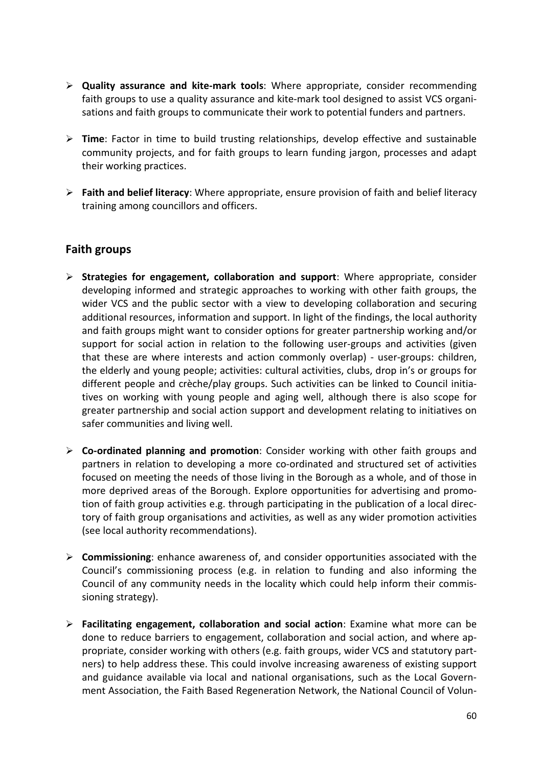- **Quality assurance and kite-mark tools**: Where appropriate, consider recommending faith groups to use a quality assurance and kite-mark tool designed to assist VCS organisations and faith groups to communicate their work to potential funders and partners.

- **Time**: Factor in time to build trusting relationships, develop effective and sustainable community projects, and for faith groups to learn funding jargon, processes and adapt their working practices.

- **Faith and belief literacy**: Where appropriate, ensure provision of faith and belief literacy training among councillors and officers.

## Faith groups

- **Strategies for engagement, collaboration and support**: Where appropriate, consider developing informed and strategic approaches to working with other faith groups, the wider VCS and the public sector with a view to developing collaboration and securing additional resources, information and support. In light of the findings, the local authority and faith groups might want to consider options for greater partnership working and/or support for social action in relation to the following user-groups and activities (given that these are where interests and action commonly overlap) - user-groups: children, the elderly and young people; activities: cultural activities, clubs, drop in's or groups for different people and crèche/play groups. Such activities can be linked to Council initiatives on working with young people and aging well, although there is also scope for greater partnership and social action support and development relating to initiatives on safer communities and living well.

- **Co-ordinated planning and promotion**: Consider working with other faith groups and partners in relation to developing a more co-ordinated and structured set of activities focused on meeting the needs of those living in the Borough as a whole, and of those in more deprived areas of the Borough. Explore opportunities for advertising and promotion of faith group activities e.g. through participating in the publication of a local directory of faith group organisations and activities, as well as any wider promotion activities (see local authority recommendations).

- **Commissioning**: enhance awareness of, and consider opportunities associated with the Council's commissioning process (e.g. in relation to funding and also informing the Council of any community needs in the locality which could help inform their commissioning strategy).

- **Facilitating engagement, collaboration and social action**: Examine what more can be done to reduce barriers to engagement, collaboration and social action, and where appropriate, consider working with others (e.g. faith groups, wider VCS and statutory partners) to help address these. This could involve increasing awareness of existing support and guidance available via local and national organisations, such as the Local Government Association, the Faith Based Regeneration Network, the National Council of Volun-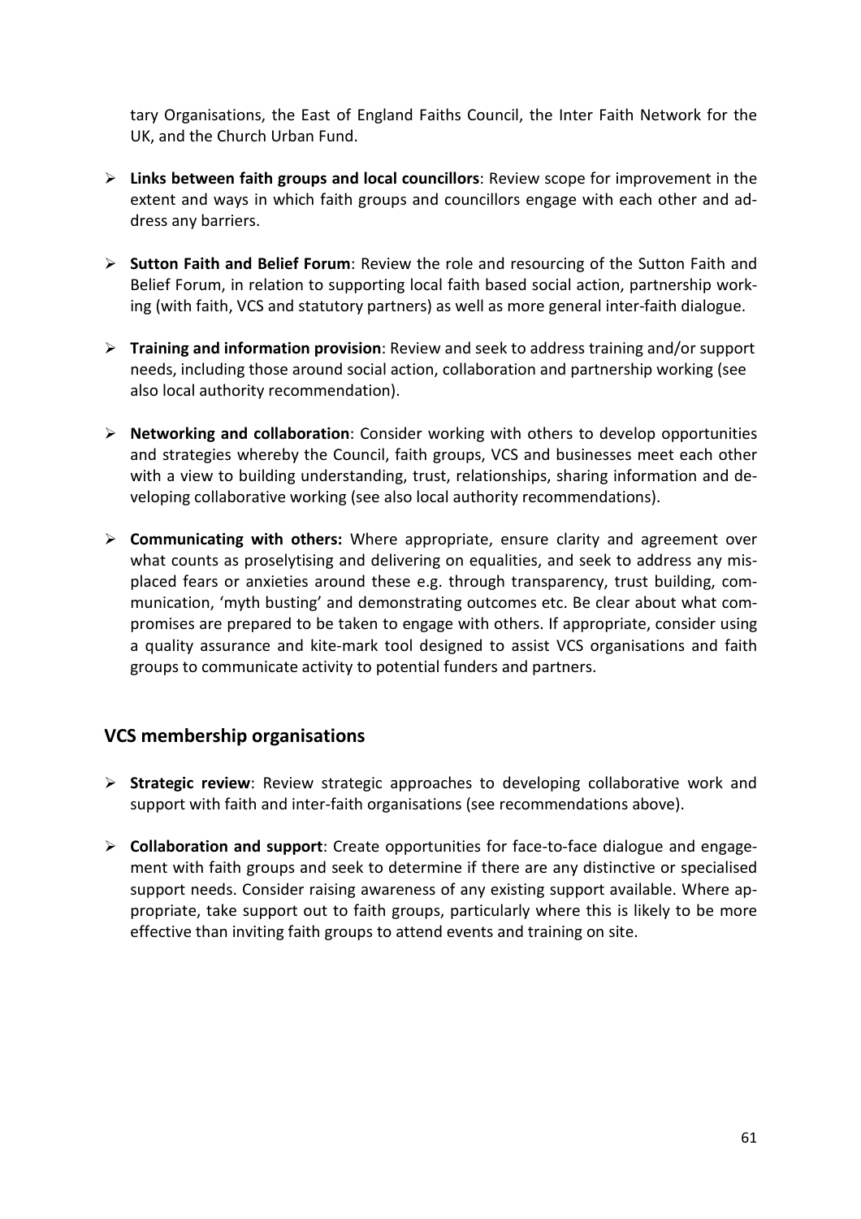tary Organisations, the East of England Faiths Council, the Inter Faith Network for the UK, and the Church Urban Fund.

- **Links between faith groups and local councillors**: Review scope for improvement in the extent and ways in which faith groups and councillors engage with each other and address any barriers.

- **Sutton Faith and Belief Forum**: Review the role and resourcing of the Sutton Faith and Belief Forum, in relation to supporting local faith based social action, partnership working (with faith, VCS and statutory partners) as well as more general inter-faith dialogue.

- **Training and information provision**: Review and seek to address training and/or support needs, including those around social action, collaboration and partnership working (see also local authority recommendation).

- **Networking and collaboration**: Consider working with others to develop opportunities and strategies whereby the Council, faith groups, VCS and businesses meet each other with a view to building understanding, trust, relationships, sharing information and developing collaborative working (see also local authority recommendations).

- **Communicating with others:** Where appropriate, ensure clarity and agreement over what counts as proselytising and delivering on equalities, and seek to address any misplaced fears or anxieties around these e.g. through transparency, trust building, communication, 'myth busting' and demonstrating outcomes etc. Be clear about what compromises are prepared to be taken to engage with others. If appropriate, consider using a quality assurance and kite-mark tool designed to assist VCS organisations and faith groups to communicate activity to potential funders and partners.

## VCS membership organisations

- **Strategic review**: Review strategic approaches to developing collaborative work and support with faith and inter-faith organisations (see recommendations above).

- **Collaboration and support**: Create opportunities for face-to-face dialogue and engagement with faith groups and seek to determine if there are any distinctive or specialised support needs. Consider raising awareness of any existing support available. Where appropriate, take support out to faith groups, particularly where this is likely to be more effective than inviting faith groups to attend events and training on site.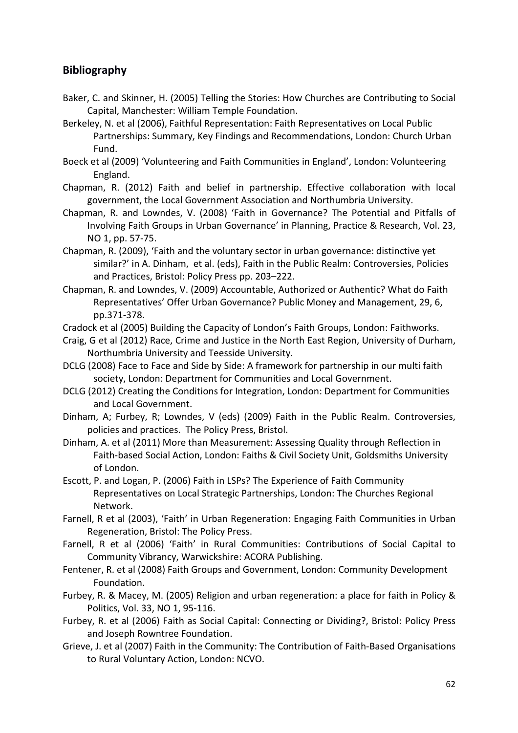## Bibliography

Baker, C. and Skinner, H. (2005) Telling the Stories: How Churches are Contributing to Social Capital, Manchester: William Temple Foundation.

Berkeley, N. et al (2006), Faithful Representation: Faith Representatives on Local Public Partnerships: Summary, Key Findings and Recommendations, London: Church Urban Fund.

Boeck et al (2009) 'Volunteering and Faith Communities in England', London: Volunteering England.

Chapman, R. (2012) Faith and belief in partnership. Effective collaboration with local government, the Local Government Association and Northumbria University.

Chapman, R. and Lowndes, V. (2008) 'Faith in Governance? The Potential and Pitfalls of Involving Faith Groups in Urban Governance' in Planning, Practice & Research, Vol. 23, NO 1, pp. 57-75.

Chapman, R. (2009), 'Faith and the voluntary sector in urban governance: distinctive yet similar?' in A. Dinham, et al. (eds), Faith in the Public Realm: Controversies, Policies and Practices, Bristol: Policy Press pp. 203–222.

Chapman, R. and Lowndes, V. (2009) Accountable, Authorized or Authentic? What do Faith Representatives' Offer Urban Governance? Public Money and Management, 29, 6, pp.371-378.

Cradock et al (2005) Building the Capacity of London's Faith Groups, London: Faithworks.

Craig, G et al (2012) Race, Crime and Justice in the North East Region, University of Durham, Northumbria University and Teesside University.

DCLG (2008) Face to Face and Side by Side: A framework for partnership in our multi faith society, London: Department for Communities and Local Government.

DCLG (2012) Creating the Conditions for Integration, London: Department for Communities and Local Government.

Dinham, A; Furbey, R; Lowndes, V (eds) (2009) Faith in the Public Realm. Controversies, policies and practices. The Policy Press, Bristol.

Dinham, A. et al (2011) More than Measurement: Assessing Quality through Reflection in Faith-based Social Action, London: Faiths & Civil Society Unit, Goldsmiths University of London.

Escott, P. and Logan, P. (2006) Faith in LSPs? The Experience of Faith Community Representatives on Local Strategic Partnerships, London: The Churches Regional Network.

Farnell, R et al (2003), 'Faith' in Urban Regeneration: Engaging Faith Communities in Urban Regeneration, Bristol: The Policy Press.

Farnell, R et al (2006) 'Faith' in Rural Communities: Contributions of Social Capital to Community Vibrancy, Warwickshire: ACORA Publishing.

Fentener, R. et al (2008) Faith Groups and Government, London: Community Development Foundation.

Furbey, R. & Macey, M. (2005) Religion and urban regeneration: a place for faith in Policy & Politics, Vol. 33, NO 1, 95-116.

Furbey, R. et al (2006) Faith as Social Capital: Connecting or Dividing?, Bristol: Policy Press and Joseph Rowntree Foundation.

Grieve, J. et al (2007) Faith in the Community: The Contribution of Faith-Based Organisations to Rural Voluntary Action, London: NCVO.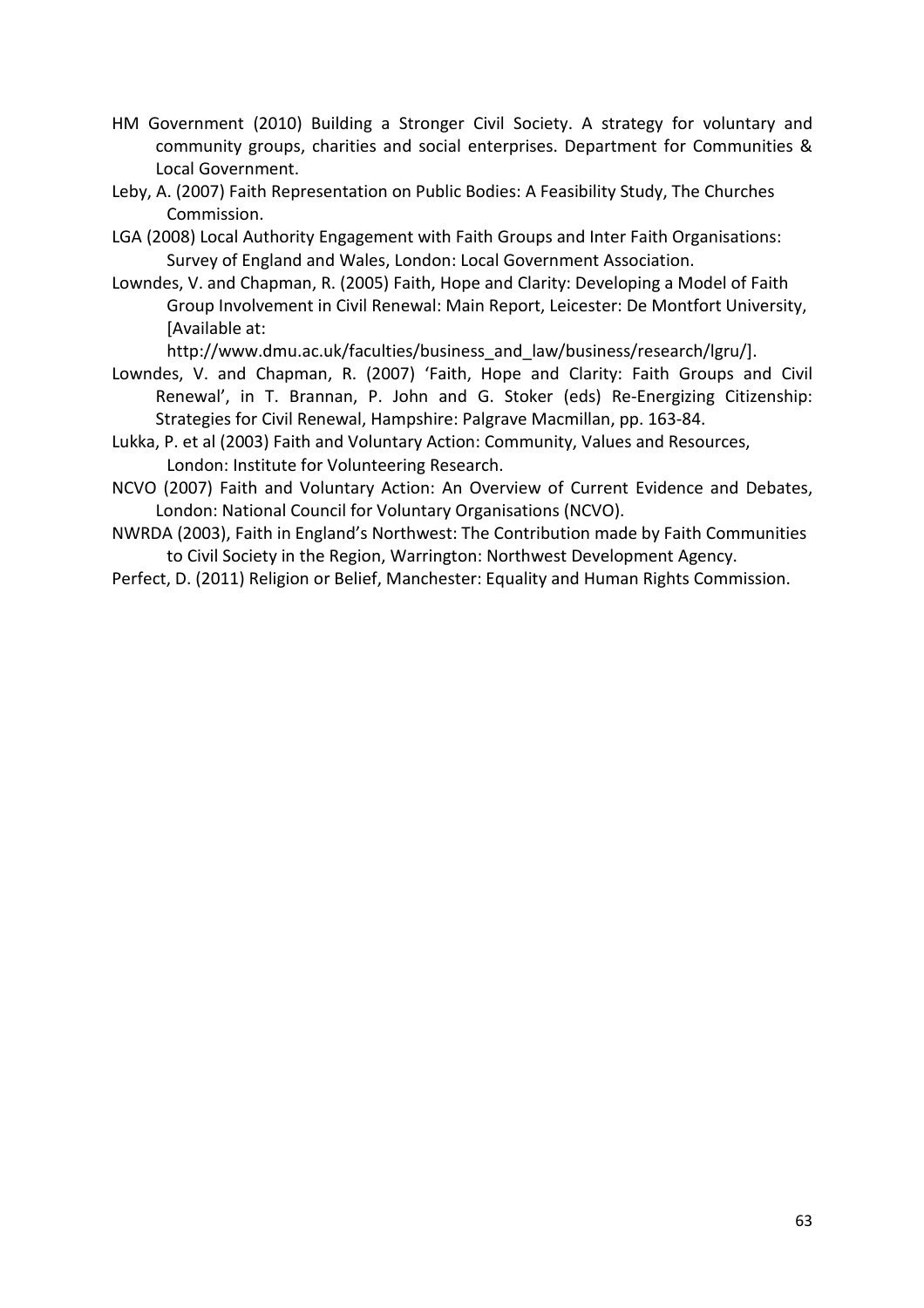HM Government (2010) Building a Stronger Civil Society. A strategy for voluntary and community groups, charities and social enterprises. Department for Communities & Local Government.

Leby, A. (2007) Faith Representation on Public Bodies: A Feasibility Study, The Churches Commission.

LGA (2008) Local Authority Engagement with Faith Groups and Inter Faith Organisations: Survey of England and Wales, London: Local Government Association.

Lowndes, V. and Chapman, R. (2005) Faith, Hope and Clarity: Developing a Model of Faith Group Involvement in Civil Renewal: Main Report, Leicester: De Montfort University, [Available at: http://www.dmu.ac.uk/faculties/business_and_law/business/research/lgru/].

Lowndes, V. and Chapman, R. (2007) 'Faith, Hope and Clarity: Faith Groups and Civil Renewal', in T. Brannan, P. John and G. Stoker (eds) Re-Energizing Citizenship: Strategies for Civil Renewal, Hampshire: Palgrave Macmillan, pp. 163-84.

Lukka, P. et al (2003) Faith and Voluntary Action: Community, Values and Resources, London: Institute for Volunteering Research.

NCVO (2007) Faith and Voluntary Action: An Overview of Current Evidence and Debates, London: National Council for Voluntary Organisations (NCVO).

NWRDA (2003), Faith in England's Northwest: The Contribution made by Faith Communities to Civil Society in the Region, Warrington: Northwest Development Agency.

Perfect, D. (2011) Religion or Belief, Manchester: Equality and Human Rights Commission.